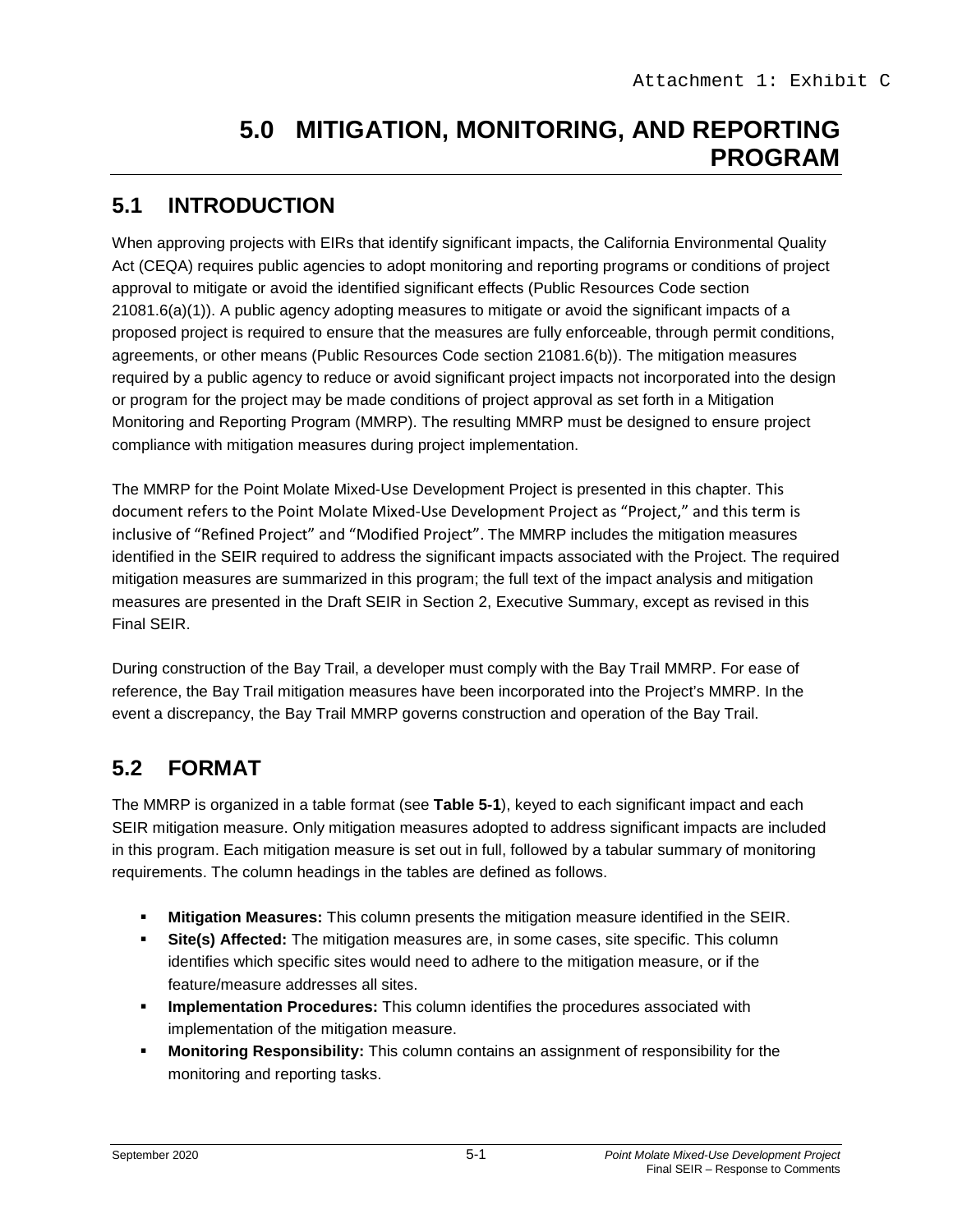Attachment 1: Exhibit C

# 5.0 MITIGATION, MONITORING, AND REPORTING PROGRAM

## 5.1 INTRODUCTION

When approving projects with EIRs that identify significant impacts, the California Environmental Quality Act (CEQA) requires public agencies to adopt monitoring and reporting programs or conditions of project approval to mitigate or avoid the identified significant effects (Public Resources Code section 21081.6(a)(1)). A public agency adopting measures to mitigate or avoid the significant impacts of a proposed project is required to ensure that the measures are fully enforceable, through permit conditions, agreements, or other means (Public Resources Code section 21081.6(b)). The mitigation measures required by a public agency to reduce or avoid significant project impacts not incorporated into the design or program for the project may be made conditions of project approval as set forth in a Mitigation Monitoring and Reporting Program (MMRP). The resulting MMRP must be designed to ensure project compliance with mitigation measures during project implementation.

The MMRP for the Point Molate Mixed-Use Development Project is presented in this chapter. This document refers to the Point Molate Mixed-Use Development Project as "Project," and this term is inclusive of "Refined Project" and "Modified Project". The MMRP includes the mitigation measures identified in the SEIR required to address the significant impacts associated with the Project. The required mitigation measures are summarized in this program; the full text of the impact analysis and mitigation measures are presented in the Draft SEIR in Section 2, Executive Summary, except as revised in this Final SEIR.

During construction of the Bay Trail, a developer must comply with the Bay Trail MMRP. For ease of reference, the Bay Trail mitigation measures have been incorporated into the Project's MMRP. In the event a discrepancy, the Bay Trail MMRP governs construction and operation of the Bay Trail.

## 5.2 FORMAT

The MMRP is organized in a table format (see **Table 5-1**), keyed to each significant impact and each SEIR mitigation measure. Only mitigation measures adopted to address significant impacts are included in this program. Each mitigation measure is set out in full, followed by a tabular summary of monitoring requirements. The column headings in the tables are defined as follows.

- **Mitigation Measures:** This column presents the mitigation measure identified in the SEIR.
- **Site(s) Affected:** The mitigation measures are, in some cases, site specific. This column identifies which specific sites would need to adhere to the mitigation measure, or if the feature/measure addresses all sites.
- **Implementation Procedures:** This column identifies the procedures associated with implementation of the mitigation measure.
- **Monitoring Responsibility:** This column contains an assignment of responsibility for the monitoring and reporting tasks.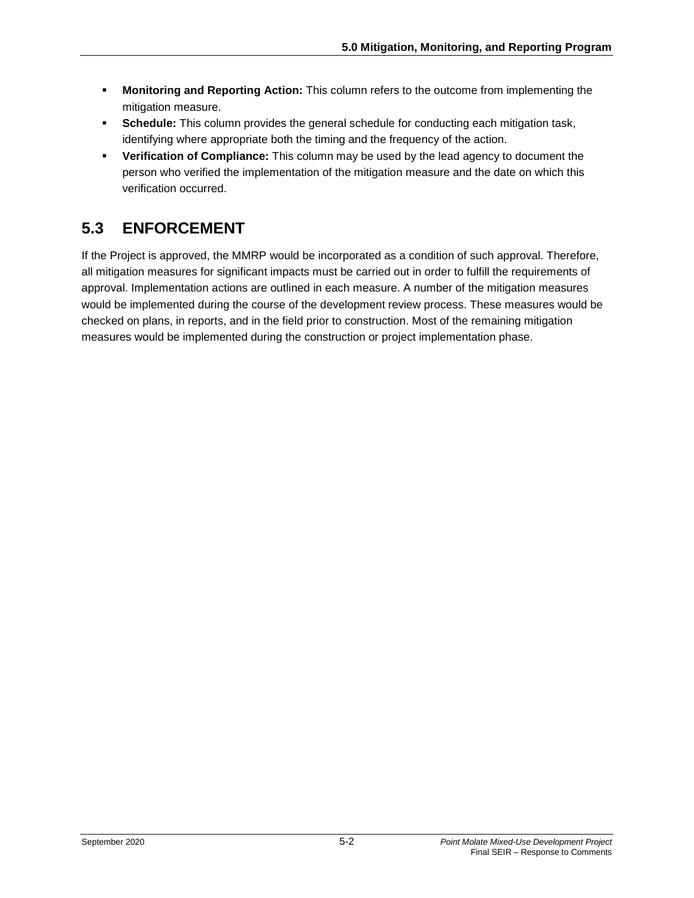- **Monitoring and Reporting Action:** This column refers to the outcome from implementing the mitigation measure.
- **Schedule:** This column provides the general schedule for conducting each mitigation task, identifying where appropriate both the timing and the frequency of the action.
- **Verification of Compliance:** This column may be used by the lead agency to document the person who verified the implementation of the mitigation measure and the date on which this verification occurred.

## 5.3 ENFORCEMENT

If the Project is approved, the MMRP would be incorporated as a condition of such approval. Therefore, all mitigation measures for significant impacts must be carried out in order to fulfill the requirements of approval. Implementation actions are outlined in each measure. A number of the mitigation measures would be implemented during the course of the development review process. These measures would be checked on plans, in reports, and in the field prior to construction. Most of the remaining mitigation measures would be implemented during the construction or project implementation phase.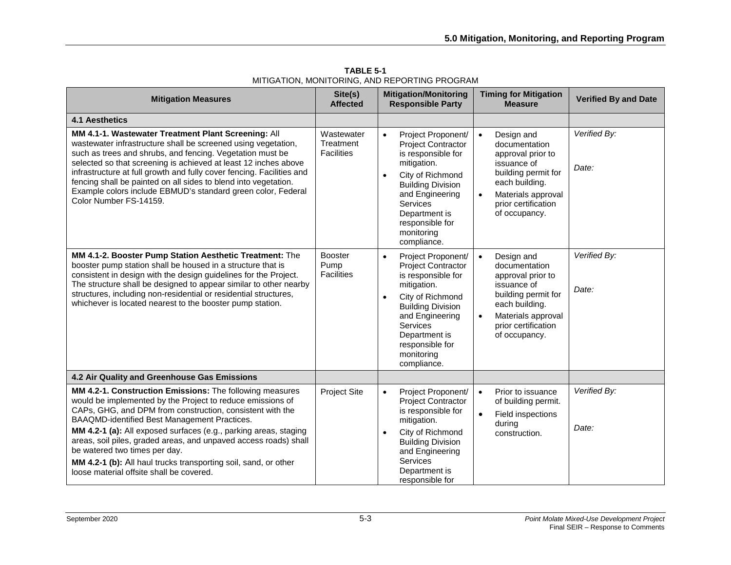**TABLE 5-1**
MITIGATION, MONITORING, AND REPORTING PROGRAM

| Mitigation Measures | Site(s) Affected | Mitigation/Monitoring Responsible Party | Timing for Mitigation Measure | Verified By and Date |
|---|---|---|---|---|
| **4.1 Aesthetics** | | | | |
| **MM 4.1-1. Wastewater Treatment Plant Screening:** All wastewater infrastructure shall be screened using vegetation, such as trees and shrubs, and fencing. Vegetation must be selected so that screening is achieved at least 12 inches above infrastructure at full growth and fully cover fencing. Facilities and fencing shall be painted on all sides to blend into vegetation. Example colors include EBMUD's standard green color, Federal Color Number FS-14159. | Wastewater Treatment Facilities | • Project Proponent/ Project Contractor is responsible for mitigation.<br>• City of Richmond Building Division and Engineering Services Department is responsible for monitoring compliance. | • Design and documentation approval prior to issuance of building permit for each building.<br>• Materials approval prior certification of occupancy. | *Verified By:*<br><br>*Date:* |
| **MM 4.1-2. Booster Pump Station Aesthetic Treatment:** The booster pump station shall be housed in a structure that is consistent in design with the design guidelines for the Project. The structure shall be designed to appear similar to other nearby structures, including non-residential or residential structures, whichever is located nearest to the booster pump station. | Booster Pump Facilities | • Project Proponent/ Project Contractor is responsible for mitigation.<br>• City of Richmond Building Division and Engineering Services Department is responsible for monitoring compliance. | • Design and documentation approval prior to issuance of building permit for each building.<br>• Materials approval prior certification of occupancy. | *Verified By:*<br><br>*Date:* |
| **4.2 Air Quality and Greenhouse Gas Emissions** | | | | |
| **MM 4.2-1. Construction Emissions:** The following measures would be implemented by the Project to reduce emissions of CAPs, GHG, and DPM from construction, consistent with the BAAQMD-identified Best Management Practices.<br>**MM 4.2-1 (a):** All exposed surfaces (e.g., parking areas, staging areas, soil piles, graded areas, and unpaved access roads) shall be watered two times per day.<br>**MM 4.2-1 (b):** All haul trucks transporting soil, sand, or other loose material offsite shall be covered. | Project Site | • Project Proponent/ Project Contractor is responsible for mitigation.<br>• City of Richmond Building Division and Engineering Services Department is responsible for | • Prior to issuance of building permit.<br>• Field inspections during construction. | *Verified By:*<br><br>*Date:* |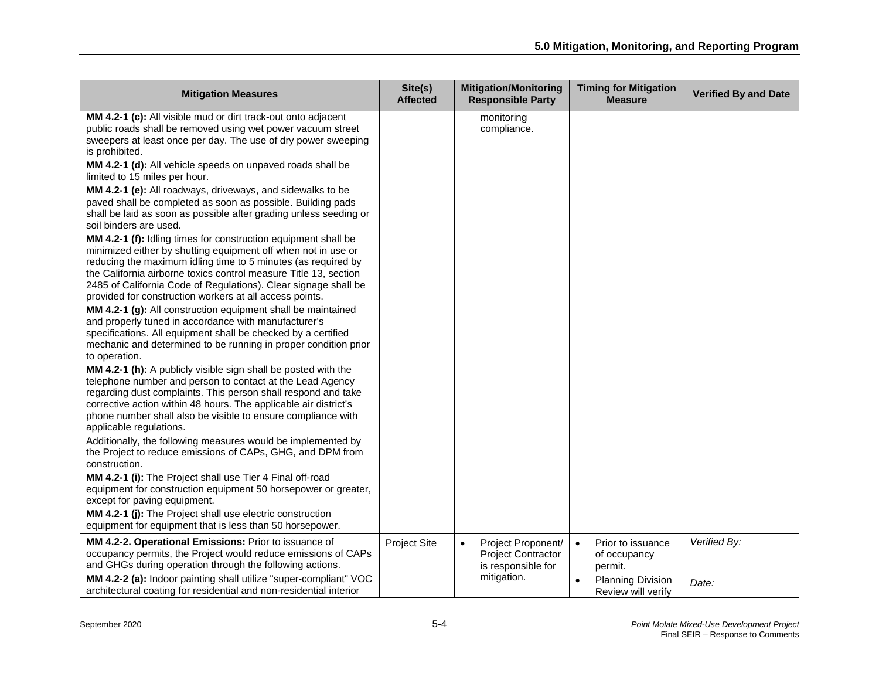| Mitigation Measures | Site(s) Affected | Mitigation/Monitoring Responsible Party | Timing for Mitigation Measure | Verified By and Date |
|---|---|---|---|---|
| **MM 4.2-1 (c):** All visible mud or dirt track-out onto adjacent public roads shall be removed using wet power vacuum street sweepers at least once per day. The use of dry power sweeping is prohibited.<br>**MM 4.2-1 (d):** All vehicle speeds on unpaved roads shall be limited to 15 miles per hour.<br>**MM 4.2-1 (e):** All roadways, driveways, and sidewalks to be paved shall be completed as soon as possible. Building pads shall be laid as soon as possible after grading unless seeding or soil binders are used.<br>**MM 4.2-1 (f):** Idling times for construction equipment shall be minimized either by shutting equipment off when not in use or reducing the maximum idling time to 5 minutes (as required by the California airborne toxics control measure Title 13, section 2485 of California Code of Regulations). Clear signage shall be provided for construction workers at all access points.<br>**MM 4.2-1 (g):** All construction equipment shall be maintained and properly tuned in accordance with manufacturer's specifications. All equipment shall be checked by a certified mechanic and determined to be running in proper condition prior to operation.<br>**MM 4.2-1 (h):** A publicly visible sign shall be posted with the telephone number and person to contact at the Lead Agency regarding dust complaints. This person shall respond and take corrective action within 48 hours. The applicable air district's phone number shall also be visible to ensure compliance with applicable regulations.<br>Additionally, the following measures would be implemented by the Project to reduce emissions of CAPs, GHG, and DPM from construction.<br>**MM 4.2-1 (i):** The Project shall use Tier 4 Final off-road equipment for construction equipment 50 horsepower or greater, except for paving equipment.<br>**MM 4.2-1 (j):** The Project shall use electric construction equipment for equipment that is less than 50 horsepower. | | monitoring compliance. | | |
| **MM 4.2-2. Operational Emissions:** Prior to issuance of occupancy permits, the Project would reduce emissions of CAPs and GHGs during operation through the following actions.<br>**MM 4.2-2 (a):** Indoor painting shall utilize "super-compliant" VOC architectural coating for residential and non-residential interior | Project Site | • Project Proponent/ Project Contractor is responsible for mitigation. | • Prior to issuance of occupancy permit.<br>• Planning Division Review will verify | *Verified By:*<br><br>*Date:* |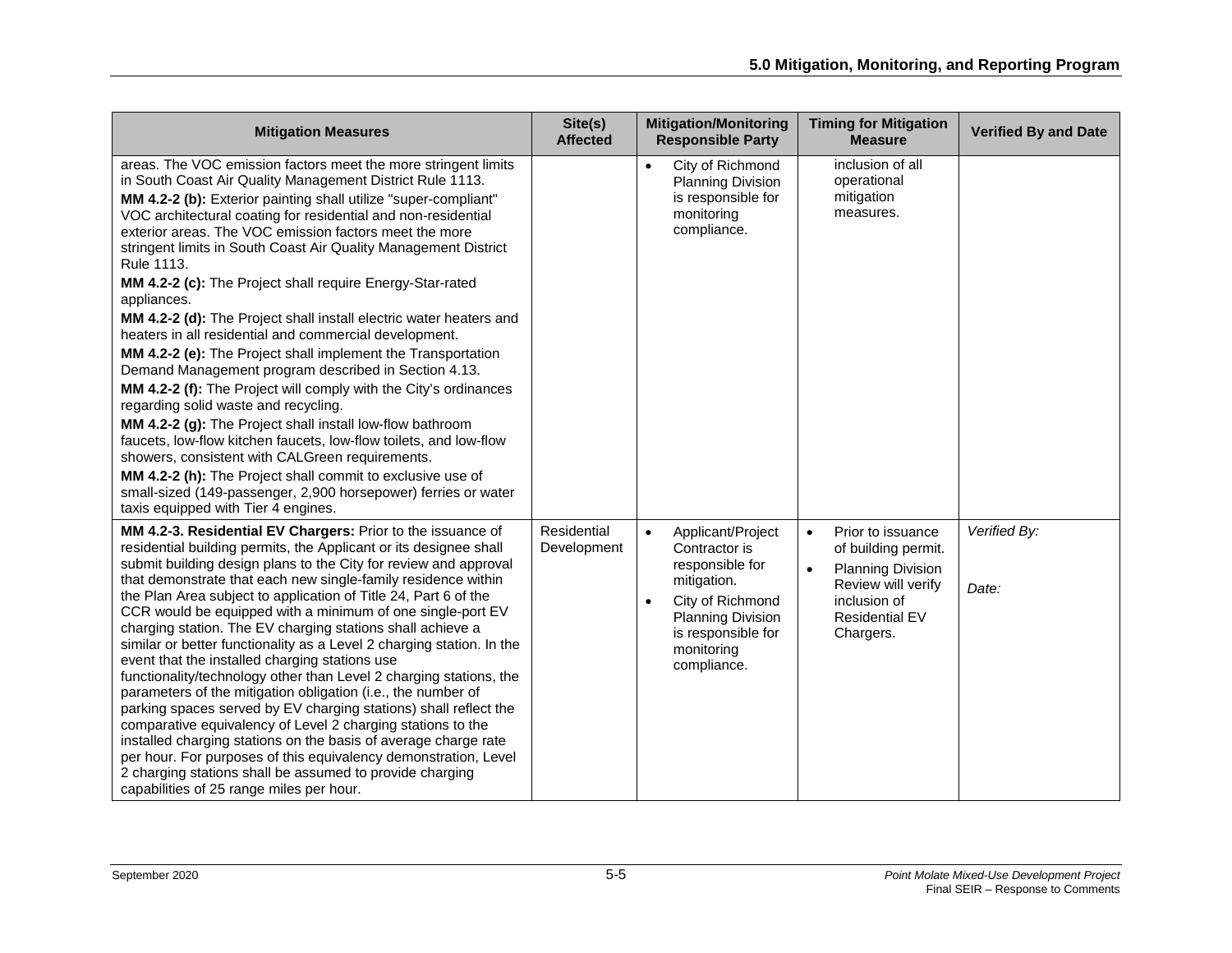| Mitigation Measures | Site(s) Affected | Mitigation/Monitoring Responsible Party | Timing for Mitigation Measure | Verified By and Date |
|---|---|---|---|---|
| areas. The VOC emission factors meet the more stringent limits in South Coast Air Quality Management District Rule 1113.<br>**MM 4.2-2 (b):** Exterior painting shall utilize "super-compliant" VOC architectural coating for residential and non-residential exterior areas. The VOC emission factors meet the more stringent limits in South Coast Air Quality Management District Rule 1113.<br>**MM 4.2-2 (c):** The Project shall require Energy-Star-rated appliances.<br>**MM 4.2-2 (d):** The Project shall install electric water heaters and heaters in all residential and commercial development.<br>**MM 4.2-2 (e):** The Project shall implement the Transportation Demand Management program described in Section 4.13.<br>**MM 4.2-2 (f):** The Project will comply with the City's ordinances regarding solid waste and recycling.<br>**MM 4.2-2 (g):** The Project shall install low-flow bathroom faucets, low-flow kitchen faucets, low-flow toilets, and low-flow showers, consistent with CALGreen requirements.<br>**MM 4.2-2 (h):** The Project shall commit to exclusive use of small-sized (149-passenger, 2,900 horsepower) ferries or water taxis equipped with Tier 4 engines. | | • City of Richmond Planning Division is responsible for monitoring compliance. | inclusion of all operational mitigation measures. | |
| **MM 4.2-3. Residential EV Chargers:** Prior to the issuance of residential building permits, the Applicant or its designee shall submit building design plans to the City for review and approval that demonstrate that each new single-family residence within the Plan Area subject to application of Title 24, Part 6 of the CCR would be equipped with a minimum of one single-port EV charging station. The EV charging stations shall achieve a similar or better functionality as a Level 2 charging station. In the event that the installed charging stations use functionality/technology other than Level 2 charging stations, the parameters of the mitigation obligation (i.e., the number of parking spaces served by EV charging stations) shall reflect the comparative equivalency of Level 2 charging stations to the installed charging stations on the basis of average charge rate per hour. For purposes of this equivalency demonstration, Level 2 charging stations shall be assumed to provide charging capabilities of 25 range miles per hour. | Residential Development | • Applicant/Project Contractor is responsible for mitigation.<br>• City of Richmond Planning Division is responsible for monitoring compliance. | • Prior to issuance of building permit.<br>• Planning Division Review will verify inclusion of Residential EV Chargers. | *Verified By:*<br><br>*Date:* |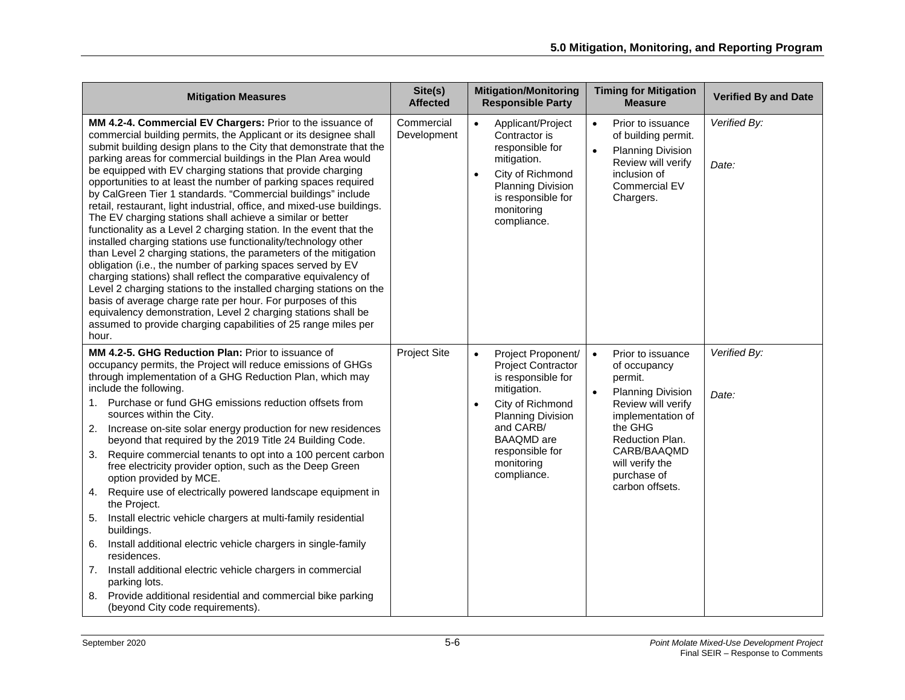| Mitigation Measures | Site(s) Affected | Mitigation/Monitoring Responsible Party | Timing for Mitigation Measure | Verified By and Date |
|---|---|---|---|---|
| **MM 4.2-4. Commercial EV Chargers:** Prior to the issuance of commercial building permits, the Applicant or its designee shall submit building design plans to the City that demonstrate that the parking areas for commercial buildings in the Plan Area would be equipped with EV charging stations that provide charging opportunities to at least the number of parking spaces required by CalGreen Tier 1 standards. "Commercial buildings" include retail, restaurant, light industrial, office, and mixed-use buildings. The EV charging stations shall achieve a similar or better functionality as a Level 2 charging station. In the event that the installed charging stations use functionality/technology other than Level 2 charging stations, the parameters of the mitigation obligation (i.e., the number of parking spaces served by EV charging stations) shall reflect the comparative equivalency of Level 2 charging stations to the installed charging stations on the basis of average charge rate per hour. For purposes of this equivalency demonstration, Level 2 charging stations shall be assumed to provide charging capabilities of 25 range miles per hour. | Commercial Development | • Applicant/Project Contractor is responsible for mitigation.<br>• City of Richmond Planning Division is responsible for monitoring compliance. | • Prior to issuance of building permit.<br>• Planning Division Review will verify inclusion of Commercial EV Chargers. | *Verified By:*<br><br>*Date:* |
| **MM 4.2-5. GHG Reduction Plan:** Prior to issuance of occupancy permits, the Project will reduce emissions of GHGs through implementation of a GHG Reduction Plan, which may include the following.<br>1. Purchase or fund GHG emissions reduction offsets from sources within the City.<br>2. Increase on-site solar energy production for new residences beyond that required by the 2019 Title 24 Building Code.<br>3. Require commercial tenants to opt into a 100 percent carbon free electricity provider option, such as the Deep Green option provided by MCE.<br>4. Require use of electrically powered landscape equipment in the Project.<br>5. Install electric vehicle chargers at multi-family residential buildings.<br>6. Install additional electric vehicle chargers in single-family residences.<br>7. Install additional electric vehicle chargers in commercial parking lots.<br>8. Provide additional residential and commercial bike parking (beyond City code requirements). | Project Site | • Project Proponent/ Project Contractor is responsible for mitigation.<br>• City of Richmond Planning Division and CARB/ BAAQMD are responsible for monitoring compliance. | • Prior to issuance of occupancy permit.<br>• Planning Division Review will verify implementation of the GHG Reduction Plan. CARB/BAAQMD will verify the purchase of carbon offsets. | *Verified By:*<br><br>*Date:* |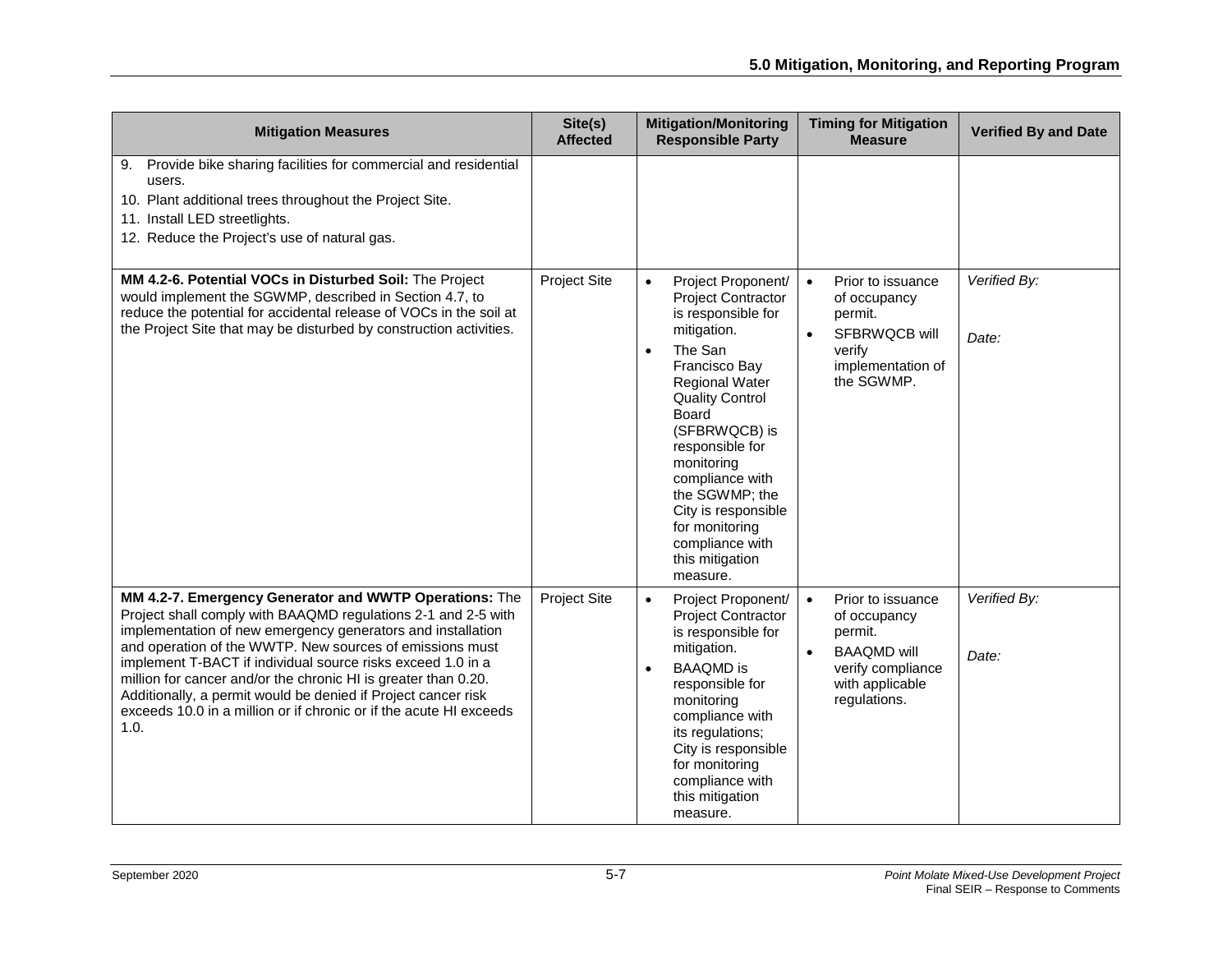| Mitigation Measures | Site(s) Affected | Mitigation/Monitoring Responsible Party | Timing for Mitigation Measure | Verified By and Date |
|---|---|---|---|---|
| 9. Provide bike sharing facilities for commercial and residential users.<br>10. Plant additional trees throughout the Project Site.<br>11. Install LED streetlights.<br>12. Reduce the Project's use of natural gas. | | | | |
| **MM 4.2-6. Potential VOCs in Disturbed Soil:** The Project would implement the SGWMP, described in Section 4.7, to reduce the potential for accidental release of VOCs in the soil at the Project Site that may be disturbed by construction activities. | Project Site | • Project Proponent/ Project Contractor is responsible for mitigation.<br>• The San Francisco Bay Regional Water Quality Control Board (SFBRWQCB) is responsible for monitoring compliance with the SGWMP; the City is responsible for monitoring compliance with this mitigation measure. | • Prior to issuance of occupancy permit.<br>• SFBRWQCB will verify implementation of the SGWMP. | *Verified By:*<br><br>*Date:* |
| **MM 4.2-7. Emergency Generator and WWTP Operations:** The Project shall comply with BAAQMD regulations 2-1 and 2-5 with implementation of new emergency generators and installation and operation of the WWTP. New sources of emissions must implement T-BACT if individual source risks exceed 1.0 in a million for cancer and/or the chronic HI is greater than 0.20. Additionally, a permit would be denied if Project cancer risk exceeds 10.0 in a million or if chronic or if the acute HI exceeds 1.0. | Project Site | • Project Proponent/ Project Contractor is responsible for mitigation.<br>• BAAQMD is responsible for monitoring compliance with its regulations; City is responsible for monitoring compliance with this mitigation measure. | • Prior to issuance of occupancy permit.<br>• BAAQMD will verify compliance with applicable regulations. | *Verified By:*<br><br>*Date:* |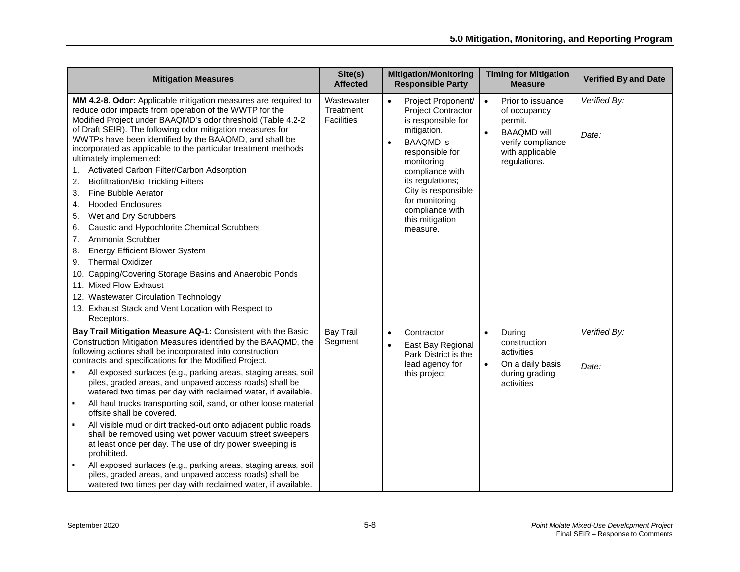| Mitigation Measures | Site(s) Affected | Mitigation/Monitoring Responsible Party | Timing for Mitigation Measure | Verified By and Date |
|---|---|---|---|---|
| **MM 4.2-8. Odor:** Applicable mitigation measures are required to reduce odor impacts from operation of the WWTP for the Modified Project under BAAQMD's odor threshold (Table 4.2-2 of Draft SEIR). The following odor mitigation measures for WWTPs have been identified by the BAAQMD, and shall be incorporated as applicable to the particular treatment methods ultimately implemented:<br>1. Activated Carbon Filter/Carbon Adsorption<br>2. Biofiltration/Bio Trickling Filters<br>3. Fine Bubble Aerator<br>4. Hooded Enclosures<br>5. Wet and Dry Scrubbers<br>6. Caustic and Hypochlorite Chemical Scrubbers<br>7. Ammonia Scrubber<br>8. Energy Efficient Blower System<br>9. Thermal Oxidizer<br>10. Capping/Covering Storage Basins and Anaerobic Ponds<br>11. Mixed Flow Exhaust<br>12. Wastewater Circulation Technology<br>13. Exhaust Stack and Vent Location with Respect to Receptors. | Wastewater Treatment Facilities | • Project Proponent/ Project Contractor is responsible for mitigation.<br>• BAAQMD is responsible for monitoring compliance with its regulations; City is responsible for monitoring compliance with this mitigation measure. | • Prior to issuance of occupancy permit.<br>• BAAQMD will verify compliance with applicable regulations. | *Verified By:*<br><br>*Date:* |
| **Bay Trail Mitigation Measure AQ-1:** Consistent with the Basic Construction Mitigation Measures identified by the BAAQMD, the following actions shall be incorporated into construction contracts and specifications for the Modified Project.<br>▪ All exposed surfaces (e.g., parking areas, staging areas, soil piles, graded areas, and unpaved access roads) shall be watered two times per day with reclaimed water, if available.<br>▪ All haul trucks transporting soil, sand, or other loose material offsite shall be covered.<br>▪ All visible mud or dirt tracked-out onto adjacent public roads shall be removed using wet power vacuum street sweepers at least once per day. The use of dry power sweeping is prohibited.<br>▪ All exposed surfaces (e.g., parking areas, staging areas, soil piles, graded areas, and unpaved access roads) shall be watered two times per day with reclaimed water, if available. | Bay Trail Segment | • Contractor<br>• East Bay Regional Park District is the lead agency for this project | • During construction activities<br>• On a daily basis during grading activities | *Verified By:*<br><br>*Date:* |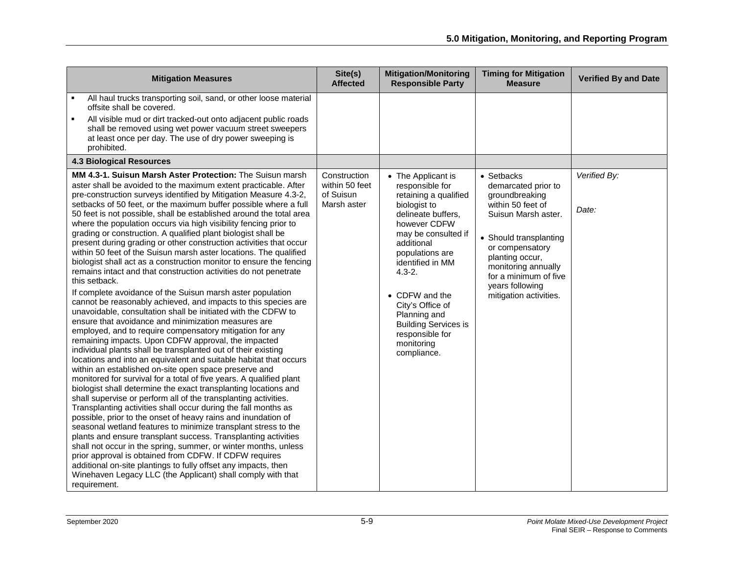| Mitigation Measures | Site(s) Affected | Mitigation/Monitoring Responsible Party | Timing for Mitigation Measure | Verified By and Date |
|---|---|---|---|---|
| ▪ All haul trucks transporting soil, sand, or other loose material offsite shall be covered.<br>▪ All visible mud or dirt tracked-out onto adjacent public roads shall be removed using wet power vacuum street sweepers at least once per day. The use of dry power sweeping is prohibited. | | | | |
| **4.3 Biological Resources** | | | | |
| **MM 4.3-1. Suisun Marsh Aster Protection:** The Suisun marsh aster shall be avoided to the maximum extent practicable. After pre-construction surveys identified by Mitigation Measure 4.3-2, setbacks of 50 feet, or the maximum buffer possible where a full 50 feet is not possible, shall be established around the total area where the population occurs via high visibility fencing prior to grading or construction. A qualified plant biologist shall be present during grading or other construction activities that occur within 50 feet of the Suisun marsh aster locations. The qualified biologist shall act as a construction monitor to ensure the fencing remains intact and that construction activities do not penetrate this setback.<br><br>If complete avoidance of the Suisun marsh aster population cannot be reasonably achieved, and impacts to this species are unavoidable, consultation shall be initiated with the CDFW to ensure that avoidance and minimization measures are employed, and to require compensatory mitigation for any remaining impacts. Upon CDFW approval, the impacted individual plants shall be transplanted out of their existing locations and into an equivalent and suitable habitat that occurs within an established on-site open space preserve and monitored for survival for a total of five years. A qualified plant biologist shall determine the exact transplanting locations and shall supervise or perform all of the transplanting activities. Transplanting activities shall occur during the fall months as possible, prior to the onset of heavy rains and inundation of seasonal wetland features to minimize transplant stress to the plants and ensure transplant success. Transplanting activities shall not occur in the spring, summer, or winter months, unless prior approval is obtained from CDFW. If CDFW requires additional on-site plantings to fully offset any impacts, then Winehaven Legacy LLC (the Applicant) shall comply with that requirement. | Construction within 50 feet of Suisun Marsh aster | • The Applicant is responsible for retaining a qualified biologist to delineate buffers, however CDFW may be consulted if additional populations are identified in MM 4.3-2.<br><br>• CDFW and the City's Office of Planning and Building Services is responsible for monitoring compliance. | • Setbacks demarcated prior to groundbreaking within 50 feet of Suisun Marsh aster.<br><br>• Should transplanting or compensatory planting occur, monitoring annually for a minimum of five years following mitigation activities. | *Verified By:*<br><br>*Date:* |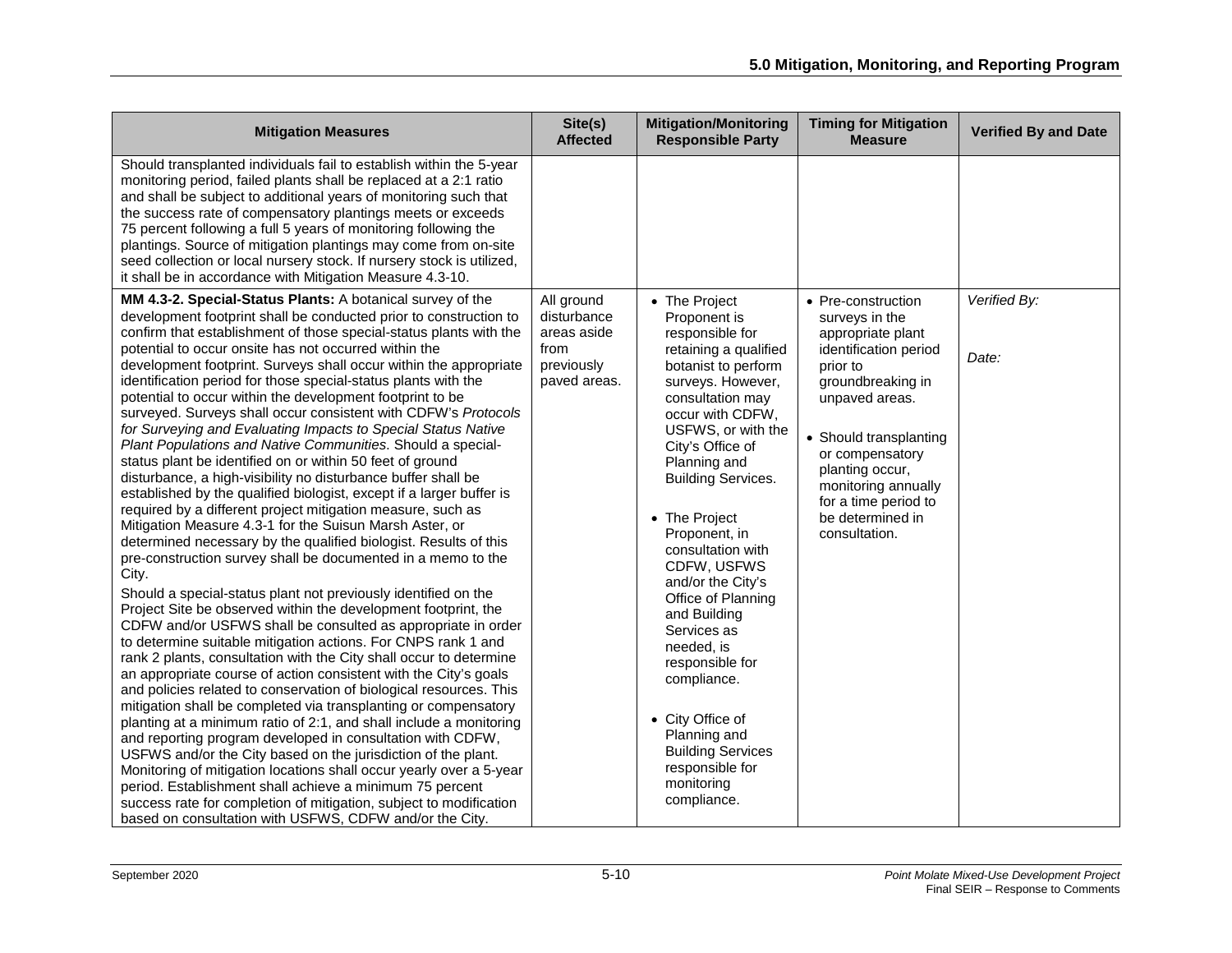| Mitigation Measures | Site(s) Affected | Mitigation/Monitoring Responsible Party | Timing for Mitigation Measure | Verified By and Date |
|---|---|---|---|---|
| Should transplanted individuals fail to establish within the 5-year monitoring period, failed plants shall be replaced at a 2:1 ratio and shall be subject to additional years of monitoring such that the success rate of compensatory plantings meets or exceeds 75 percent following a full 5 years of monitoring following the plantings. Source of mitigation plantings may come from on-site seed collection or local nursery stock. If nursery stock is utilized, it shall be in accordance with Mitigation Measure 4.3-10. | | | | |
| **MM 4.3-2. Special-Status Plants:** A botanical survey of the development footprint shall be conducted prior to construction to confirm that establishment of those special-status plants with the potential to occur onsite has not occurred within the development footprint. Surveys shall occur within the appropriate identification period for those special-status plants with the potential to occur within the development footprint to be surveyed. Surveys shall occur consistent with CDFW's *Protocols for Surveying and Evaluating Impacts to Special Status Native Plant Populations and Native Communities*. Should a special-status plant be identified on or within 50 feet of ground disturbance, a high-visibility no disturbance buffer shall be established by the qualified biologist, except if a larger buffer is required by a different project mitigation measure, such as Mitigation Measure 4.3-1 for the Suisun Marsh Aster, or determined necessary by the qualified biologist. Results of this pre-construction survey shall be documented in a memo to the City.<br><br>Should a special-status plant not previously identified on the Project Site be observed within the development footprint, the CDFW and/or USFWS shall be consulted as appropriate in order to determine suitable mitigation actions. For CNPS rank 1 and rank 2 plants, consultation with the City shall occur to determine an appropriate course of action consistent with the City's goals and policies related to conservation of biological resources. This mitigation shall be completed via transplanting or compensatory planting at a minimum ratio of 2:1, and shall include a monitoring and reporting program developed in consultation with CDFW, USFWS and/or the City based on the jurisdiction of the plant. Monitoring of mitigation locations shall occur yearly over a 5-year period. Establishment shall achieve a minimum 75 percent success rate for completion of mitigation, subject to modification based on consultation with USFWS, CDFW and/or the City. | All ground disturbance areas aside from previously paved areas. | • The Project Proponent is responsible for retaining a qualified botanist to perform surveys. However, consultation may occur with CDFW, USFWS, or with the City's Office of Planning and Building Services.<br><br>• The Project Proponent, in consultation with CDFW, USFWS and/or the City's Office of Planning and Building Services as needed, is responsible for compliance.<br><br>• City Office of Planning and Building Services responsible for monitoring compliance. | • Pre-construction surveys in the appropriate plant identification period prior to groundbreaking in unpaved areas.<br><br>• Should transplanting or compensatory planting occur, monitoring annually for a time period to be determined in consultation. | *Verified By:*<br><br>*Date:* |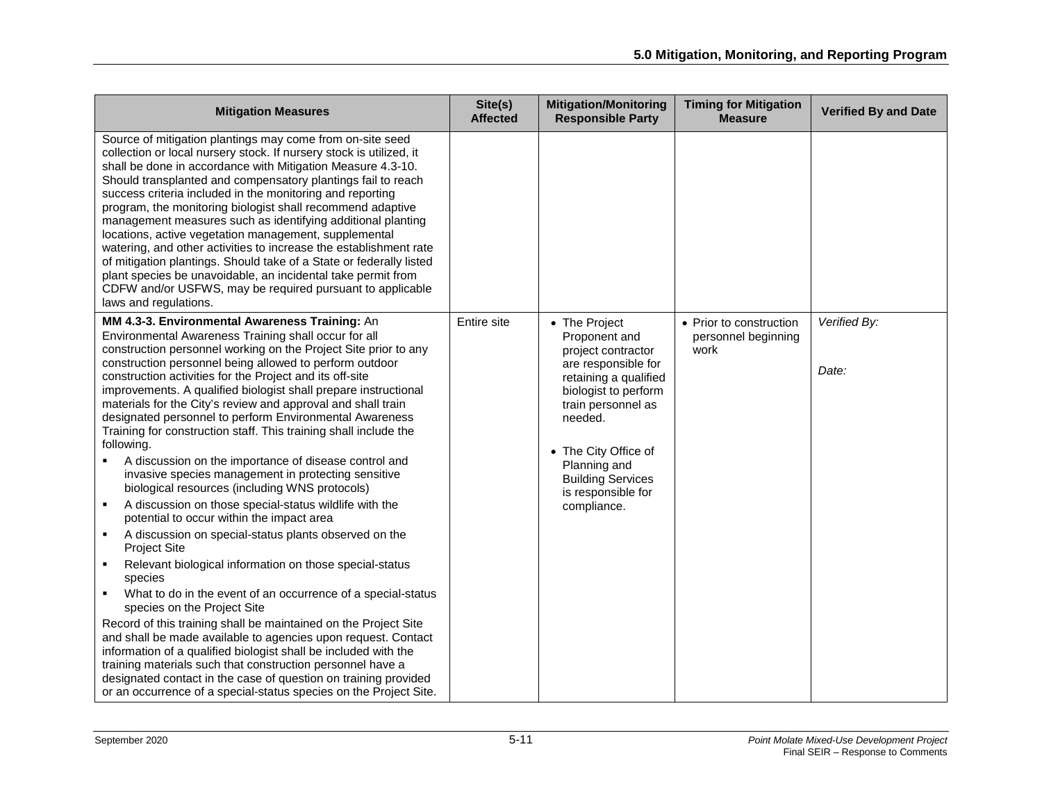| Mitigation Measures | Site(s) Affected | Mitigation/Monitoring Responsible Party | Timing for Mitigation Measure | Verified By and Date |
|---|---|---|---|---|
| Source of mitigation plantings may come from on-site seed collection or local nursery stock. If nursery stock is utilized, it shall be done in accordance with Mitigation Measure 4.3-10. Should transplanted and compensatory plantings fail to reach success criteria included in the monitoring and reporting program, the monitoring biologist shall recommend adaptive management measures such as identifying additional planting locations, active vegetation management, supplemental watering, and other activities to increase the establishment rate of mitigation plantings. Should take of a State or federally listed plant species be unavoidable, an incidental take permit from CDFW and/or USFWS, may be required pursuant to applicable laws and regulations. | | | | |
| **MM 4.3-3. Environmental Awareness Training:** An Environmental Awareness Training shall occur for all construction personnel working on the Project Site prior to any construction personnel being allowed to perform outdoor construction activities for the Project and its off-site improvements. A qualified biologist shall prepare instructional materials for the City's review and approval and shall train designated personnel to perform Environmental Awareness Training for construction staff. This training shall include the following.<br>▪ A discussion on the importance of disease control and invasive species management in protecting sensitive biological resources (including WNS protocols)<br>▪ A discussion on those special-status wildlife with the potential to occur within the impact area<br>▪ A discussion on special-status plants observed on the Project Site<br>▪ Relevant biological information on those special-status species<br>▪ What to do in the event of an occurrence of a special-status species on the Project Site<br>Record of this training shall be maintained on the Project Site and shall be made available to agencies upon request. Contact information of a qualified biologist shall be included with the training materials such that construction personnel have a designated contact in the case of question on training provided or an occurrence of a special-status species on the Project Site. | Entire site | • The Project Proponent and project contractor are responsible for retaining a qualified biologist to perform train personnel as needed.<br>• The City Office of Planning and Building Services is responsible for compliance. | • Prior to construction personnel beginning work | *Verified By:*<br><br>*Date:* |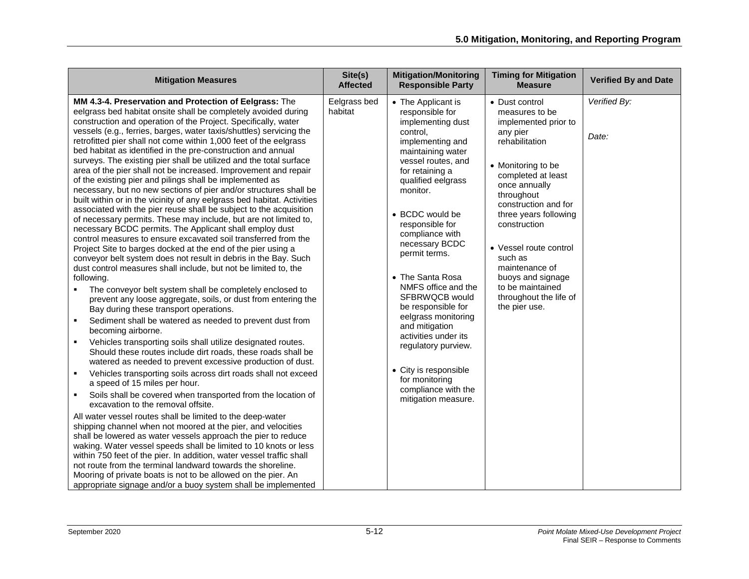| Mitigation Measures | Site(s) Affected | Mitigation/Monitoring Responsible Party | Timing for Mitigation Measure | Verified By and Date |
|---|---|---|---|---|
| **MM 4.3-4. Preservation and Protection of Eelgrass:** The eelgrass bed habitat onsite shall be completely avoided during construction and operation of the Project. Specifically, water vessels (e.g., ferries, barges, water taxis/shuttles) servicing the retrofitted pier shall not come within 1,000 feet of the eelgrass bed habitat as identified in the pre-construction and annual surveys. The existing pier shall be utilized and the total surface area of the pier shall not be increased. Improvement and repair of the existing pier and pilings shall be implemented as necessary, but no new sections of pier and/or structures shall be built within or in the vicinity of any eelgrass bed habitat. Activities associated with the pier reuse shall be subject to the acquisition of necessary permits. These may include, but are not limited to, necessary BCDC permits. The Applicant shall employ dust control measures to ensure excavated soil transferred from the Project Site to barges docked at the end of the pier using a conveyor belt system does not result in debris in the Bay. Such dust control measures shall include, but not be limited to, the following:<br>▪ The conveyor belt system shall be completely enclosed to prevent any loose aggregate, soils, or dust from entering the Bay during these transport operations.<br>▪ Sediment shall be watered as needed to prevent dust from becoming airborne.<br>▪ Vehicles transporting soils shall utilize designated routes. Should these routes include dirt roads, these roads shall be watered as needed to prevent excessive production of dust.<br>▪ Vehicles transporting soils across dirt roads shall not exceed a speed of 15 miles per hour.<br>▪ Soils shall be covered when transported from the location of excavation to the removal offsite.<br>All water vessel routes shall be limited to the deep-water shipping channel when not moored at the pier, and velocities shall be lowered as water vessels approach the pier to reduce waking. Water vessel speeds shall be limited to 10 knots or less within 750 feet of the pier. In addition, water vessel traffic shall not route from the terminal landward towards the shoreline. Mooring of private boats is not to be allowed on the pier. An appropriate signage and/or a buoy system shall be implemented | Eelgrass bed habitat | • The Applicant is responsible for implementing dust control, implementing and maintaining water vessel routes, and for retaining a qualified eelgrass monitor.<br>• BCDC would be responsible for compliance with necessary BCDC permit terms.<br>• The Santa Rosa NMFS office and the SFBRWQCB would be responsible for eelgrass monitoring and mitigation activities under its regulatory purview.<br>• City is responsible for monitoring compliance with the mitigation measure. | • Dust control measures to be implemented prior to any pier rehabilitation<br>• Monitoring to be completed at least once annually throughout construction and for three years following construction<br>• Vessel route control such as maintenance of buoys and signage to be maintained throughout the life of the pier use. | *Verified By:*<br><br>*Date:* |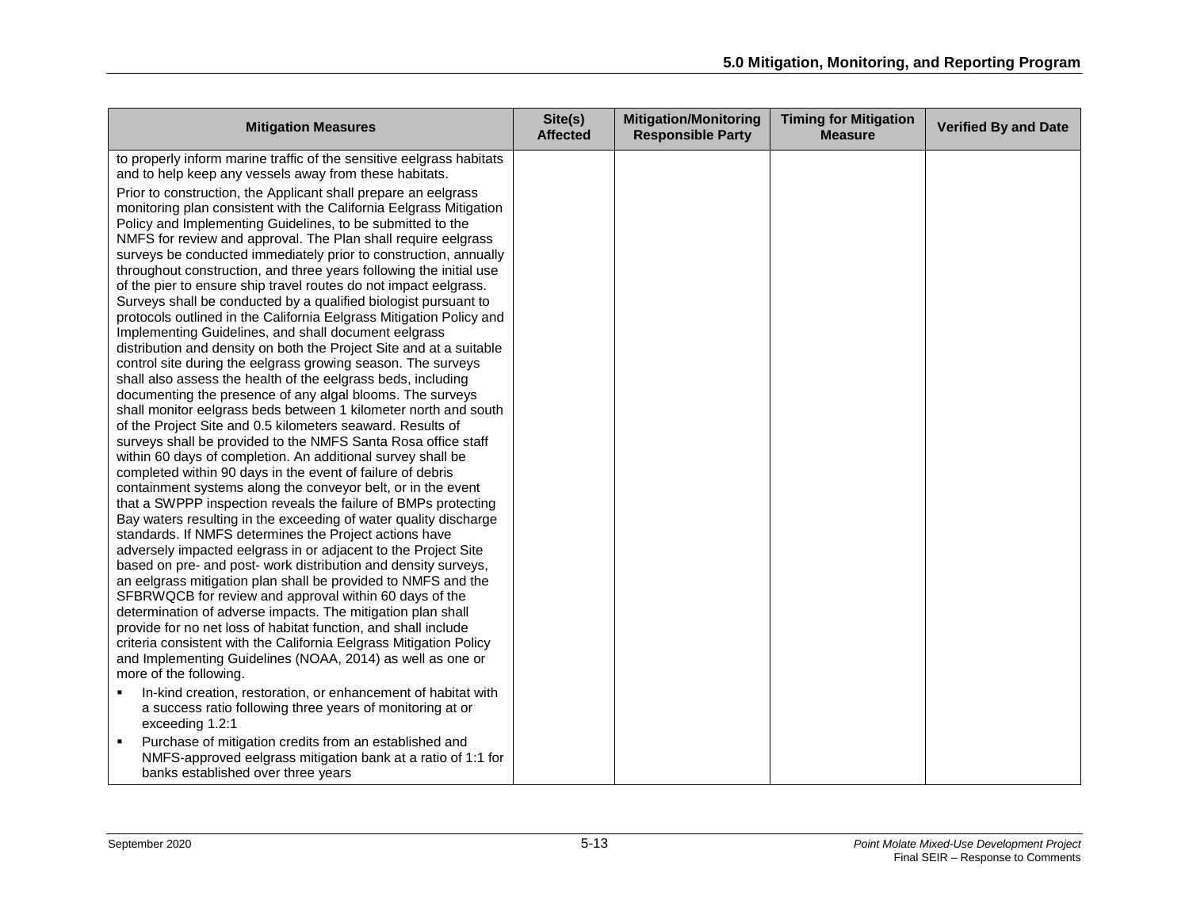| Mitigation Measures | Site(s) Affected | Mitigation/Monitoring Responsible Party | Timing for Mitigation Measure | Verified By and Date |
|---|---|---|---|---|
| to properly inform marine traffic of the sensitive eelgrass habitats and to help keep any vessels away from these habitats.<br><br>Prior to construction, the Applicant shall prepare an eelgrass monitoring plan consistent with the California Eelgrass Mitigation Policy and Implementing Guidelines, to be submitted to the NMFS for review and approval. The Plan shall require eelgrass surveys be conducted immediately prior to construction, annually throughout construction, and three years following the initial use of the pier to ensure ship travel routes do not impact eelgrass. Surveys shall be conducted by a qualified biologist pursuant to protocols outlined in the California Eelgrass Mitigation Policy and Implementing Guidelines, and shall document eelgrass distribution and density on both the Project Site and at a suitable control site during the eelgrass growing season. The surveys shall also assess the health of the eelgrass beds, including documenting the presence of any algal blooms. The surveys shall monitor eelgrass beds between 1 kilometer north and south of the Project Site and 0.5 kilometers seaward. Results of surveys shall be provided to the NMFS Santa Rosa office staff within 60 days of completion. An additional survey shall be completed within 90 days in the event of failure of debris containment systems along the conveyor belt, or in the event that a SWPPP inspection reveals the failure of BMPs protecting Bay waters resulting in the exceeding of water quality discharge standards. If NMFS determines the Project actions have adversely impacted eelgrass in or adjacent to the Project Site based on pre- and post- work distribution and density surveys, an eelgrass mitigation plan shall be provided to NMFS and the SFBRWQCB for review and approval within 60 days of the determination of adverse impacts. The mitigation plan shall provide for no net loss of habitat function, and shall include criteria consistent with the California Eelgrass Mitigation Policy and Implementing Guidelines (NOAA, 2014) as well as one or more of the following.<br><br>▪ In-kind creation, restoration, or enhancement of habitat with a success ratio following three years of monitoring at or exceeding 1.2:1<br>▪ Purchase of mitigation credits from an established and NMFS-approved eelgrass mitigation bank at a ratio of 1:1 for banks established over three years | | | | |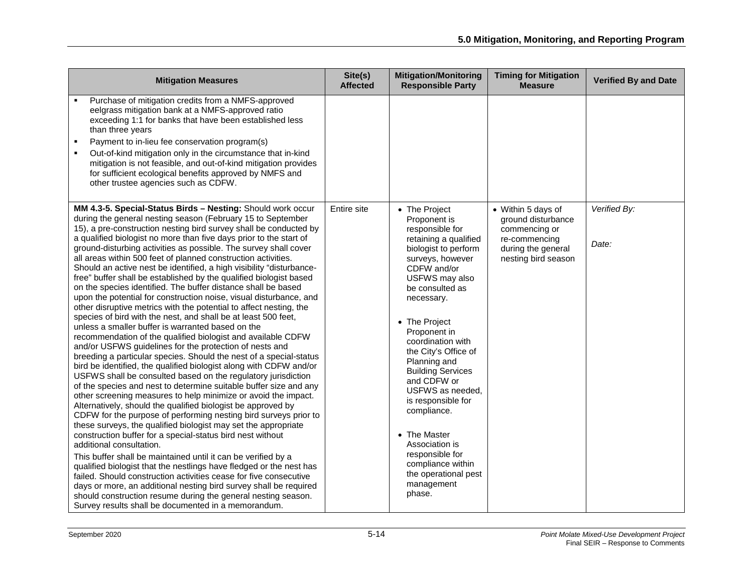| Mitigation Measures | Site(s) Affected | Mitigation/Monitoring Responsible Party | Timing for Mitigation Measure | Verified By and Date |
|---|---|---|---|---|
| ▪ Purchase of mitigation credits from a NMFS-approved eelgrass mitigation bank at a NMFS-approved ratio exceeding 1:1 for banks that have been established less than three years<br>▪ Payment to in-lieu fee conservation program(s)<br>▪ Out-of-kind mitigation only in the circumstance that in-kind mitigation is not feasible, and out-of-kind mitigation provides for sufficient ecological benefits approved by NMFS and other trustee agencies such as CDFW. | | | | |
| **MM 4.3-5. Special-Status Birds – Nesting:** Should work occur during the general nesting season (February 15 to September 15), a pre-construction nesting bird survey shall be conducted by a qualified biologist no more than five days prior to the start of ground-disturbing activities as possible. The survey shall cover all areas within 500 feet of planned construction activities. Should an active nest be identified, a high visibility "disturbance-free" buffer shall be established by the qualified biologist based on the species identified. The buffer distance shall be based upon the potential for construction noise, visual disturbance, and other disruptive metrics with the potential to affect nesting, the species of bird with the nest, and shall be at least 500 feet, unless a smaller buffer is warranted based on the recommendation of the qualified biologist and available CDFW and/or USFWS guidelines for the protection of nests and breeding a particular species. Should the nest of a special-status bird be identified, the qualified biologist along with CDFW and/or USFWS shall be consulted based on the regulatory jurisdiction of the species and nest to determine suitable buffer size and any other screening measures to help minimize or avoid the impact. Alternatively, should the qualified biologist be approved by CDFW for the purpose of performing nesting bird surveys prior to these surveys, the qualified biologist may set the appropriate construction buffer for a special-status bird nest without additional consultation.<br><br>This buffer shall be maintained until it can be verified by a qualified biologist that the nestlings have fledged or the nest has failed. Should construction activities cease for five consecutive days or more, an additional nesting bird survey shall be required should construction resume during the general nesting season. Survey results shall be documented in a memorandum. | Entire site | • The Project Proponent is responsible for retaining a qualified biologist to perform surveys, however CDFW and/or USFWS may also be consulted as necessary.<br><br>• The Project Proponent in coordination with the City's Office of Planning and Building Services and CDFW or USFWS as needed, is responsible for compliance.<br><br>• The Master Association is responsible for compliance within the operational pest management phase. | • Within 5 days of ground disturbance commencing or re-commencing during the general nesting bird season | *Verified By:*<br><br>*Date:* |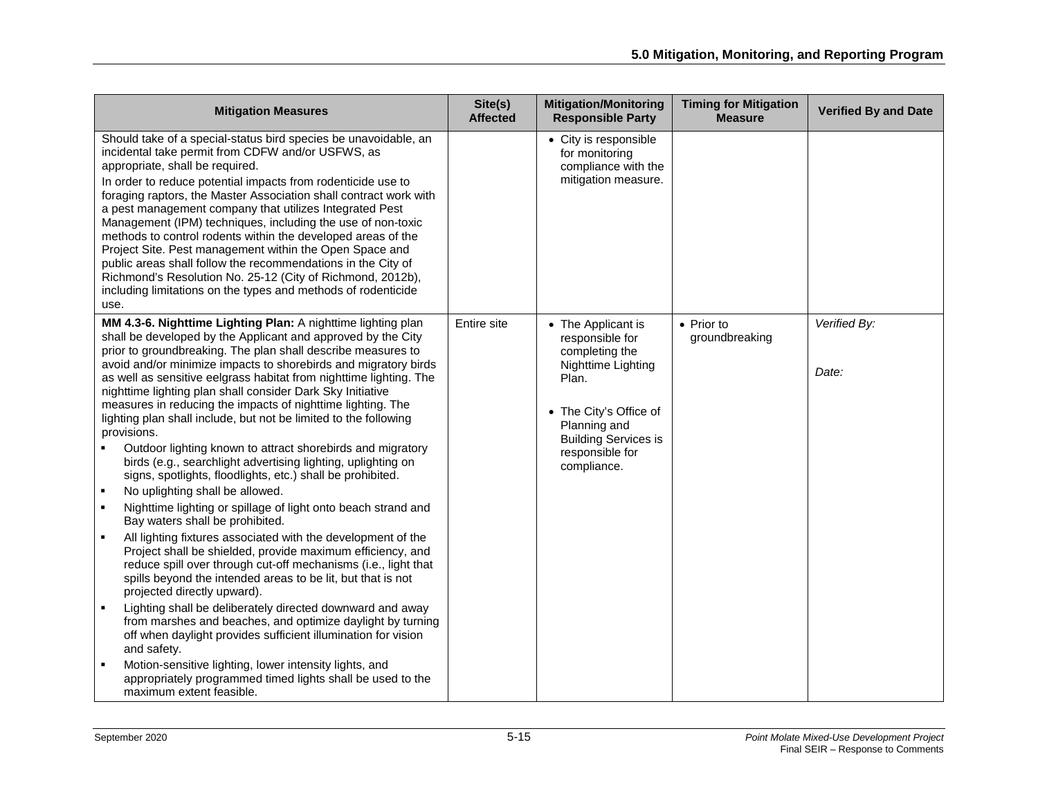| Mitigation Measures | Site(s) Affected | Mitigation/Monitoring Responsible Party | Timing for Mitigation Measure | Verified By and Date |
|---|---|---|---|---|
| Should take of a special-status bird species be unavoidable, an incidental take permit from CDFW and/or USFWS, as appropriate, shall be required.<br>In order to reduce potential impacts from rodenticide use to foraging raptors, the Master Association shall contract work with a pest management company that utilizes Integrated Pest Management (IPM) techniques, including the use of non-toxic methods to control rodents within the developed areas of the Project Site. Pest management within the Open Space and public areas shall follow the recommendations in the City of Richmond's Resolution No. 25-12 (City of Richmond, 2012b), including limitations on the types and methods of rodenticide use. | | • City is responsible for monitoring compliance with the mitigation measure. | | |
| **MM 4.3-6. Nighttime Lighting Plan:** A nighttime lighting plan shall be developed by the Applicant and approved by the City prior to groundbreaking. The plan shall describe measures to avoid and/or minimize impacts to shorebirds and migratory birds as well as sensitive eelgrass habitat from nighttime lighting. The nighttime lighting plan shall consider Dark Sky Initiative measures in reducing the impacts of nighttime lighting. The lighting plan shall include, but not be limited to the following provisions.<br>▪ Outdoor lighting known to attract shorebirds and migratory birds (e.g., searchlight advertising lighting, uplighting on signs, spotlights, floodlights, etc.) shall be prohibited.<br>▪ No uplighting shall be allowed.<br>▪ Nighttime lighting or spillage of light onto beach strand and Bay waters shall be prohibited.<br>▪ All lighting fixtures associated with the development of the Project shall be shielded, provide maximum efficiency, and reduce spill over through cut-off mechanisms (i.e., light that spills beyond the intended areas to be lit, but that is not projected directly upward).<br>▪ Lighting shall be deliberately directed downward and away from marshes and beaches, and optimize daylight by turning off when daylight provides sufficient illumination for vision and safety.<br>▪ Motion-sensitive lighting, lower intensity lights, and appropriately programmed timed lights shall be used to the maximum extent feasible. | Entire site | • The Applicant is responsible for completing the Nighttime Lighting Plan.<br>• The City's Office of Planning and Building Services is responsible for compliance. | • Prior to groundbreaking | *Verified By:*<br><br>*Date:* |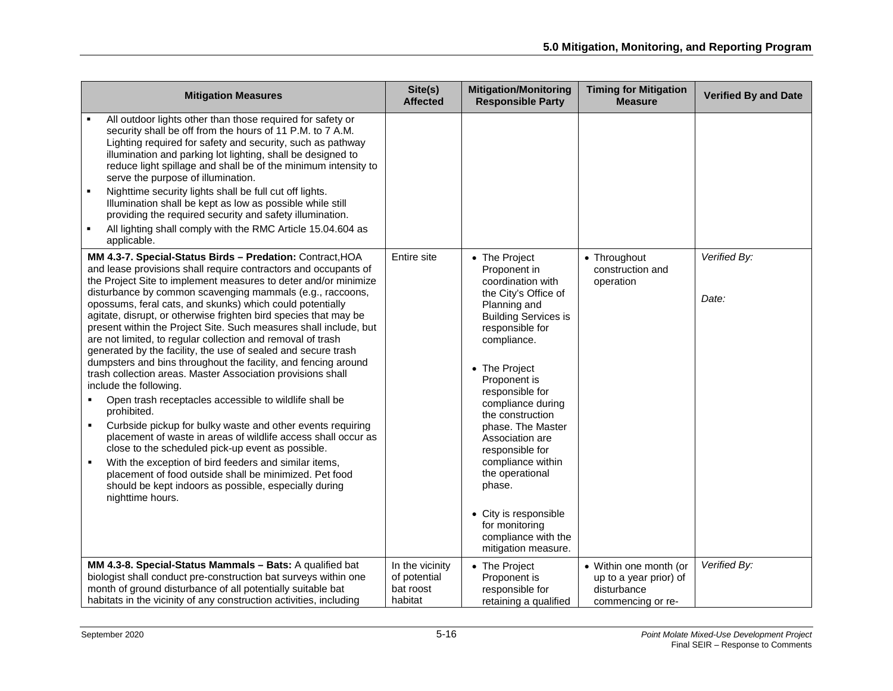| Mitigation Measures | Site(s) Affected | Mitigation/Monitoring Responsible Party | Timing for Mitigation Measure | Verified By and Date |
|---|---|---|---|---|
| ▪ All outdoor lights other than those required for safety or security shall be off from the hours of 11 P.M. to 7 A.M. Lighting required for safety and security, such as pathway illumination and parking lot lighting, shall be designed to reduce light spillage and shall be of the minimum intensity to serve the purpose of illumination.<br>▪ Nighttime security lights shall be full cut off lights. Illumination shall be kept as low as possible while still providing the required security and safety illumination.<br>▪ All lighting shall comply with the RMC Article 15.04.604 as applicable. | | | | |
| **MM 4.3-7. Special-Status Birds – Predation:** Contract,HOA and lease provisions shall require contractors and occupants of the Project Site to implement measures to deter and/or minimize disturbance by common scavenging mammals (e.g., raccoons, opossums, feral cats, and skunks) which could potentially agitate, disrupt, or otherwise frighten bird species that may be present within the Project Site. Such measures shall include, but are not limited, to regular collection and removal of trash generated by the facility, the use of sealed and secure trash dumpsters and bins throughout the facility, and fencing around trash collection areas. Master Association provisions shall include the following.<br>▪ Open trash receptacles accessible to wildlife shall be prohibited.<br>▪ Curbside pickup for bulky waste and other events requiring placement of waste in areas of wildlife access shall occur as close to the scheduled pick-up event as possible.<br>▪ With the exception of bird feeders and similar items, placement of food outside shall be minimized. Pet food should be kept indoors as possible, especially during nighttime hours. | Entire site | • The Project Proponent in coordination with the City's Office of Planning and Building Services is responsible for compliance.<br>• The Project Proponent is responsible for compliance during the construction phase. The Master Association are responsible for compliance within the operational phase.<br>• City is responsible for monitoring compliance with the mitigation measure. | • Throughout construction and operation | *Verified By:*<br><br>*Date:* |
| **MM 4.3-8. Special-Status Mammals – Bats:** A qualified bat biologist shall conduct pre-construction bat surveys within one month of ground disturbance of all potentially suitable bat habitats in the vicinity of any construction activities, including | In the vicinity of potential bat roost habitat | • The Project Proponent is responsible for retaining a qualified | • Within one month (or up to a year prior) of disturbance commencing or re- | *Verified By:* |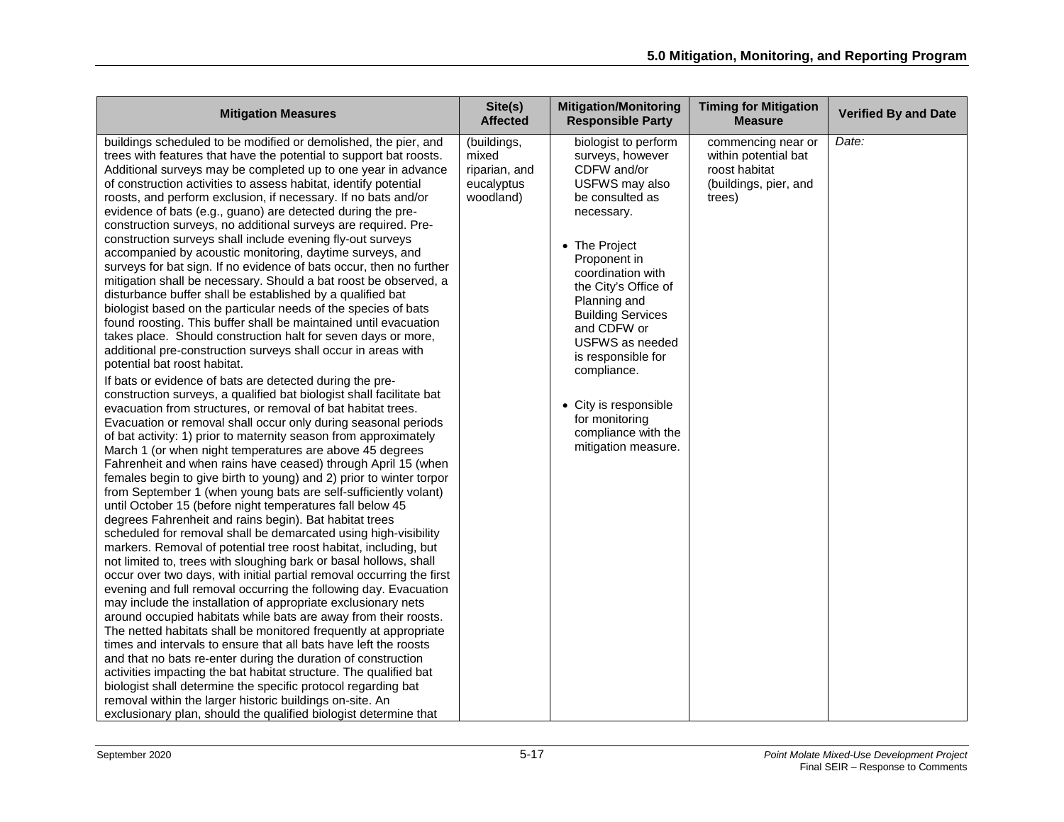| Mitigation Measures | Site(s) Affected | Mitigation/Monitoring Responsible Party | Timing for Mitigation Measure | Verified By and Date |
|---|---|---|---|---|
| buildings scheduled to be modified or demolished, the pier, and trees with features that have the potential to support bat roosts. Additional surveys may be completed up to one year in advance of construction activities to assess habitat, identify potential roosts, and perform exclusion, if necessary. If no bats and/or evidence of bats (e.g., guano) are detected during the pre-construction surveys, no additional surveys are required. Pre-construction surveys shall include evening fly-out surveys accompanied by acoustic monitoring, daytime surveys, and surveys for bat sign. If no evidence of bats occur, then no further mitigation shall be necessary. Should a bat roost be observed, a disturbance buffer shall be established by a qualified bat biologist based on the particular needs of the species of bats found roosting. This buffer shall be maintained until evacuation takes place. Should construction halt for seven days or more, additional pre-construction surveys shall occur in areas with potential bat roost habitat.<br><br>If bats or evidence of bats are detected during the pre-construction surveys, a qualified bat biologist shall facilitate bat evacuation from structures, or removal of bat habitat trees. Evacuation or removal shall occur only during seasonal periods of bat activity: 1) prior to maternity season from approximately March 1 (or when night temperatures are above 45 degrees Fahrenheit and when rains have ceased) through April 15 (when females begin to give birth to young) and 2) prior to winter torpor from September 1 (when young bats are self-sufficiently volant) until October 15 (before night temperatures fall below 45 degrees Fahrenheit and rains begin). Bat habitat trees scheduled for removal shall be demarcated using high-visibility markers. Removal of potential tree roost habitat, including, but not limited to, trees with sloughing bark or basal hollows, shall occur over two days, with initial partial removal occurring the first evening and full removal occurring the following day. Evacuation may include the installation of appropriate exclusionary nets around occupied habitats while bats are away from their roosts. The netted habitats shall be monitored frequently at appropriate times and intervals to ensure that all bats have left the roosts and that no bats re-enter during the duration of construction activities impacting the bat habitat structure. The qualified bat biologist shall determine the specific protocol regarding bat removal within the larger historic buildings on-site. An exclusionary plan, should the qualified biologist determine that | (buildings, mixed riparian, and eucalyptus woodland) | biologist to perform surveys, however CDFW and/or USFWS may also be consulted as necessary.<br><br>• The Project Proponent in coordination with the City's Office of Planning and Building Services and CDFW or USFWS as needed is responsible for compliance.<br><br>• City is responsible for monitoring compliance with the mitigation measure. | commencing near or within potential bat roost habitat (buildings, pier, and trees) | *Date:* |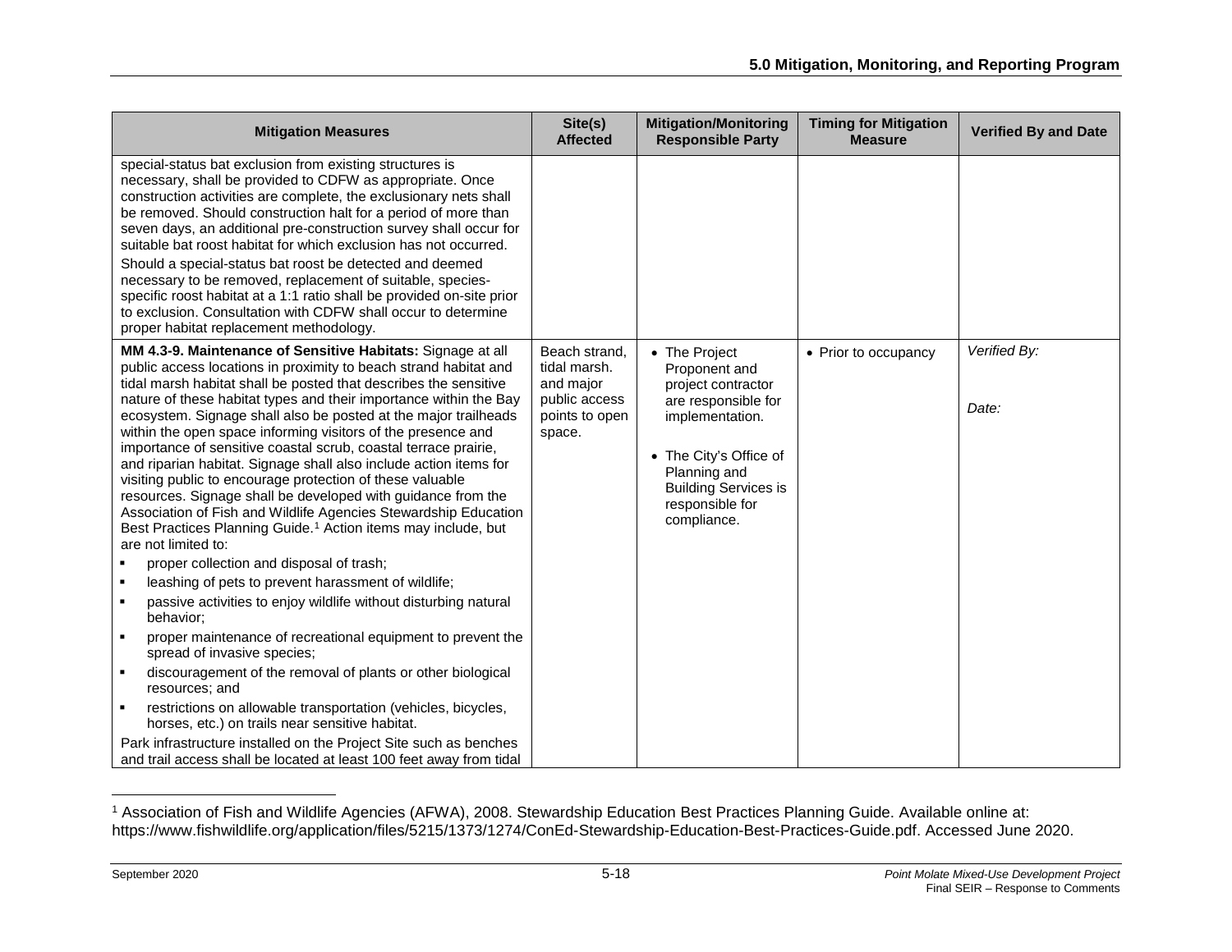| Mitigation Measures | Site(s) Affected | Mitigation/Monitoring Responsible Party | Timing for Mitigation Measure | Verified By and Date |
|---|---|---|---|---|
| special-status bat exclusion from existing structures is necessary, shall be provided to CDFW as appropriate. Once construction activities are complete, the exclusionary nets shall be removed. Should construction halt for a period of more than seven days, an additional pre-construction survey shall occur for suitable bat roost habitat for which exclusion has not occurred.<br><br>Should a special-status bat roost be detected and deemed necessary to be removed, replacement of suitable, species-specific roost habitat at a 1:1 ratio shall be provided on-site prior to exclusion. Consultation with CDFW shall occur to determine proper habitat replacement methodology. | | | | |
| **MM 4.3-9. Maintenance of Sensitive Habitats:** Signage at all public access locations in proximity to beach strand habitat and tidal marsh habitat shall be posted that describes the sensitive nature of these habitat types and their importance within the Bay ecosystem. Signage shall also be posted at the major trailheads within the open space informing visitors of the presence and importance of sensitive coastal scrub, coastal terrace prairie, and riparian habitat. Signage shall also include action items for visiting public to encourage protection of these valuable resources. Signage shall be developed with guidance from the Association of Fish and Wildlife Agencies Stewardship Education Best Practices Planning Guide.[1] Action items may include, but are not limited to:<br>▪ proper collection and disposal of trash;<br>▪ leashing of pets to prevent harassment of wildlife;<br>▪ passive activities to enjoy wildlife without disturbing natural behavior;<br>▪ proper maintenance of recreational equipment to prevent the spread of invasive species;<br>▪ discouragement of the removal of plants or other biological resources; and<br>▪ restrictions on allowable transportation (vehicles, bicycles, horses, etc.) on trails near sensitive habitat.<br><br>Park infrastructure installed on the Project Site such as benches and trail access shall be located at least 100 feet away from tidal | Beach strand, tidal marsh. and major public access points to open space. | • The Project Proponent and project contractor are responsible for implementation.<br><br>• The City's Office of Planning and Building Services is responsible for compliance. | • Prior to occupancy | *Verified By:*<br><br>*Date:* |

[1] Association of Fish and Wildlife Agencies (AFWA), 2008. Stewardship Education Best Practices Planning Guide. Available online at: https://www.fishwildlife.org/application/files/5215/1373/1274/ConEd-Stewardship-Education-Best-Practices-Guide.pdf. Accessed June 2020.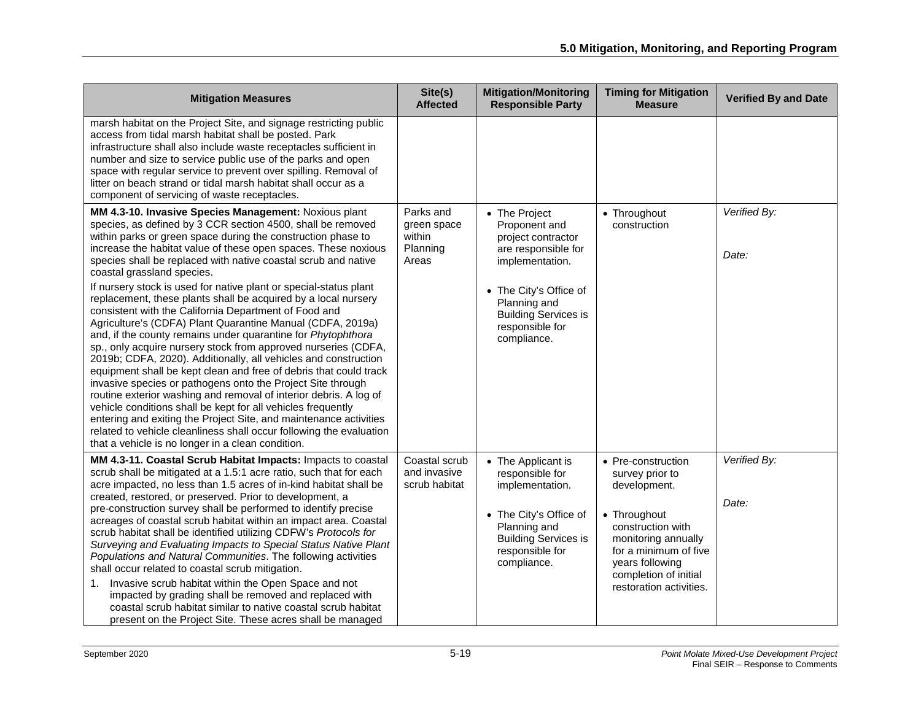| Mitigation Measures | Site(s) Affected | Mitigation/Monitoring Responsible Party | Timing for Mitigation Measure | Verified By and Date |
|---|---|---|---|---|
| marsh habitat on the Project Site, and signage restricting public access from tidal marsh habitat shall be posted. Park infrastructure shall also include waste receptacles sufficient in number and size to service public use of the parks and open space with regular service to prevent over spilling. Removal of litter on beach strand or tidal marsh habitat shall occur as a component of servicing of waste receptacles. | | | | |
| **MM 4.3-10. Invasive Species Management:** Noxious plant species, as defined by 3 CCR section 4500, shall be removed within parks or green space during the construction phase to increase the habitat value of these open spaces. These noxious species shall be replaced with native coastal scrub and native coastal grassland species.<br><br>If nursery stock is used for native plant or special-status plant replacement, these plants shall be acquired by a local nursery consistent with the California Department of Food and Agriculture's (CDFA) Plant Quarantine Manual (CDFA, 2019a) and, if the county remains under quarantine for *Phytophthora* sp., only acquire nursery stock from approved nurseries (CDFA, 2019b; CDFA, 2020). Additionally, all vehicles and construction equipment shall be kept clean and free of debris that could track invasive species or pathogens onto the Project Site through routine exterior washing and removal of interior debris. A log of vehicle conditions shall be kept for all vehicles frequently entering and exiting the Project Site, and maintenance activities related to vehicle cleanliness shall occur following the evaluation that a vehicle is no longer in a clean condition. | Parks and green space within Planning Areas | • The Project Proponent and project contractor are responsible for implementation.<br><br>• The City's Office of Planning and Building Services is responsible for compliance. | • Throughout construction | *Verified By:*<br><br>*Date:* |
| **MM 4.3-11. Coastal Scrub Habitat Impacts:** Impacts to coastal scrub shall be mitigated at a 1.5:1 acre ratio, such that for each acre impacted, no less than 1.5 acres of in-kind habitat shall be created, restored, or preserved. Prior to development, a pre-construction survey shall be performed to identify precise acreages of coastal scrub habitat within an impact area. Coastal scrub habitat shall be identified utilizing CDFW's *Protocols for Surveying and Evaluating Impacts to Special Status Native Plant Populations and Natural Communities*. The following activities shall occur related to coastal scrub mitigation.<br><br>1. Invasive scrub habitat within the Open Space and not impacted by grading shall be removed and replaced with coastal scrub habitat similar to native coastal scrub habitat present on the Project Site. These acres shall be managed | Coastal scrub and invasive scrub habitat | • The Applicant is responsible for implementation.<br><br>• The City's Office of Planning and Building Services is responsible for compliance. | • Pre-construction survey prior to development.<br><br>• Throughout construction with monitoring annually for a minimum of five years following completion of initial restoration activities. | *Verified By:*<br><br>*Date:* |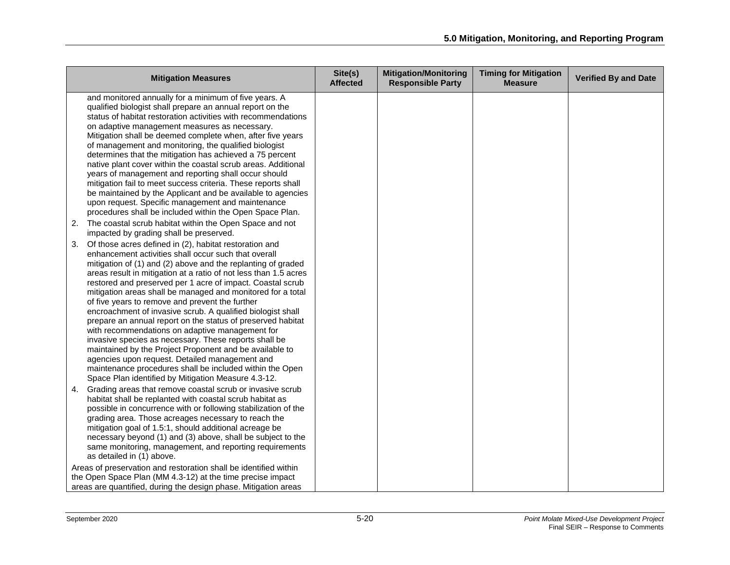| Mitigation Measures | Site(s) Affected | Mitigation/Monitoring Responsible Party | Timing for Mitigation Measure | Verified By and Date |
|---|---|---|---|---|
| and monitored annually for a minimum of five years. A qualified biologist shall prepare an annual report on the status of habitat restoration activities with recommendations on adaptive management measures as necessary. Mitigation shall be deemed complete when, after five years of management and monitoring, the qualified biologist determines that the mitigation has achieved a 75 percent native plant cover within the coastal scrub areas. Additional years of management and reporting shall occur should mitigation fail to meet success criteria. These reports shall be maintained by the Applicant and be available to agencies upon request. Specific management and maintenance procedures shall be included within the Open Space Plan.<br>2. The coastal scrub habitat within the Open Space and not impacted by grading shall be preserved.<br>3. Of those acres defined in (2), habitat restoration and enhancement activities shall occur such that overall mitigation of (1) and (2) above and the replanting of graded areas result in mitigation at a ratio of not less than 1.5 acres restored and preserved per 1 acre of impact. Coastal scrub mitigation areas shall be managed and monitored for a total of five years to remove and prevent the further encroachment of invasive scrub. A qualified biologist shall prepare an annual report on the status of preserved habitat with recommendations on adaptive management for invasive species as necessary. These reports shall be maintained by the Project Proponent and be available to agencies upon request. Detailed management and maintenance procedures shall be included within the Open Space Plan identified by Mitigation Measure 4.3-12.<br>4. Grading areas that remove coastal scrub or invasive scrub habitat shall be replanted with coastal scrub habitat as possible in concurrence with or following stabilization of the grading area. Those acreages necessary to reach the mitigation goal of 1.5:1, should additional acreage be necessary beyond (1) and (3) above, shall be subject to the same monitoring, management, and reporting requirements as detailed in (1) above.<br>Areas of preservation and restoration shall be identified within the Open Space Plan (MM 4.3-12) at the time precise impact areas are quantified, during the design phase. Mitigation areas | | | | |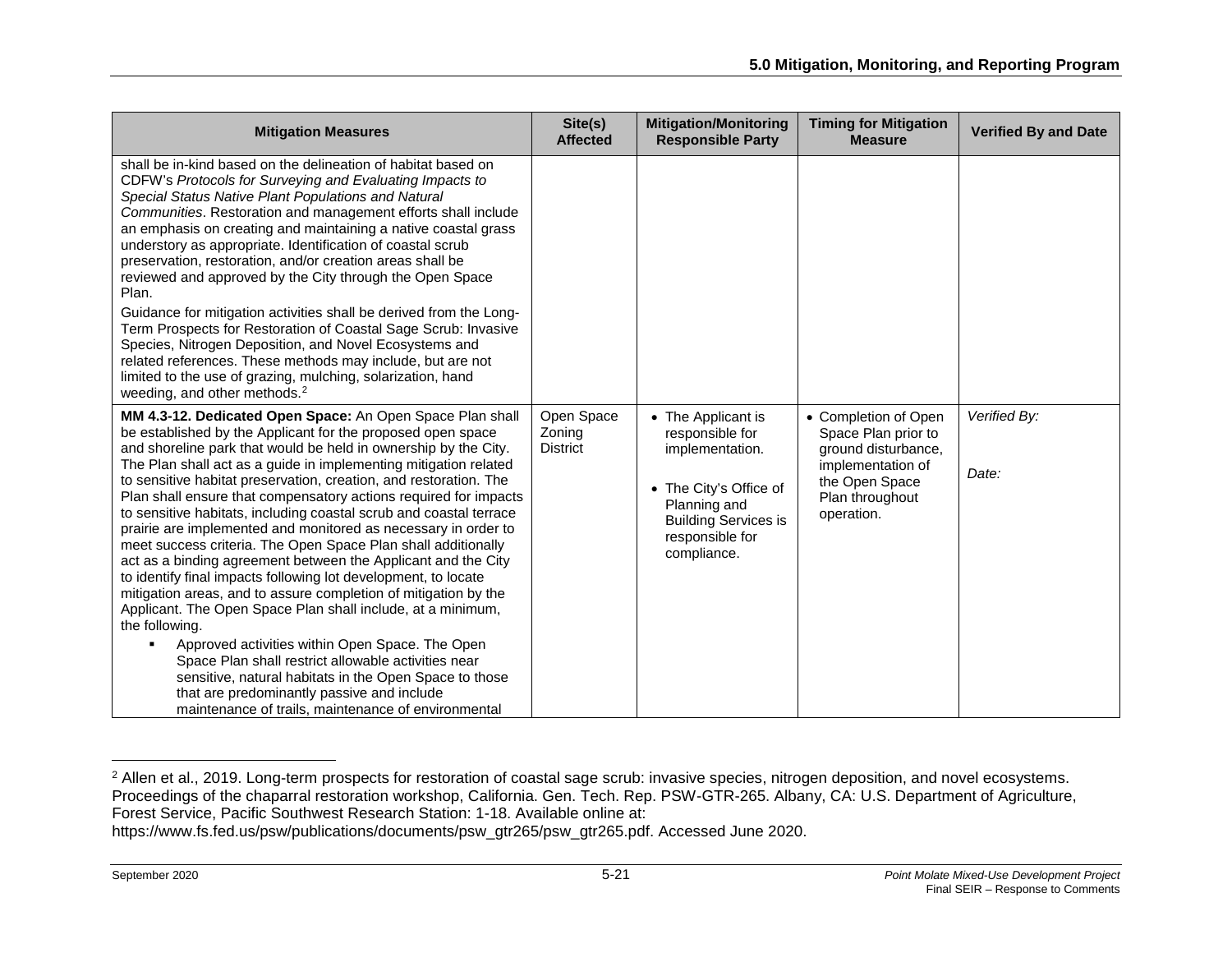| Mitigation Measures | Site(s) Affected | Mitigation/Monitoring Responsible Party | Timing for Mitigation Measure | Verified By and Date |
|---|---|---|---|---|
| shall be in-kind based on the delineation of habitat based on CDFW's *Protocols for Surveying and Evaluating Impacts to Special Status Native Plant Populations and Natural Communities*. Restoration and management efforts shall include an emphasis on creating and maintaining a native coastal grass understory as appropriate. Identification of coastal scrub preservation, restoration, and/or creation areas shall be reviewed and approved by the City through the Open Space Plan.<br><br>Guidance for mitigation activities shall be derived from the Long-Term Prospects for Restoration of Coastal Sage Scrub: Invasive Species, Nitrogen Deposition, and Novel Ecosystems and related references. These methods may include, but are not limited to the use of grazing, mulching, solarization, hand weeding, and other methods.[2] | | | | |
| **MM 4.3-12. Dedicated Open Space:** An Open Space Plan shall be established by the Applicant for the proposed open space and shoreline park that would be held in ownership by the City. The Plan shall act as a guide in implementing mitigation related to sensitive habitat preservation, creation, and restoration. The Plan shall ensure that compensatory actions required for impacts to sensitive habitats, including coastal scrub and coastal terrace prairie are implemented and monitored as necessary in order to meet success criteria. The Open Space Plan shall additionally act as a binding agreement between the Applicant and the City to identify final impacts following lot development, to locate mitigation areas, and to assure completion of mitigation by the Applicant. The Open Space Plan shall include, at a minimum, the following.<br><br>▪ Approved activities within Open Space. The Open Space Plan shall restrict allowable activities near sensitive, natural habitats in the Open Space to those that are predominantly passive and include maintenance of trails, maintenance of environmental | Open Space Zoning District | • The Applicant is responsible for implementation.<br><br>• The City's Office of Planning and Building Services is responsible for compliance. | • Completion of Open Space Plan prior to ground disturbance, implementation of the Open Space Plan throughout operation. | *Verified By:*<br><br>*Date:* |

[2] Allen et al., 2019. Long-term prospects for restoration of coastal sage scrub: invasive species, nitrogen deposition, and novel ecosystems. Proceedings of the chaparral restoration workshop, California. Gen. Tech. Rep. PSW-GTR-265. Albany, CA: U.S. Department of Agriculture, Forest Service, Pacific Southwest Research Station: 1-18. Available online at: https://www.fs.fed.us/psw/publications/documents/psw_gtr265/psw_gtr265.pdf. Accessed June 2020.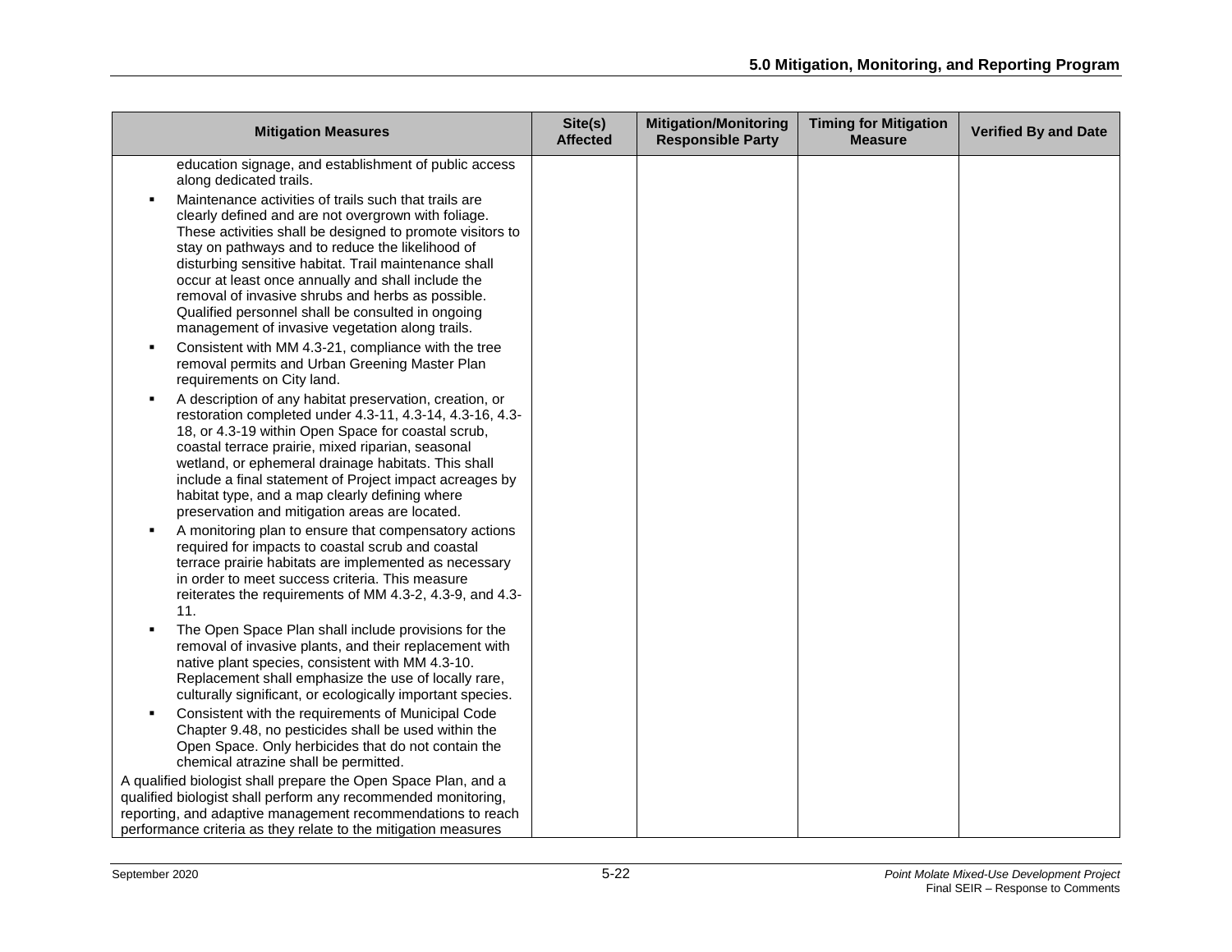| Mitigation Measures | Site(s) Affected | Mitigation/Monitoring Responsible Party | Timing for Mitigation Measure | Verified By and Date |
|---|---|---|---|---|
| education signage, and establishment of public access along dedicated trails.<br>▪ Maintenance activities of trails such that trails are clearly defined and are not overgrown with foliage. These activities shall be designed to promote visitors to stay on pathways and to reduce the likelihood of disturbing sensitive habitat. Trail maintenance shall occur at least once annually and shall include the removal of invasive shrubs and herbs as possible. Qualified personnel shall be consulted in ongoing management of invasive vegetation along trails.<br>▪ Consistent with MM 4.3-21, compliance with the tree removal permits and Urban Greening Master Plan requirements on City land.<br>▪ A description of any habitat preservation, creation, or restoration completed under 4.3-11, 4.3-14, 4.3-16, 4.3-18, or 4.3-19 within Open Space for coastal scrub, coastal terrace prairie, mixed riparian, seasonal wetland, or ephemeral drainage habitats. This shall include a final statement of Project impact acreages by habitat type, and a map clearly defining where preservation and mitigation areas are located.<br>▪ A monitoring plan to ensure that compensatory actions required for impacts to coastal scrub and coastal terrace prairie habitats are implemented as necessary in order to meet success criteria. This measure reiterates the requirements of MM 4.3-2, 4.3-9, and 4.3-11.<br>▪ The Open Space Plan shall include provisions for the removal of invasive plants, and their replacement with native plant species, consistent with MM 4.3-10. Replacement shall emphasize the use of locally rare, culturally significant, or ecologically important species.<br>▪ Consistent with the requirements of Municipal Code Chapter 9.48, no pesticides shall be used within the Open Space. Only herbicides that do not contain the chemical atrazine shall be permitted.<br>A qualified biologist shall prepare the Open Space Plan, and a qualified biologist shall perform any recommended monitoring, reporting, and adaptive management recommendations to reach performance criteria as they relate to the mitigation measures | | | | |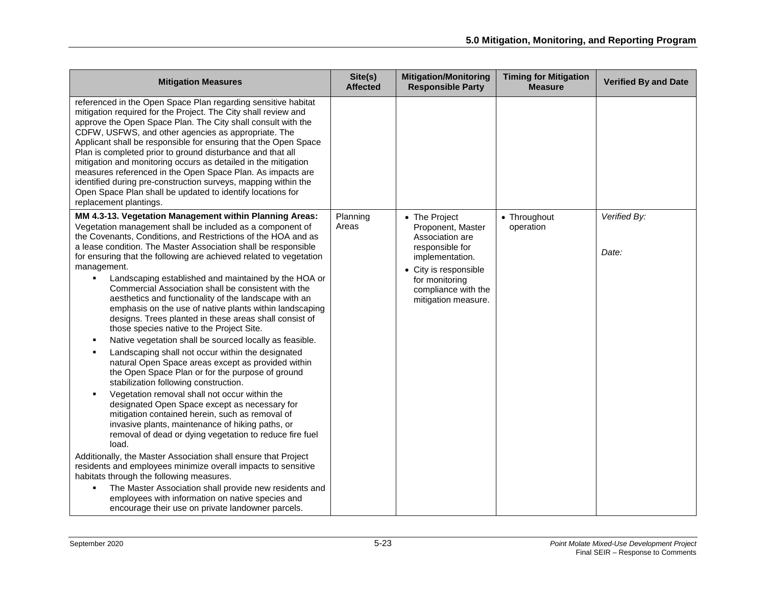| Mitigation Measures | Site(s) Affected | Mitigation/Monitoring Responsible Party | Timing for Mitigation Measure | Verified By and Date |
|---|---|---|---|---|
| referenced in the Open Space Plan regarding sensitive habitat mitigation required for the Project. The City shall review and approve the Open Space Plan. The City shall consult with the CDFW, USFWS, and other agencies as appropriate. The Applicant shall be responsible for ensuring that the Open Space Plan is completed prior to ground disturbance and that all mitigation and monitoring occurs as detailed in the mitigation measures referenced in the Open Space Plan. As impacts are identified during pre-construction surveys, mapping within the Open Space Plan shall be updated to identify locations for replacement plantings. | | | | |
| **MM 4.3-13. Vegetation Management within Planning Areas:** Vegetation management shall be included as a component of the Covenants, Conditions, and Restrictions of the HOA and as a lease condition. The Master Association shall be responsible for ensuring that the following are achieved related to vegetation management.<br>▪ Landscaping established and maintained by the HOA or Commercial Association shall be consistent with the aesthetics and functionality of the landscape with an emphasis on the use of native plants within landscaping designs. Trees planted in these areas shall consist of those species native to the Project Site.<br>▪ Native vegetation shall be sourced locally as feasible.<br>▪ Landscaping shall not occur within the designated natural Open Space areas except as provided within the Open Space Plan or for the purpose of ground stabilization following construction.<br>▪ Vegetation removal shall not occur within the designated Open Space except as necessary for mitigation contained herein, such as removal of invasive plants, maintenance of hiking paths, or removal of dead or dying vegetation to reduce fire fuel load.<br>Additionally, the Master Association shall ensure that Project residents and employees minimize overall impacts to sensitive habitats through the following measures.<br>▪ The Master Association shall provide new residents and employees with information on native species and encourage their use on private landowner parcels. | Planning Areas | • The Project Proponent, Master Association are responsible for implementation.<br>• City is responsible for monitoring compliance with the mitigation measure. | • Throughout operation | *Verified By:*<br><br>*Date:* |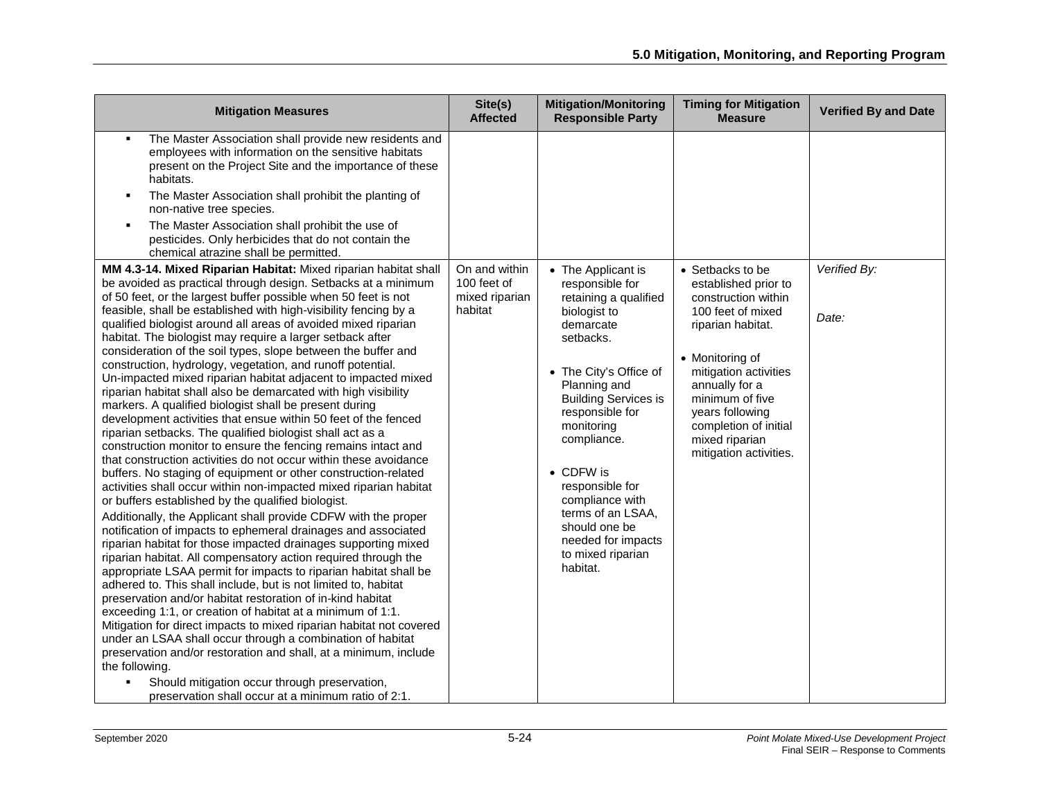| Mitigation Measures | Site(s) Affected | Mitigation/Monitoring Responsible Party | Timing for Mitigation Measure | Verified By and Date |
|---|---|---|---|---|
| ▪ The Master Association shall provide new residents and employees with information on the sensitive habitats present on the Project Site and the importance of these habitats.<br>▪ The Master Association shall prohibit the planting of non-native tree species.<br>▪ The Master Association shall prohibit the use of pesticides. Only herbicides that do not contain the chemical atrazine shall be permitted. | | | | |
| **MM 4.3-14. Mixed Riparian Habitat:** Mixed riparian habitat shall be avoided as practical through design. Setbacks at a minimum of 50 feet, or the largest buffer possible when 50 feet is not feasible, shall be established with high-visibility fencing by a qualified biologist around all areas of avoided mixed riparian habitat. The biologist may require a larger setback after consideration of the soil types, slope between the buffer and construction, hydrology, vegetation, and runoff potential. Un-impacted mixed riparian habitat adjacent to impacted mixed riparian habitat shall also be demarcated with high visibility markers. A qualified biologist shall be present during development activities that ensue within 50 feet of the fenced riparian setbacks. The qualified biologist shall act as a construction monitor to ensure the fencing remains intact and that construction activities do not occur within these avoidance buffers. No staging of equipment or other construction-related activities shall occur within non-impacted mixed riparian habitat or buffers established by the qualified biologist.<br>Additionally, the Applicant shall provide CDFW with the proper notification of impacts to ephemeral drainages and associated riparian habitat for those impacted drainages supporting mixed riparian habitat. All compensatory action required through the appropriate LSAA permit for impacts to riparian habitat shall be adhered to. This shall include, but is not limited to, habitat preservation and/or habitat restoration of in-kind habitat exceeding 1:1, or creation of habitat at a minimum of 1:1. Mitigation for direct impacts to mixed riparian habitat not covered under an LSAA shall occur through a combination of habitat preservation and/or restoration and shall, at a minimum, include the following.<br>▪ Should mitigation occur through preservation, preservation shall occur at a minimum ratio of 2:1. | On and within 100 feet of mixed riparian habitat | • The Applicant is responsible for retaining a qualified biologist to demarcate setbacks.<br>• The City's Office of Planning and Building Services is responsible for monitoring compliance.<br>• CDFW is responsible for compliance with terms of an LSAA, should one be needed for impacts to mixed riparian habitat. | • Setbacks to be established prior to construction within 100 feet of mixed riparian habitat.<br>• Monitoring of mitigation activities annually for a minimum of five years following completion of initial mixed riparian mitigation activities. | *Verified By:*<br><br>*Date:* |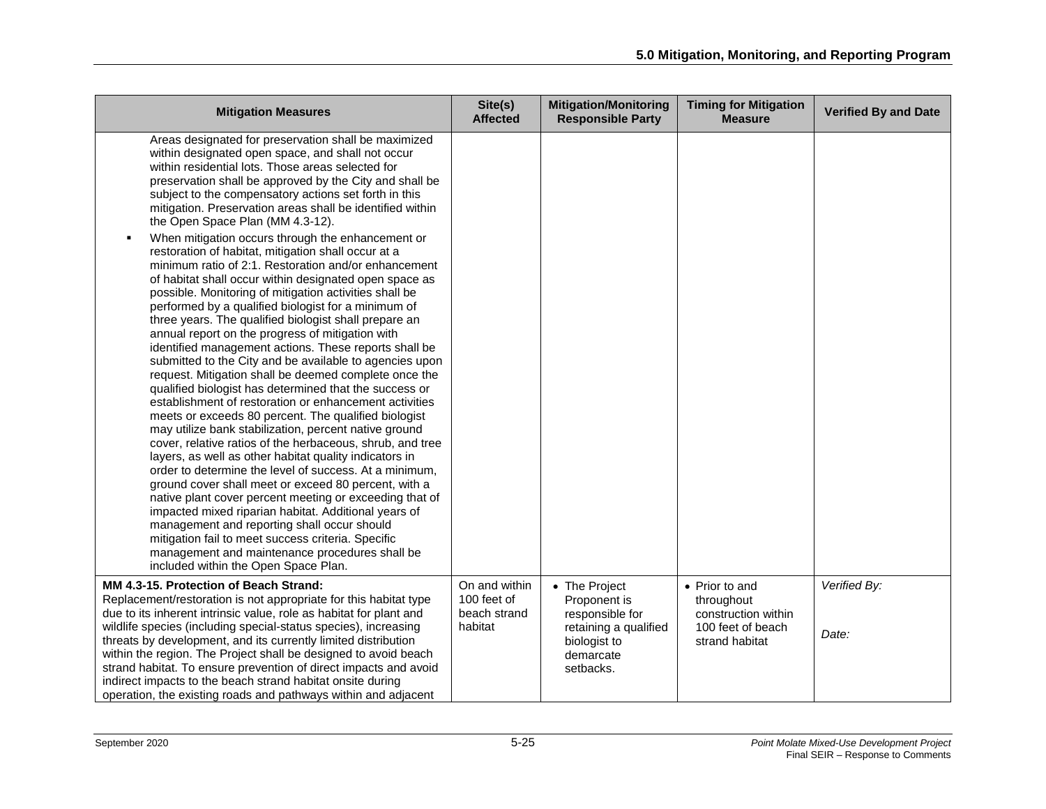| Mitigation Measures | Site(s) Affected | Mitigation/Monitoring Responsible Party | Timing for Mitigation Measure | Verified By and Date |
|---|---|---|---|---|
| Areas designated for preservation shall be maximized within designated open space, and shall not occur within residential lots. Those areas selected for preservation shall be approved by the City and shall be subject to the compensatory actions set forth in this mitigation. Preservation areas shall be identified within the Open Space Plan (MM 4.3-12).<br>▪ When mitigation occurs through the enhancement or restoration of habitat, mitigation shall occur at a minimum ratio of 2:1. Restoration and/or enhancement of habitat shall occur within designated open space as possible. Monitoring of mitigation activities shall be performed by a qualified biologist for a minimum of three years. The qualified biologist shall prepare an annual report on the progress of mitigation with identified management actions. These reports shall be submitted to the City and be available to agencies upon request. Mitigation shall be deemed complete once the qualified biologist has determined that the success or establishment of restoration or enhancement activities meets or exceeds 80 percent. The qualified biologist may utilize bank stabilization, percent native ground cover, relative ratios of the herbaceous, shrub, and tree layers, as well as other habitat quality indicators in order to determine the level of success. At a minimum, ground cover shall meet or exceed 80 percent, with a native plant cover percent meeting or exceeding that of impacted mixed riparian habitat. Additional years of management and reporting shall occur should mitigation fail to meet success criteria. Specific management and maintenance procedures shall be included within the Open Space Plan. | | | | |
| **MM 4.3-15. Protection of Beach Strand:** Replacement/restoration is not appropriate for this habitat type due to its inherent intrinsic value, role as habitat for plant and wildlife species (including special-status species), increasing threats by development, and its currently limited distribution within the region. The Project shall be designed to avoid beach strand habitat. To ensure prevention of direct impacts and avoid indirect impacts to the beach strand habitat onsite during operation, the existing roads and pathways within and adjacent | On and within 100 feet of beach strand habitat | • The Project Proponent is responsible for retaining a qualified biologist to demarcate setbacks. | • Prior to and throughout construction within 100 feet of beach strand habitat | *Verified By:*<br><br>*Date:* |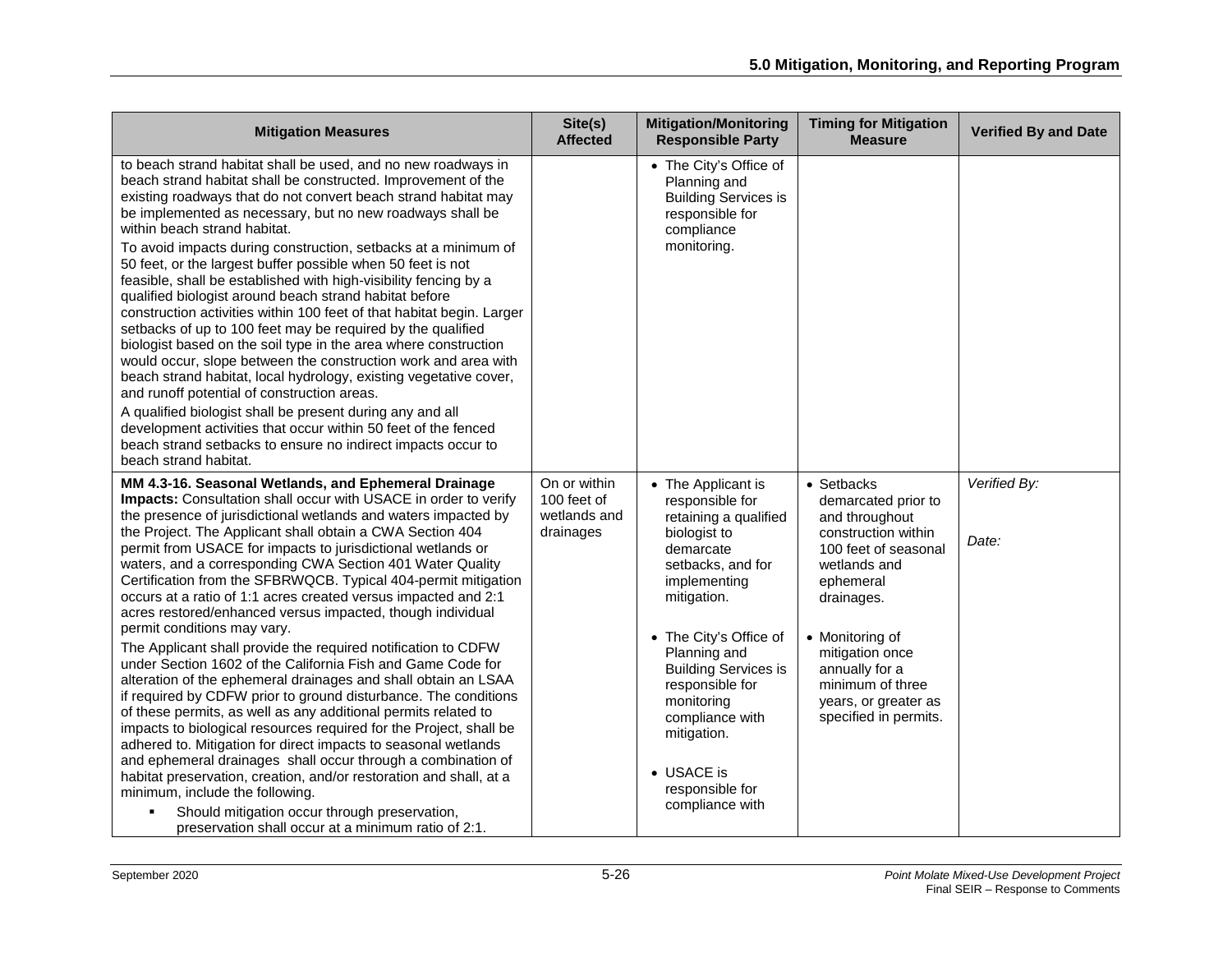| Mitigation Measures | Site(s) Affected | Mitigation/Monitoring Responsible Party | Timing for Mitigation Measure | Verified By and Date |
|---|---|---|---|---|
| to beach strand habitat shall be used, and no new roadways in beach strand habitat shall be constructed. Improvement of the existing roadways that do not convert beach strand habitat may be implemented as necessary, but no new roadways shall be within beach strand habitat.<br>To avoid impacts during construction, setbacks at a minimum of 50 feet, or the largest buffer possible when 50 feet is not feasible, shall be established with high-visibility fencing by a qualified biologist around beach strand habitat before construction activities within 100 feet of that habitat begin. Larger setbacks of up to 100 feet may be required by the qualified biologist based on the soil type in the area where construction would occur, slope between the construction work and area with beach strand habitat, local hydrology, existing vegetative cover, and runoff potential of construction areas.<br>A qualified biologist shall be present during any and all development activities that occur within 50 feet of the fenced beach strand setbacks to ensure no indirect impacts occur to beach strand habitat. | | • The City's Office of Planning and Building Services is responsible for compliance monitoring. | | |
| **MM 4.3-16. Seasonal Wetlands, and Ephemeral Drainage Impacts:** Consultation shall occur with USACE in order to verify the presence of jurisdictional wetlands and waters impacted by the Project. The Applicant shall obtain a CWA Section 404 permit from USACE for impacts to jurisdictional wetlands or waters, and a corresponding CWA Section 401 Water Quality Certification from the SFBRWQCB. Typical 404-permit mitigation occurs at a ratio of 1:1 acres created versus impacted and 2:1 acres restored/enhanced versus impacted, though individual permit conditions may vary.<br>The Applicant shall provide the required notification to CDFW under Section 1602 of the California Fish and Game Code for alteration of the ephemeral drainages and shall obtain an LSAA if required by CDFW prior to ground disturbance. The conditions of these permits, as well as any additional permits related to impacts to biological resources required for the Project, shall be adhered to. Mitigation for direct impacts to seasonal wetlands and ephemeral drainages shall occur through a combination of habitat preservation, creation, and/or restoration and shall, at a minimum, include the following.<br>▪ Should mitigation occur through preservation, preservation shall occur at a minimum ratio of 2:1. | On or within 100 feet of wetlands and drainages | • The Applicant is responsible for retaining a qualified biologist to demarcate setbacks, and for implementing mitigation.<br>• The City's Office of Planning and Building Services is responsible for monitoring compliance with mitigation.<br>• USACE is responsible for compliance with | • Setbacks demarcated prior to and throughout construction within 100 feet of seasonal wetlands and ephemeral drainages.<br>• Monitoring of mitigation once annually for a minimum of three years, or greater as specified in permits. | *Verified By:*<br><br>*Date:* |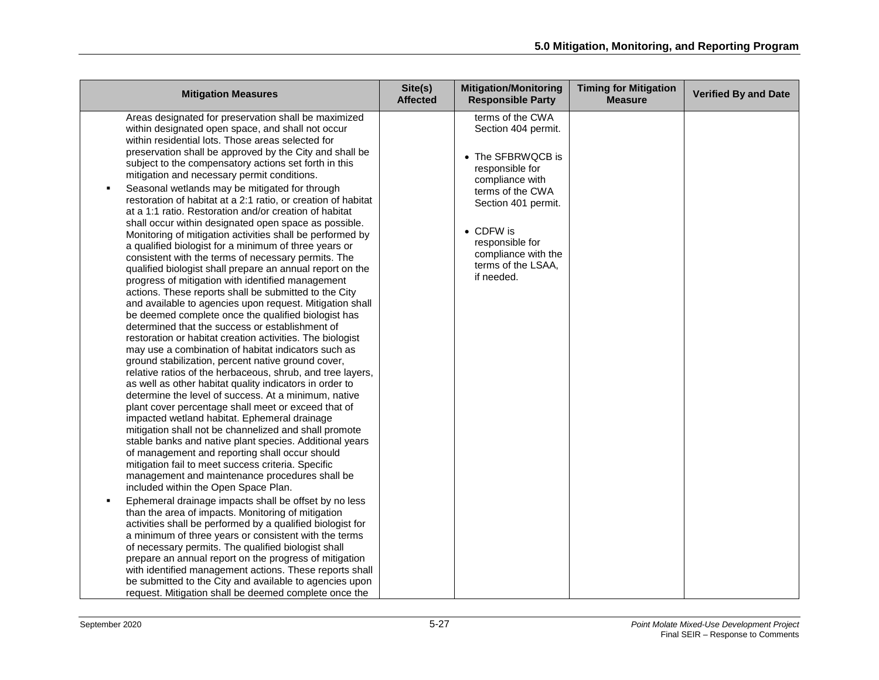| Mitigation Measures | Site(s) Affected | Mitigation/Monitoring Responsible Party | Timing for Mitigation Measure | Verified By and Date |
|---|---|---|---|---|
| Areas designated for preservation shall be maximized within designated open space, and shall not occur within residential lots. Those areas selected for preservation shall be approved by the City and shall be subject to the compensatory actions set forth in this mitigation and necessary permit conditions.<br>▪ Seasonal wetlands may be mitigated for through restoration of habitat at a 2:1 ratio, or creation of habitat at a 1:1 ratio. Restoration and/or creation of habitat shall occur within designated open space as possible. Monitoring of mitigation activities shall be performed by a qualified biologist for a minimum of three years or consistent with the terms of necessary permits. The qualified biologist shall prepare an annual report on the progress of mitigation with identified management actions. These reports shall be submitted to the City and available to agencies upon request. Mitigation shall be deemed complete once the qualified biologist has determined that the success or establishment of restoration or habitat creation activities. The biologist may use a combination of habitat indicators such as ground stabilization, percent native ground cover, relative ratios of the herbaceous, shrub, and tree layers, as well as other habitat quality indicators in order to determine the level of success. At a minimum, native plant cover percentage shall meet or exceed that of impacted wetland habitat. Ephemeral drainage mitigation shall not be channelized and shall promote stable banks and native plant species. Additional years of management and reporting shall occur should mitigation fail to meet success criteria. Specific management and maintenance procedures shall be included within the Open Space Plan.<br>▪ Ephemeral drainage impacts shall be offset by no less than the area of impacts. Monitoring of mitigation activities shall be performed by a qualified biologist for a minimum of three years or consistent with the terms of necessary permits. The qualified biologist shall prepare an annual report on the progress of mitigation with identified management actions. These reports shall be submitted to the City and available to agencies upon request. Mitigation shall be deemed complete once the | | terms of the CWA Section 404 permit.<br>• The SFBRWQCB is responsible for compliance with terms of the CWA Section 401 permit.<br>• CDFW is responsible for compliance with the terms of the LSAA, if needed. | | |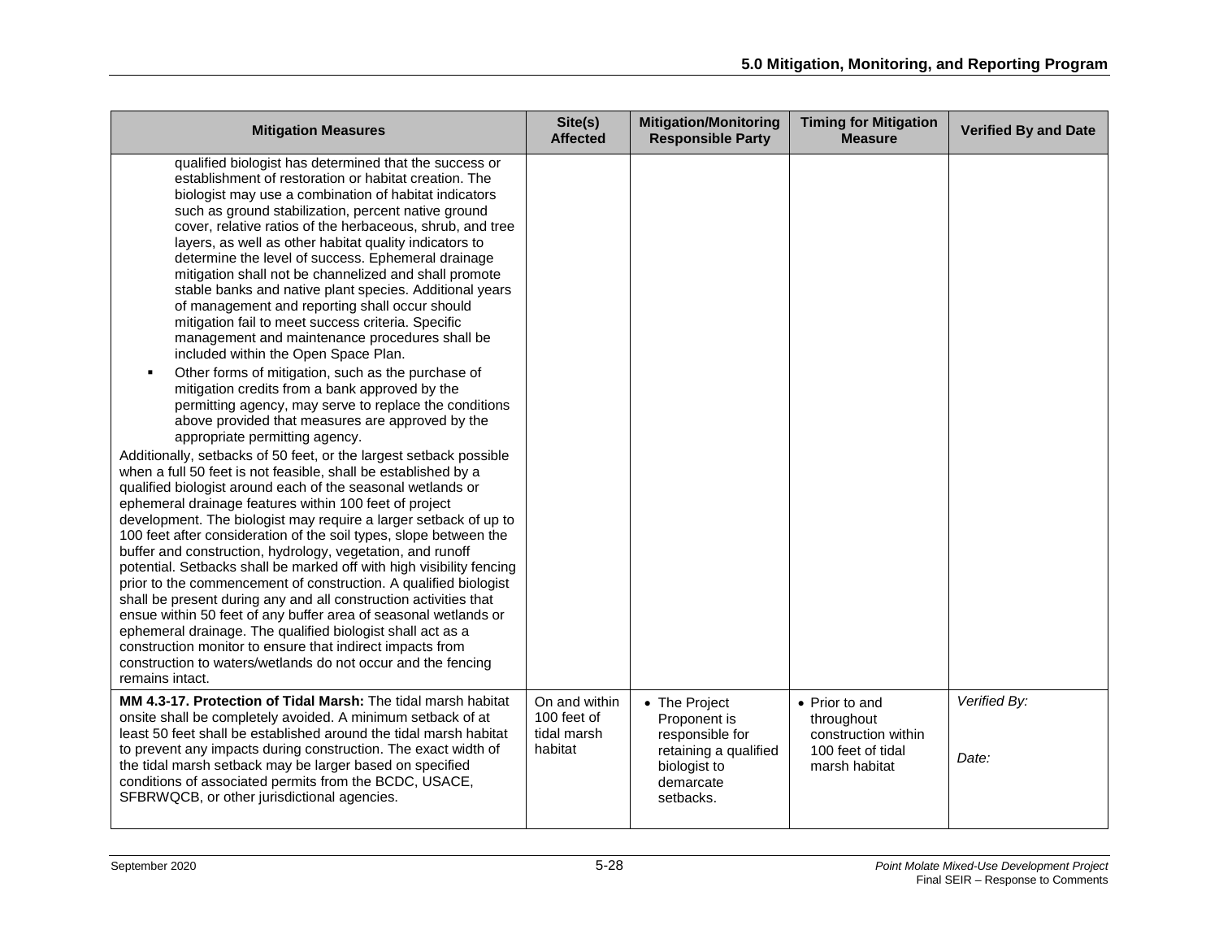| Mitigation Measures | Site(s) Affected | Mitigation/Monitoring Responsible Party | Timing for Mitigation Measure | Verified By and Date |
|---|---|---|---|---|
| qualified biologist has determined that the success or establishment of restoration or habitat creation. The biologist may use a combination of habitat indicators such as ground stabilization, percent native ground cover, relative ratios of the herbaceous, shrub, and tree layers, as well as other habitat quality indicators to determine the level of success. Ephemeral drainage mitigation shall not be channelized and shall promote stable banks and native plant species. Additional years of management and reporting shall occur should mitigation fail to meet success criteria. Specific management and maintenance procedures shall be included within the Open Space Plan.<br>▪ Other forms of mitigation, such as the purchase of mitigation credits from a bank approved by the permitting agency, may serve to replace the conditions above provided that measures are approved by the appropriate permitting agency.<br>Additionally, setbacks of 50 feet, or the largest setback possible when a full 50 feet is not feasible, shall be established by a qualified biologist around each of the seasonal wetlands or ephemeral drainage features within 100 feet of project development. The biologist may require a larger setback of up to 100 feet after consideration of the soil types, slope between the buffer and construction, hydrology, vegetation, and runoff potential. Setbacks shall be marked off with high visibility fencing prior to the commencement of construction. A qualified biologist shall be present during any and all construction activities that ensue within 50 feet of any buffer area of seasonal wetlands or ephemeral drainage. The qualified biologist shall act as a construction monitor to ensure that indirect impacts from construction to waters/wetlands do not occur and the fencing remains intact. | | | | |
| **MM 4.3-17. Protection of Tidal Marsh:** The tidal marsh habitat onsite shall be completely avoided. A minimum setback of at least 50 feet shall be established around the tidal marsh habitat to prevent any impacts during construction. The exact width of the tidal marsh setback may be larger based on specified conditions of associated permits from the BCDC, USACE, SFBRWQCB, or other jurisdictional agencies. | On and within 100 feet of tidal marsh habitat | • The Project Proponent is responsible for retaining a qualified biologist to demarcate setbacks. | • Prior to and throughout construction within 100 feet of tidal marsh habitat | *Verified By:*<br><br>*Date:* |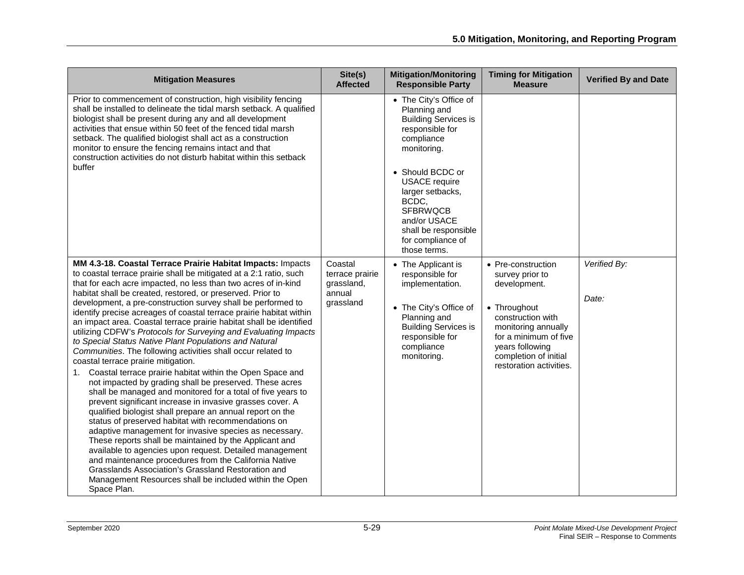| Mitigation Measures | Site(s) Affected | Mitigation/Monitoring Responsible Party | Timing for Mitigation Measure | Verified By and Date |
|---|---|---|---|---|
| Prior to commencement of construction, high visibility fencing shall be installed to delineate the tidal marsh setback. A qualified biologist shall be present during any and all development activities that ensue within 50 feet of the fenced tidal marsh setback. The qualified biologist shall act as a construction monitor to ensure the fencing remains intact and that construction activities do not disturb habitat within this setback buffer | | • The City's Office of Planning and Building Services is responsible for compliance monitoring.<br><br>• Should BCDC or USACE require larger setbacks, BCDC, SFBRWQCB and/or USACE shall be responsible for compliance of those terms. | | |
| **MM 4.3-18. Coastal Terrace Prairie Habitat Impacts:** Impacts to coastal terrace prairie shall be mitigated at a 2:1 ratio, such that for each acre impacted, no less than two acres of in-kind habitat shall be created, restored, or preserved. Prior to development, a pre-construction survey shall be performed to identify precise acreages of coastal terrace prairie habitat within an impact area. Coastal terrace prairie habitat shall be identified utilizing CDFW's *Protocols for Surveying and Evaluating Impacts to Special Status Native Plant Populations and Natural Communities*. The following activities shall occur related to coastal terrace prairie mitigation.<br>1. Coastal terrace prairie habitat within the Open Space and not impacted by grading shall be preserved. These acres shall be managed and monitored for a total of five years to prevent significant increase in invasive grasses cover. A qualified biologist shall prepare an annual report on the status of preserved habitat with recommendations on adaptive management for invasive species as necessary. These reports shall be maintained by the Applicant and available to agencies upon request. Detailed management and maintenance procedures from the California Native Grasslands Association's Grassland Restoration and Management Resources shall be included within the Open Space Plan. | Coastal terrace prairie grassland, annual grassland | • The Applicant is responsible for implementation.<br><br>• The City's Office of Planning and Building Services is responsible for compliance monitoring. | • Pre-construction survey prior to development.<br><br>• Throughout construction with monitoring annually for a minimum of five years following completion of initial restoration activities. | *Verified By:*<br><br>*Date:* |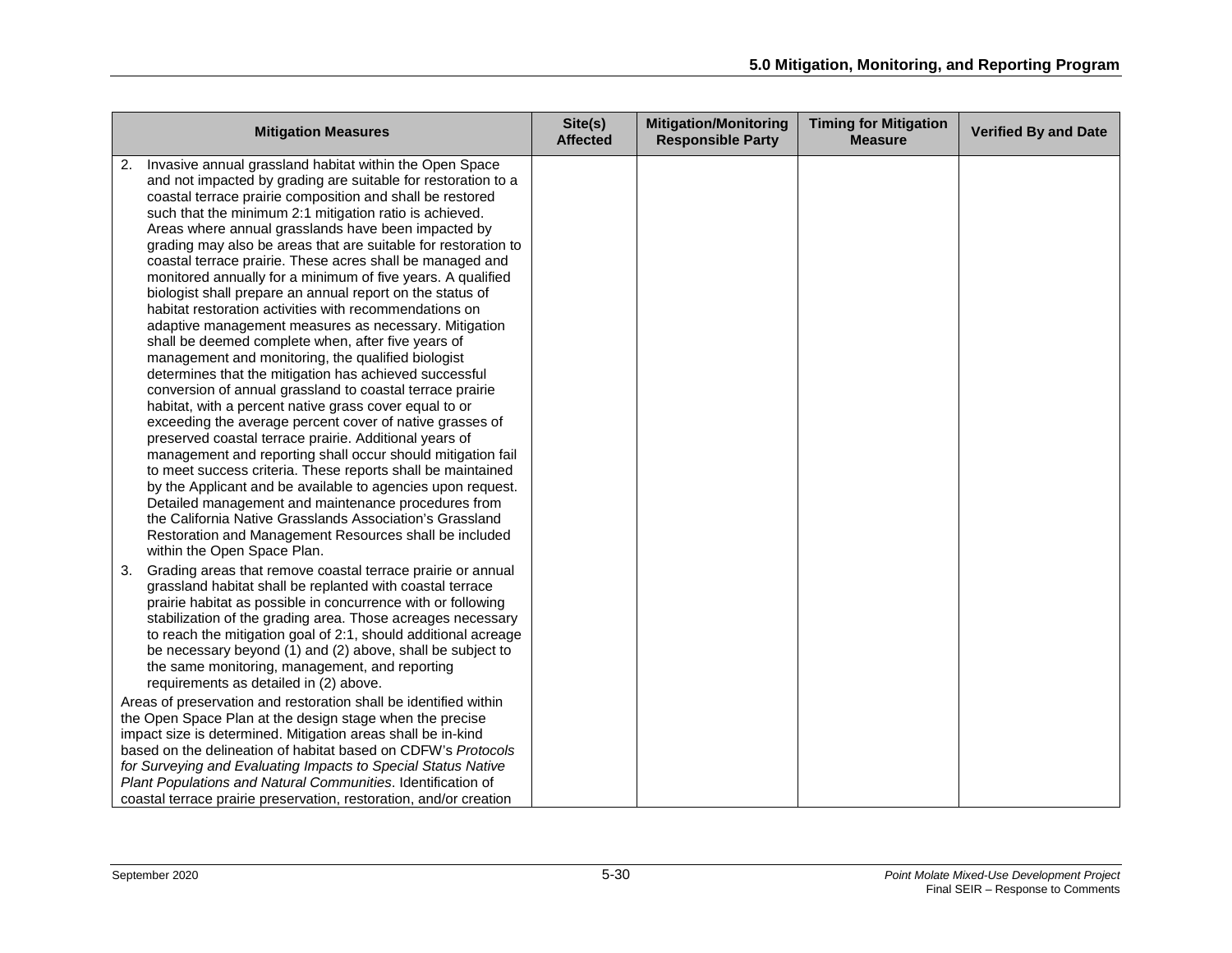| Mitigation Measures | Site(s) Affected | Mitigation/Monitoring Responsible Party | Timing for Mitigation Measure | Verified By and Date |
|---|---|---|---|---|
| 2. Invasive annual grassland habitat within the Open Space and not impacted by grading are suitable for restoration to a coastal terrace prairie composition and shall be restored such that the minimum 2:1 mitigation ratio is achieved. Areas where annual grasslands have been impacted by grading may also be areas that are suitable for restoration to coastal terrace prairie. These acres shall be managed and monitored annually for a minimum of five years. A qualified biologist shall prepare an annual report on the status of habitat restoration activities with recommendations on adaptive management measures as necessary. Mitigation shall be deemed complete when, after five years of management and monitoring, the qualified biologist determines that the mitigation has achieved successful conversion of annual grassland to coastal terrace prairie habitat, with a percent native grass cover equal to or exceeding the average percent cover of native grasses of preserved coastal terrace prairie. Additional years of management and reporting shall occur should mitigation fail to meet success criteria. These reports shall be maintained by the Applicant and be available to agencies upon request. Detailed management and maintenance procedures from the California Native Grasslands Association's Grassland Restoration and Management Resources shall be included within the Open Space Plan.<br>3. Grading areas that remove coastal terrace prairie or annual grassland habitat shall be replanted with coastal terrace prairie habitat as possible in concurrence with or following stabilization of the grading area. Those acreages necessary to reach the mitigation goal of 2:1, should additional acreage be necessary beyond (1) and (2) above, shall be subject to the same monitoring, management, and reporting requirements as detailed in (2) above.<br>Areas of preservation and restoration shall be identified within the Open Space Plan at the design stage when the precise impact size is determined. Mitigation areas shall be in-kind based on the delineation of habitat based on CDFW's *Protocols for Surveying and Evaluating Impacts to Special Status Native Plant Populations and Natural Communities*. Identification of coastal terrace prairie preservation, restoration, and/or creation | | | | |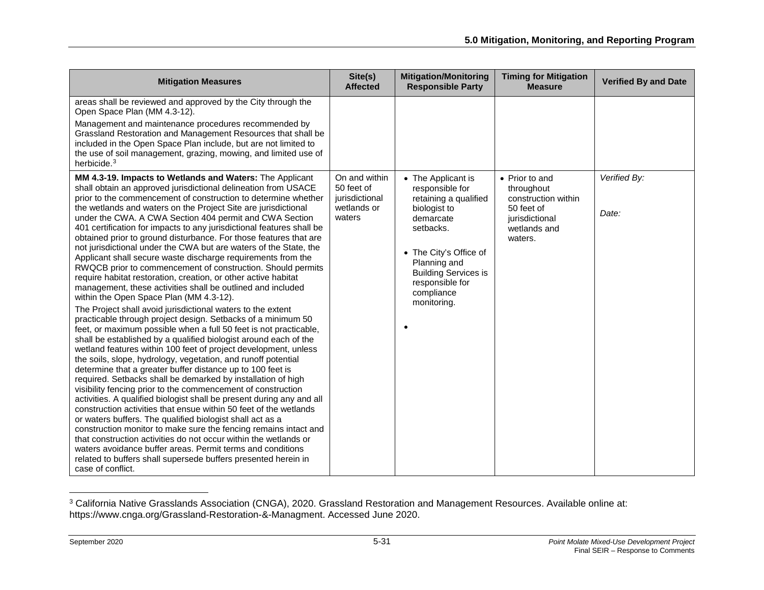| Mitigation Measures | Site(s) Affected | Mitigation/Monitoring Responsible Party | Timing for Mitigation Measure | Verified By and Date |
|---|---|---|---|---|
| areas shall be reviewed and approved by the City through the Open Space Plan (MM 4.3-12).<br><br>Management and maintenance procedures recommended by Grassland Restoration and Management Resources that shall be included in the Open Space Plan include, but are not limited to the use of soil management, grazing, mowing, and limited use of herbicide.[3] | | | | |
| **MM 4.3-19. Impacts to Wetlands and Waters:** The Applicant shall obtain an approved jurisdictional delineation from USACE prior to the commencement of construction to determine whether the wetlands and waters on the Project Site are jurisdictional under the CWA. A CWA Section 404 permit and CWA Section 401 certification for impacts to any jurisdictional features shall be obtained prior to ground disturbance. For those features that are not jurisdictional under the CWA but are waters of the State, the Applicant shall secure waste discharge requirements from the RWQCB prior to commencement of construction. Should permits require habitat restoration, creation, or other active habitat management, these activities shall be outlined and included within the Open Space Plan (MM 4.3-12).<br><br>The Project shall avoid jurisdictional waters to the extent practicable through project design. Setbacks of a minimum 50 feet, or maximum possible when a full 50 feet is not practicable, shall be established by a qualified biologist around each of the wetland features within 100 feet of project development, unless the soils, slope, hydrology, vegetation, and runoff potential determine that a greater buffer distance up to 100 feet is required. Setbacks shall be demarked by installation of high visibility fencing prior to the commencement of construction activities. A qualified biologist shall be present during any and all construction activities that ensue within 50 feet of the wetlands or waters buffers. The qualified biologist shall act as a construction monitor to make sure the fencing remains intact and that construction activities do not occur within the wetlands or waters avoidance buffer areas. Permit terms and conditions related to buffers shall supersede buffers presented herein in case of conflict. | On and within 50 feet of jurisdictional wetlands or waters | • The Applicant is responsible for retaining a qualified biologist to demarcate setbacks.<br>• The City's Office of Planning and Building Services is responsible for compliance monitoring.<br>• | • Prior to and throughout construction within 50 feet of jurisdictional wetlands and waters. | *Verified By:*<br><br>*Date:* |

[3] California Native Grasslands Association (CNGA), 2020. Grassland Restoration and Management Resources. Available online at: https://www.cnga.org/Grassland-Restoration-&-Managment. Accessed June 2020.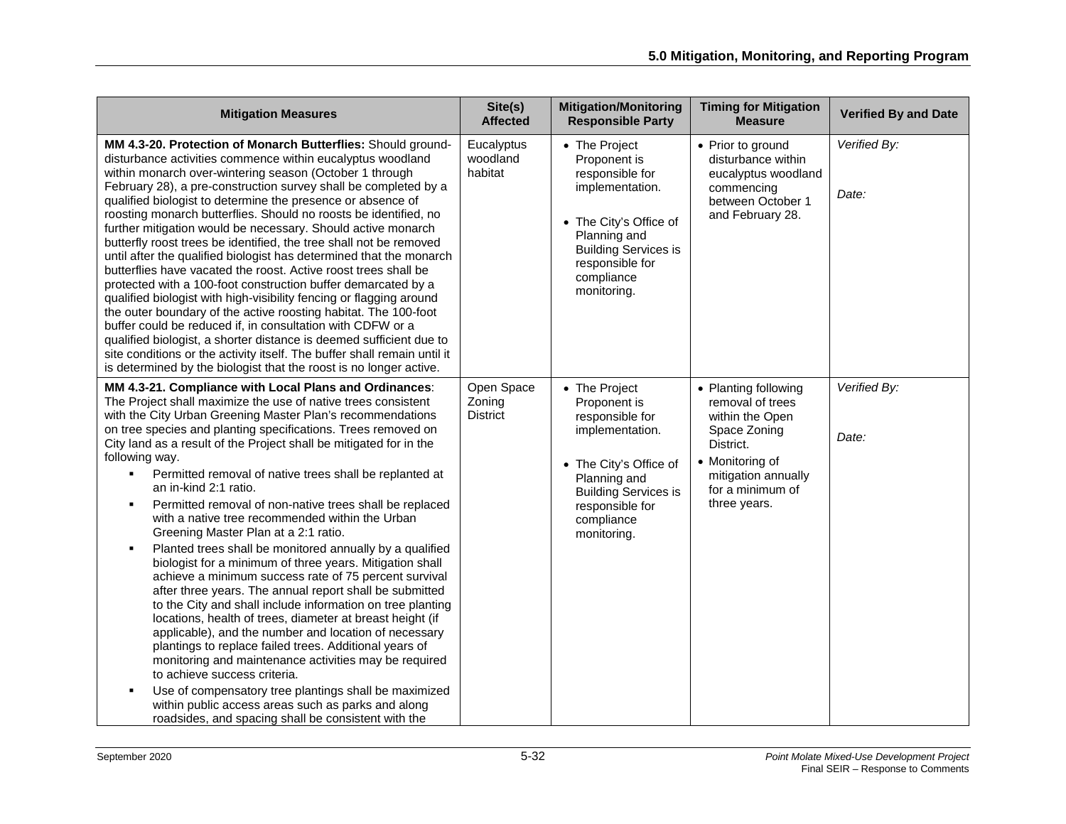| Mitigation Measures | Site(s) Affected | Mitigation/Monitoring Responsible Party | Timing for Mitigation Measure | Verified By and Date |
|---|---|---|---|---|
| **MM 4.3-20. Protection of Monarch Butterflies:** Should ground-disturbance activities commence within eucalyptus woodland within monarch over-wintering season (October 1 through February 28), a pre-construction survey shall be completed by a qualified biologist to determine the presence or absence of roosting monarch butterflies. Should no roosts be identified, no further mitigation would be necessary. Should active monarch butterfly roost trees be identified, the tree shall not be removed until after the qualified biologist has determined that the monarch butterflies have vacated the roost. Active roost trees shall be protected with a 100-foot construction buffer demarcated by a qualified biologist with high-visibility fencing or flagging around the outer boundary of the active roosting habitat. The 100-foot buffer could be reduced if, in consultation with CDFW or a qualified biologist, a shorter distance is deemed sufficient due to site conditions or the activity itself. The buffer shall remain until it is determined by the biologist that the roost is no longer active. | Eucalyptus woodland habitat | • The Project Proponent is responsible for implementation.<br>• The City's Office of Planning and Building Services is responsible for compliance monitoring. | • Prior to ground disturbance within eucalyptus woodland commencing between October 1 and February 28. | *Verified By:*<br><br>*Date:* |
| **MM 4.3-21. Compliance with Local Plans and Ordinances**: The Project shall maximize the use of native trees consistent with the City Urban Greening Master Plan's recommendations on tree species and planting specifications. Trees removed on City land as a result of the Project shall be mitigated for in the following way.<br>▪ Permitted removal of native trees shall be replanted at an in-kind 2:1 ratio.<br>▪ Permitted removal of non-native trees shall be replaced with a native tree recommended within the Urban Greening Master Plan at a 2:1 ratio.<br>▪ Planted trees shall be monitored annually by a qualified biologist for a minimum of three years. Mitigation shall achieve a minimum success rate of 75 percent survival after three years. The annual report shall be submitted to the City and shall include information on tree planting locations, health of trees, diameter at breast height (if applicable), and the number and location of necessary plantings to replace failed trees. Additional years of monitoring and maintenance activities may be required to achieve success criteria.<br>▪ Use of compensatory tree plantings shall be maximized within public access areas such as parks and along roadsides, and spacing shall be consistent with the | Open Space Zoning District | • The Project Proponent is responsible for implementation.<br>• The City's Office of Planning and Building Services is responsible for compliance monitoring. | • Planting following removal of trees within the Open Space Zoning District.<br>• Monitoring of mitigation annually for a minimum of three years. | *Verified By:*<br><br>*Date:* |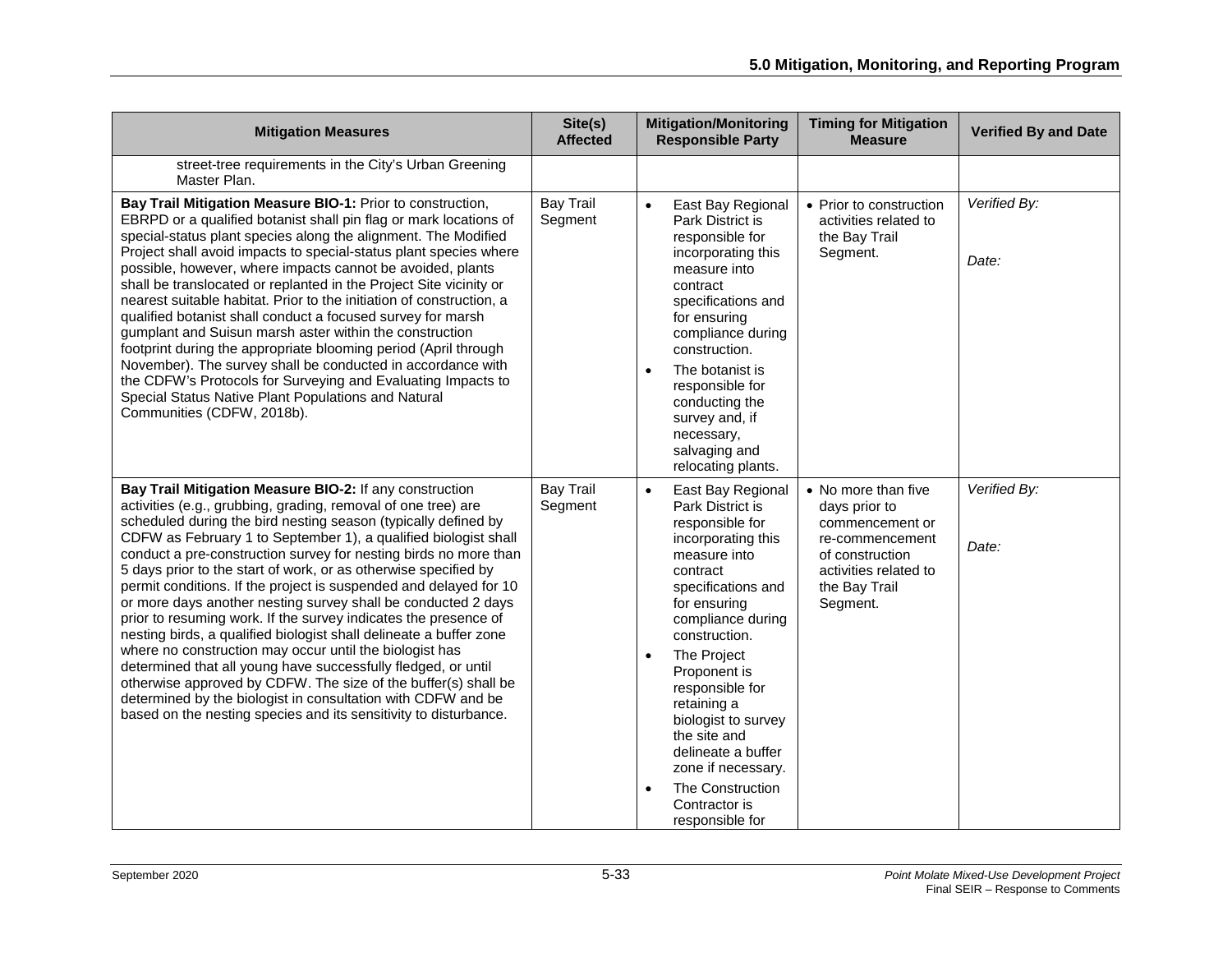| Mitigation Measures | Site(s) Affected | Mitigation/Monitoring Responsible Party | Timing for Mitigation Measure | Verified By and Date |
|---|---|---|---|---|
| street-tree requirements in the City's Urban Greening Master Plan. | | | | |
| **Bay Trail Mitigation Measure BIO-1:** Prior to construction, EBRPD or a qualified botanist shall pin flag or mark locations of special-status plant species along the alignment. The Modified Project shall avoid impacts to special-status plant species where possible, however, where impacts cannot be avoided, plants shall be translocated or replanted in the Project Site vicinity or nearest suitable habitat. Prior to the initiation of construction, a qualified botanist shall conduct a focused survey for marsh gumplant and Suisun marsh aster within the construction footprint during the appropriate blooming period (April through November). The survey shall be conducted in accordance with the CDFW's Protocols for Surveying and Evaluating Impacts to Special Status Native Plant Populations and Natural Communities (CDFW, 2018b). | Bay Trail Segment | • East Bay Regional Park District is responsible for incorporating this measure into contract specifications and for ensuring compliance during construction.<br>• The botanist is responsible for conducting the survey and, if necessary, salvaging and relocating plants. | • Prior to construction activities related to the Bay Trail Segment. | *Verified By:*<br><br>*Date:* |
| **Bay Trail Mitigation Measure BIO-2:** If any construction activities (e.g., grubbing, grading, removal of one tree) are scheduled during the bird nesting season (typically defined by CDFW as February 1 to September 1), a qualified biologist shall conduct a pre-construction survey for nesting birds no more than 5 days prior to the start of work, or as otherwise specified by permit conditions. If the project is suspended and delayed for 10 or more days another nesting survey shall be conducted 2 days prior to resuming work. If the survey indicates the presence of nesting birds, a qualified biologist shall delineate a buffer zone where no construction may occur until the biologist has determined that all young have successfully fledged, or until otherwise approved by CDFW. The size of the buffer(s) shall be determined by the biologist in consultation with CDFW and be based on the nesting species and its sensitivity to disturbance. | Bay Trail Segment | • East Bay Regional Park District is responsible for incorporating this measure into contract specifications and for ensuring compliance during construction.<br>• The Project Proponent is responsible for retaining a biologist to survey the site and delineate a buffer zone if necessary.<br>• The Construction Contractor is responsible for | • No more than five days prior to commencement or re-commencement of construction activities related to the Bay Trail Segment. | *Verified By:*<br><br>*Date:* |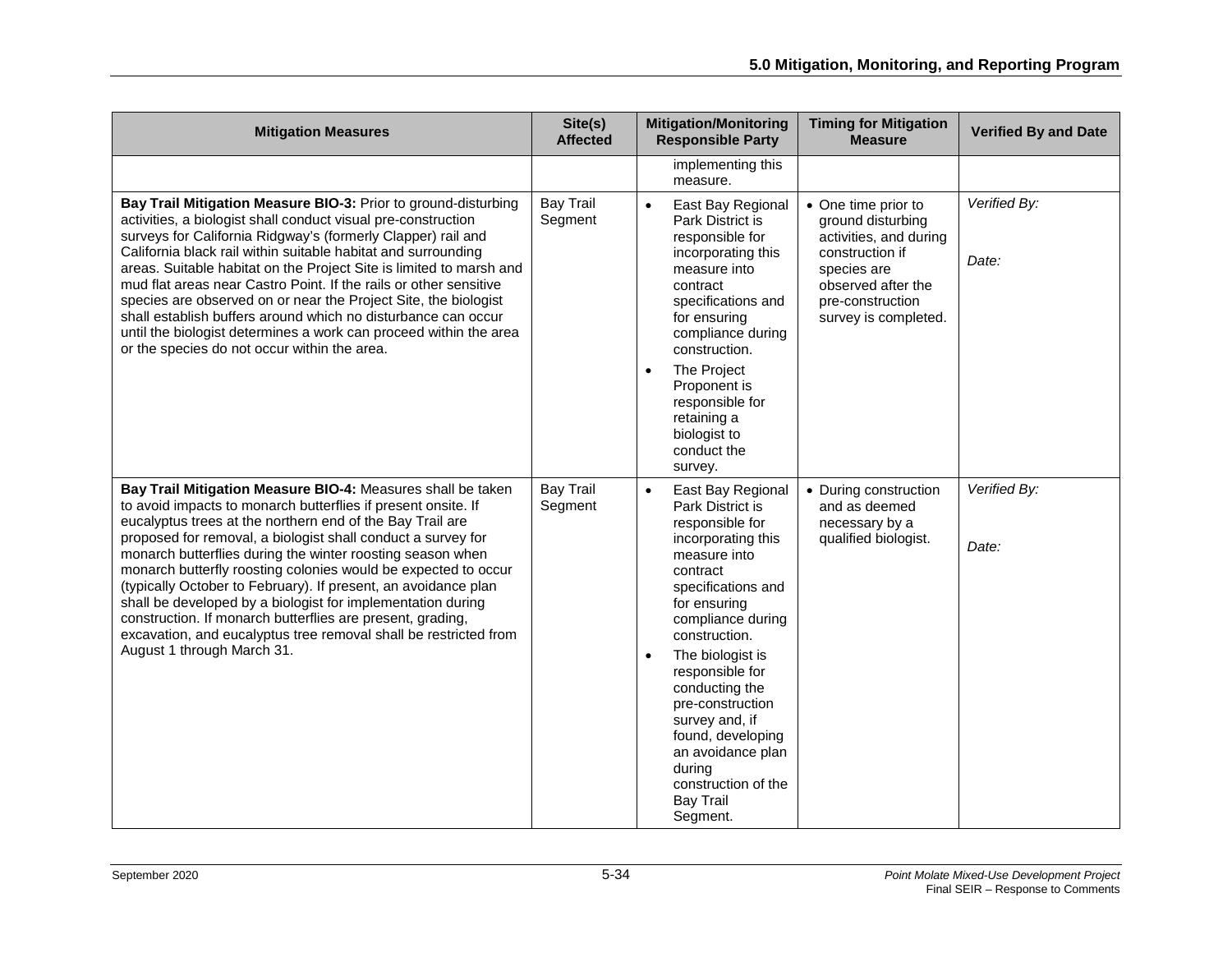| Mitigation Measures | Site(s) Affected | Mitigation/Monitoring Responsible Party | Timing for Mitigation Measure | Verified By and Date |
|---|---|---|---|---|
| | | implementing this measure. | | |
| **Bay Trail Mitigation Measure BIO-3:** Prior to ground-disturbing activities, a biologist shall conduct visual pre-construction surveys for California Ridgway's (formerly Clapper) rail and California black rail within suitable habitat and surrounding areas. Suitable habitat on the Project Site is limited to marsh and mud flat areas near Castro Point. If the rails or other sensitive species are observed on or near the Project Site, the biologist shall establish buffers around which no disturbance can occur until the biologist determines a work can proceed within the area or the species do not occur within the area. | Bay Trail Segment | • East Bay Regional Park District is responsible for incorporating this measure into contract specifications and for ensuring compliance during construction. <br> • The Project Proponent is responsible for retaining a biologist to conduct the survey. | • One time prior to ground disturbing activities, and during construction if species are observed after the pre-construction survey is completed. | *Verified By:* <br><br> *Date:* |
| **Bay Trail Mitigation Measure BIO-4:** Measures shall be taken to avoid impacts to monarch butterflies if present onsite. If eucalyptus trees at the northern end of the Bay Trail are proposed for removal, a biologist shall conduct a survey for monarch butterflies during the winter roosting season when monarch butterfly roosting colonies would be expected to occur (typically October to February). If present, an avoidance plan shall be developed by a biologist for implementation during construction. If monarch butterflies are present, grading, excavation, and eucalyptus tree removal shall be restricted from August 1 through March 31. | Bay Trail Segment | • East Bay Regional Park District is responsible for incorporating this measure into contract specifications and for ensuring compliance during construction. <br> • The biologist is responsible for conducting the pre-construction survey and, if found, developing an avoidance plan during construction of the Bay Trail Segment. | • During construction and as deemed necessary by a qualified biologist. | *Verified By:* <br><br> *Date:* |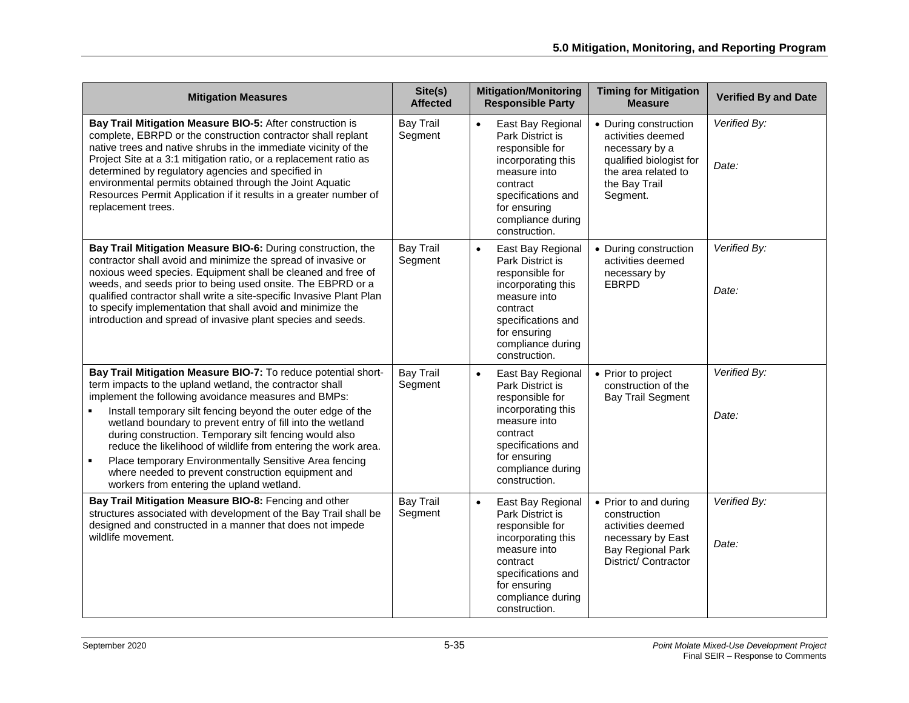| Mitigation Measures | Site(s) Affected | Mitigation/Monitoring Responsible Party | Timing for Mitigation Measure | Verified By and Date |
|---|---|---|---|---|
| **Bay Trail Mitigation Measure BIO-5:** After construction is complete, EBRPD or the construction contractor shall replant native trees and native shrubs in the immediate vicinity of the Project Site at a 3:1 mitigation ratio, or a replacement ratio as determined by regulatory agencies and specified in environmental permits obtained through the Joint Aquatic Resources Permit Application if it results in a greater number of replacement trees. | Bay Trail Segment | • East Bay Regional Park District is responsible for incorporating this measure into contract specifications and for ensuring compliance during construction. | • During construction activities deemed necessary by a qualified biologist for the area related to the Bay Trail Segment. | *Verified By:*<br><br>*Date:* |
| **Bay Trail Mitigation Measure BIO-6:** During construction, the contractor shall avoid and minimize the spread of invasive or noxious weed species. Equipment shall be cleaned and free of weeds, and seeds prior to being used onsite. The EBPRD or a qualified contractor shall write a site-specific Invasive Plant Plan to specify implementation that shall avoid and minimize the introduction and spread of invasive plant species and seeds. | Bay Trail Segment | • East Bay Regional Park District is responsible for incorporating this measure into contract specifications and for ensuring compliance during construction. | • During construction activities deemed necessary by EBRPD | *Verified By:*<br><br>*Date:* |
| **Bay Trail Mitigation Measure BIO-7:** To reduce potential short-term impacts to the upland wetland, the contractor shall implement the following avoidance measures and BMPs:<br>▪ Install temporary silt fencing beyond the outer edge of the wetland boundary to prevent entry of fill into the wetland during construction. Temporary silt fencing would also reduce the likelihood of wildlife from entering the work area.<br>▪ Place temporary Environmentally Sensitive Area fencing where needed to prevent construction equipment and workers from entering the upland wetland. | Bay Trail Segment | • East Bay Regional Park District is responsible for incorporating this measure into contract specifications and for ensuring compliance during construction. | • Prior to project construction of the Bay Trail Segment | *Verified By:*<br><br>*Date:* |
| **Bay Trail Mitigation Measure BIO-8:** Fencing and other structures associated with development of the Bay Trail shall be designed and constructed in a manner that does not impede wildlife movement. | Bay Trail Segment | • East Bay Regional Park District is responsible for incorporating this measure into contract specifications and for ensuring compliance during construction. | • Prior to and during construction activities deemed necessary by East Bay Regional Park District/ Contractor | *Verified By:*<br><br>*Date:* |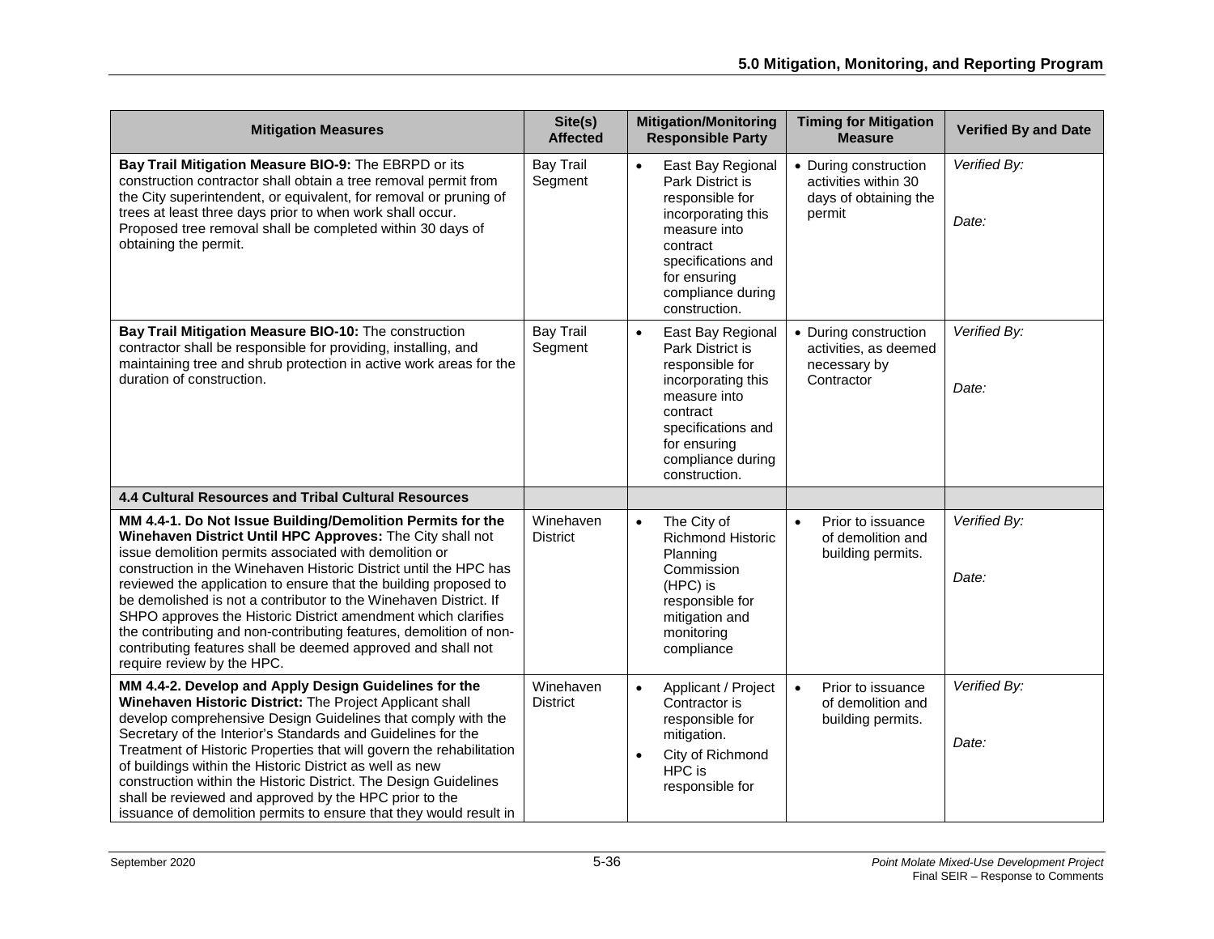| Mitigation Measures | Site(s) Affected | Mitigation/Monitoring Responsible Party | Timing for Mitigation Measure | Verified By and Date |
|---|---|---|---|---|
| **Bay Trail Mitigation Measure BIO-9:** The EBRPD or its construction contractor shall obtain a tree removal permit from the City superintendent, or equivalent, for removal or pruning of trees at least three days prior to when work shall occur. Proposed tree removal shall be completed within 30 days of obtaining the permit. | Bay Trail Segment | • East Bay Regional Park District is responsible for incorporating this measure into contract specifications and for ensuring compliance during construction. | • During construction activities within 30 days of obtaining the permit | *Verified By:*<br><br>*Date:* |
| **Bay Trail Mitigation Measure BIO-10:** The construction contractor shall be responsible for providing, installing, and maintaining tree and shrub protection in active work areas for the duration of construction. | Bay Trail Segment | • East Bay Regional Park District is responsible for incorporating this measure into contract specifications and for ensuring compliance during construction. | • During construction activities, as deemed necessary by Contractor | *Verified By:*<br><br>*Date:* |
| **4.4 Cultural Resources and Tribal Cultural Resources** | | | | |
| **MM 4.4-1. Do Not Issue Building/Demolition Permits for the Winehaven District Until HPC Approves:** The City shall not issue demolition permits associated with demolition or construction in the Winehaven Historic District until the HPC has reviewed the application to ensure that the building proposed to be demolished is not a contributor to the Winehaven District. If SHPO approves the Historic District amendment which clarifies the contributing and non-contributing features, demolition of non-contributing features shall be deemed approved and shall not require review by the HPC. | Winehaven District | • The City of Richmond Historic Planning Commission (HPC) is responsible for mitigation and monitoring compliance | • Prior to issuance of demolition and building permits. | *Verified By:*<br><br>*Date:* |
| **MM 4.4-2. Develop and Apply Design Guidelines for the Winehaven Historic District:** The Project Applicant shall develop comprehensive Design Guidelines that comply with the Secretary of the Interior's Standards and Guidelines for the Treatment of Historic Properties that will govern the rehabilitation of buildings within the Historic District as well as new construction within the Historic District. The Design Guidelines shall be reviewed and approved by the HPC prior to the issuance of demolition permits to ensure that they would result in | Winehaven District | • Applicant / Project Contractor is responsible for mitigation.<br>• City of Richmond HPC is responsible for | • Prior to issuance of demolition and building permits. | *Verified By:*<br><br>*Date:* |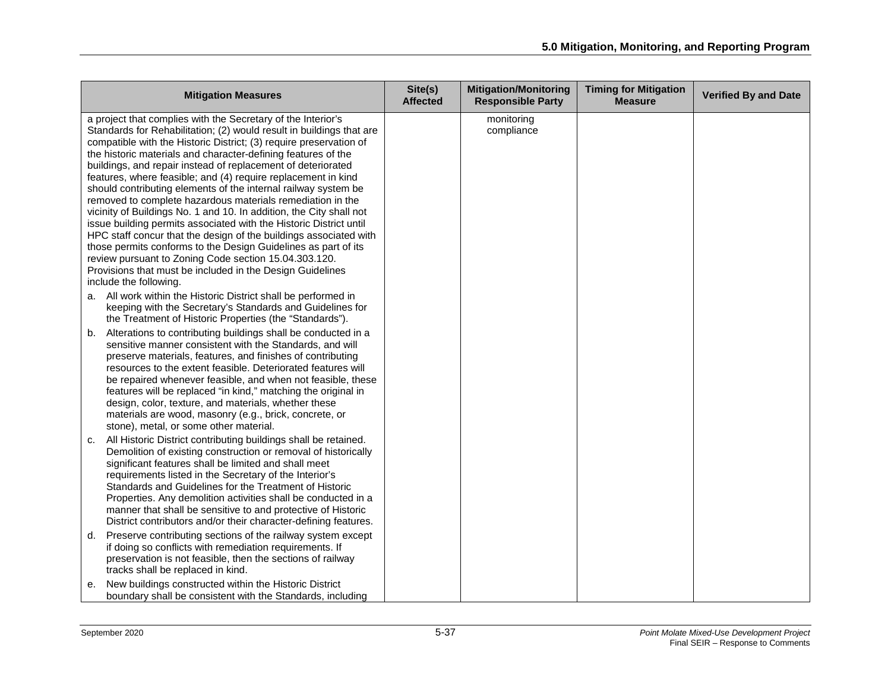| Mitigation Measures | Site(s) Affected | Mitigation/Monitoring Responsible Party | Timing for Mitigation Measure | Verified By and Date |
|---|---|---|---|---|
| a project that complies with the Secretary of the Interior's Standards for Rehabilitation; (2) would result in buildings that are compatible with the Historic District; (3) require preservation of the historic materials and character-defining features of the buildings, and repair instead of replacement of deteriorated features, where feasible; and (4) require replacement in kind should contributing elements of the internal railway system be removed to complete hazardous materials remediation in the vicinity of Buildings No. 1 and 10. In addition, the City shall not issue building permits associated with the Historic District until HPC staff concur that the design of the buildings associated with those permits conforms to the Design Guidelines as part of its review pursuant to Zoning Code section 15.04.303.120. Provisions that must be included in the Design Guidelines include the following.<br>a. All work within the Historic District shall be performed in keeping with the Secretary's Standards and Guidelines for the Treatment of Historic Properties (the "Standards").<br>b. Alterations to contributing buildings shall be conducted in a sensitive manner consistent with the Standards, and will preserve materials, features, and finishes of contributing resources to the extent feasible. Deteriorated features will be repaired whenever feasible, and when not feasible, these features will be replaced "in kind," matching the original in design, color, texture, and materials, whether these materials are wood, masonry (e.g., brick, concrete, or stone), metal, or some other material.<br>c. All Historic District contributing buildings shall be retained. Demolition of existing construction or removal of historically significant features shall be limited and shall meet requirements listed in the Secretary of the Interior's Standards and Guidelines for the Treatment of Historic Properties. Any demolition activities shall be conducted in a manner that shall be sensitive to and protective of Historic District contributors and/or their character-defining features.<br>d. Preserve contributing sections of the railway system except if doing so conflicts with remediation requirements. If preservation is not feasible, then the sections of railway tracks shall be replaced in kind.<br>e. New buildings constructed within the Historic District boundary shall be consistent with the Standards, including | | monitoring compliance | | |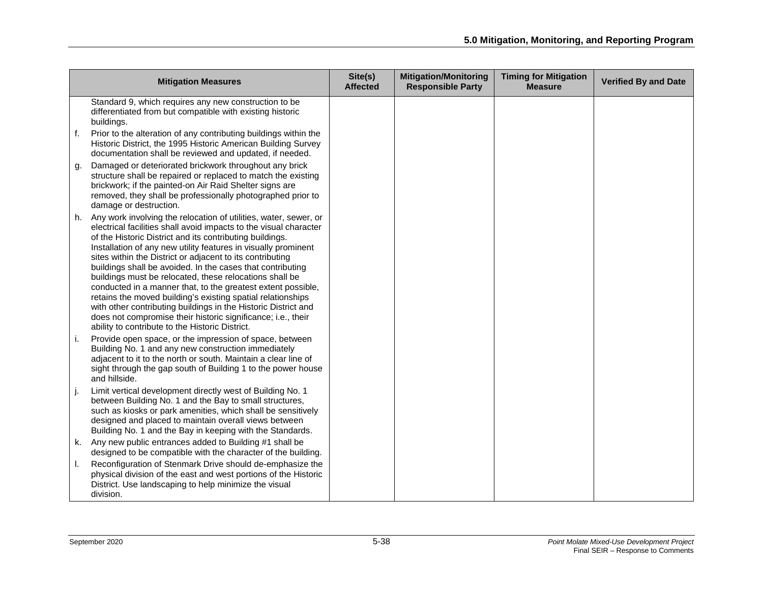| Mitigation Measures | Site(s) Affected | Mitigation/Monitoring Responsible Party | Timing for Mitigation Measure | Verified By and Date |
|---|---|---|---|---|
| Standard 9, which requires any new construction to be differentiated from but compatible with existing historic buildings.<br>f. Prior to the alteration of any contributing buildings within the Historic District, the 1995 Historic American Building Survey documentation shall be reviewed and updated, if needed.<br>g. Damaged or deteriorated brickwork throughout any brick structure shall be repaired or replaced to match the existing brickwork; if the painted-on Air Raid Shelter signs are removed, they shall be professionally photographed prior to damage or destruction.<br>h. Any work involving the relocation of utilities, water, sewer, or electrical facilities shall avoid impacts to the visual character of the Historic District and its contributing buildings. Installation of any new utility features in visually prominent sites within the District or adjacent to its contributing buildings shall be avoided. In the cases that contributing buildings must be relocated, these relocations shall be conducted in a manner that, to the greatest extent possible, retains the moved building's existing spatial relationships with other contributing buildings in the Historic District and does not compromise their historic significance; i.e., their ability to contribute to the Historic District.<br>i. Provide open space, or the impression of space, between Building No. 1 and any new construction immediately adjacent to it to the north or south. Maintain a clear line of sight through the gap south of Building 1 to the power house and hillside.<br>j. Limit vertical development directly west of Building No. 1 between Building No. 1 and the Bay to small structures, such as kiosks or park amenities, which shall be sensitively designed and placed to maintain overall views between Building No. 1 and the Bay in keeping with the Standards.<br>k. Any new public entrances added to Building #1 shall be designed to be compatible with the character of the building.<br>l. Reconfiguration of Stenmark Drive should de-emphasize the physical division of the east and west portions of the Historic District. Use landscaping to help minimize the visual division. | | | | |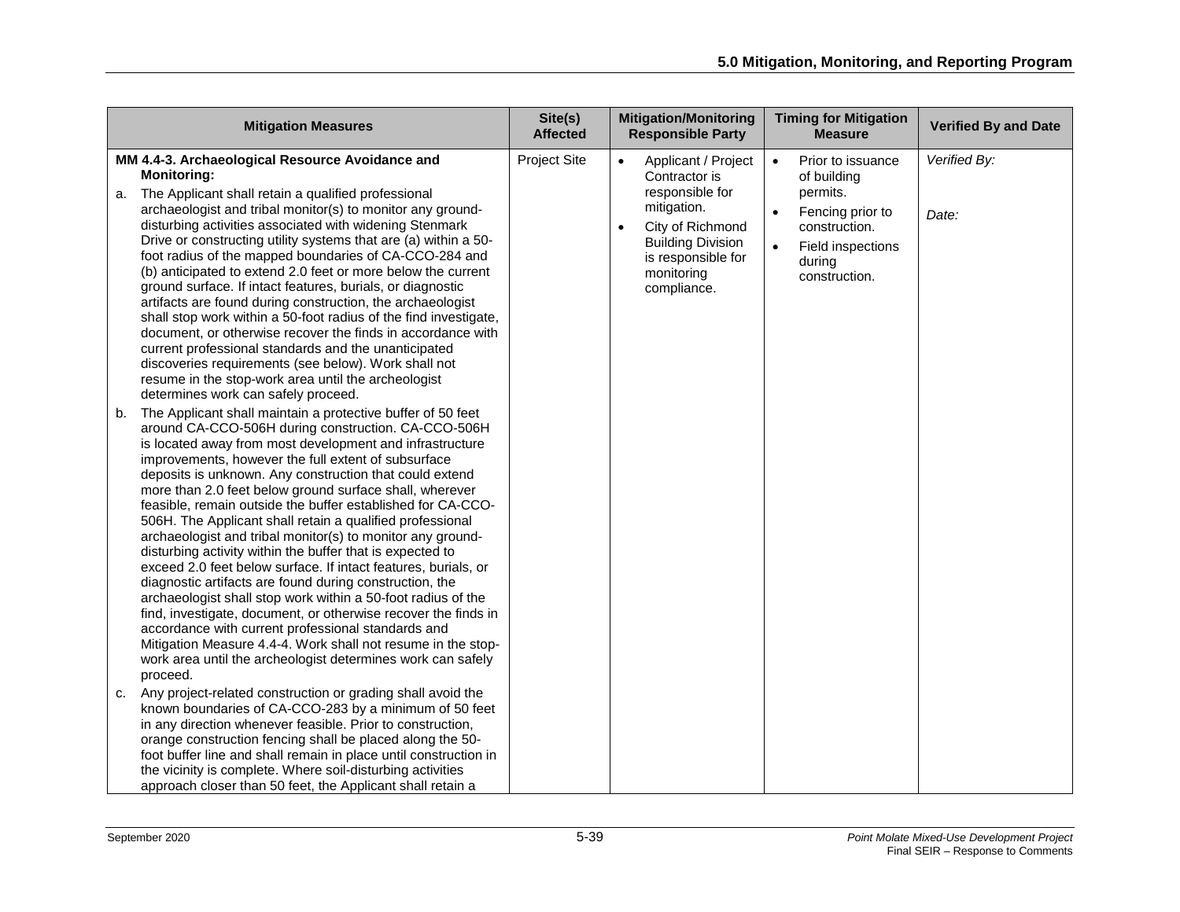| Mitigation Measures | Site(s) Affected | Mitigation/Monitoring Responsible Party | Timing for Mitigation Measure | Verified By and Date |
|---|---|---|---|---|
| **MM 4.4-3. Archaeological Resource Avoidance and Monitoring:**<br>a. The Applicant shall retain a qualified professional archaeologist and tribal monitor(s) to monitor any ground-disturbing activities associated with widening Stenmark Drive or constructing utility systems that are (a) within a 50-foot radius of the mapped boundaries of CA-CCO-284 and (b) anticipated to extend 2.0 feet or more below the current ground surface. If intact features, burials, or diagnostic artifacts are found during construction, the archaeologist shall stop work within a 50-foot radius of the find investigate, document, or otherwise recover the finds in accordance with current professional standards and the unanticipated discoveries requirements (see below). Work shall not resume in the stop-work area until the archeologist determines work can safely proceed.<br>b. The Applicant shall maintain a protective buffer of 50 feet around CA-CCO-506H during construction. CA-CCO-506H is located away from most development and infrastructure improvements, however the full extent of subsurface deposits is unknown. Any construction that could extend more than 2.0 feet below ground surface shall, wherever feasible, remain outside the buffer established for CA-CCO-506H. The Applicant shall retain a qualified professional archaeologist and tribal monitor(s) to monitor any ground-disturbing activity within the buffer that is expected to exceed 2.0 feet below surface. If intact features, burials, or diagnostic artifacts are found during construction, the archaeologist shall stop work within a 50-foot radius of the find, investigate, document, or otherwise recover the finds in accordance with current professional standards and Mitigation Measure 4.4-4. Work shall not resume in the stop-work area until the archeologist determines work can safely proceed.<br>c. Any project-related construction or grading shall avoid the known boundaries of CA-CCO-283 by a minimum of 50 feet in any direction whenever feasible. Prior to construction, orange construction fencing shall be placed along the 50-foot buffer line and shall remain in place until construction in the vicinity is complete. Where soil-disturbing activities approach closer than 50 feet, the Applicant shall retain a | Project Site | • Applicant / Project Contractor is responsible for mitigation.<br>• City of Richmond Building Division is responsible for monitoring compliance. | • Prior to issuance of building permits.<br>• Fencing prior to construction.<br>• Field inspections during construction. | *Verified By:*<br><br>*Date:* |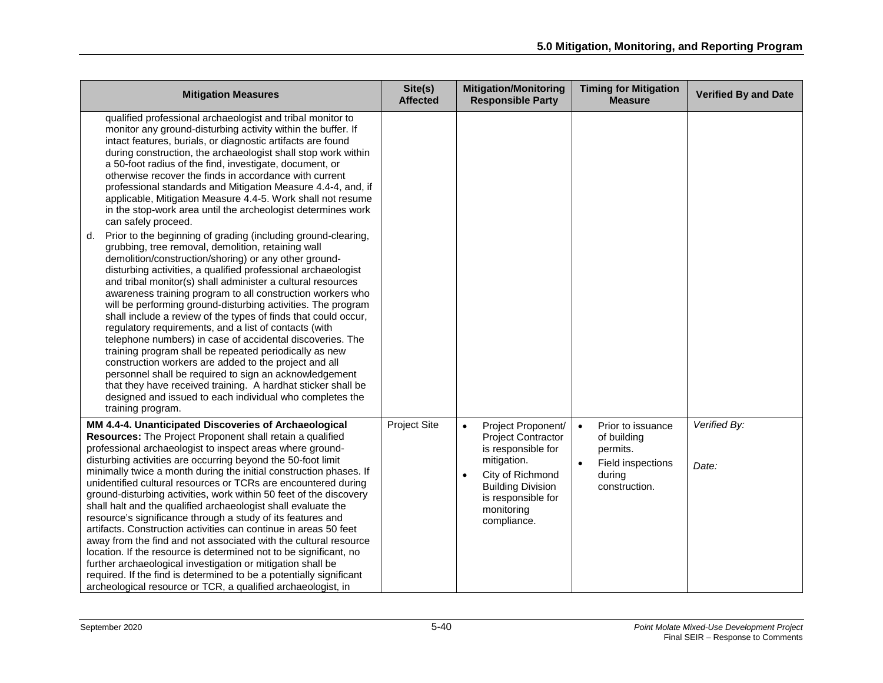| Mitigation Measures | Site(s) Affected | Mitigation/Monitoring Responsible Party | Timing for Mitigation Measure | Verified By and Date |
|---|---|---|---|---|
| qualified professional archaeologist and tribal monitor to monitor any ground-disturbing activity within the buffer. If intact features, burials, or diagnostic artifacts are found during construction, the archaeologist shall stop work within a 50-foot radius of the find, investigate, document, or otherwise recover the finds in accordance with current professional standards and Mitigation Measure 4.4-4, and, if applicable, Mitigation Measure 4.4-5. Work shall not resume in the stop-work area until the archeologist determines work can safely proceed.<br><br>d. Prior to the beginning of grading (including ground-clearing, grubbing, tree removal, demolition, retaining wall demolition/construction/shoring) or any other ground-disturbing activities, a qualified professional archaeologist and tribal monitor(s) shall administer a cultural resources awareness training program to all construction workers who will be performing ground-disturbing activities. The program shall include a review of the types of finds that could occur, regulatory requirements, and a list of contacts (with telephone numbers) in case of accidental discoveries. The training program shall be repeated periodically as new construction workers are added to the project and all personnel shall be required to sign an acknowledgement that they have received training. A hardhat sticker shall be designed and issued to each individual who completes the training program. | | | | |
| **MM 4.4-4. Unanticipated Discoveries of Archaeological Resources:** The Project Proponent shall retain a qualified professional archaeologist to inspect areas where ground-disturbing activities are occurring beyond the 50-foot limit minimally twice a month during the initial construction phases. If unidentified cultural resources or TCRs are encountered during ground-disturbing activities, work within 50 feet of the discovery shall halt and the qualified archaeologist shall evaluate the resource's significance through a study of its features and artifacts. Construction activities can continue in areas 50 feet away from the find and not associated with the cultural resource location. If the resource is determined not to be significant, no further archaeological investigation or mitigation shall be required. If the find is determined to be a potentially significant archeological resource or TCR, a qualified archaeologist, in | Project Site | • Project Proponent/ Project Contractor is responsible for mitigation.<br>• City of Richmond Building Division is responsible for monitoring compliance. | • Prior to issuance of building permits.<br>• Field inspections during construction. | *Verified By:*<br><br>*Date:* |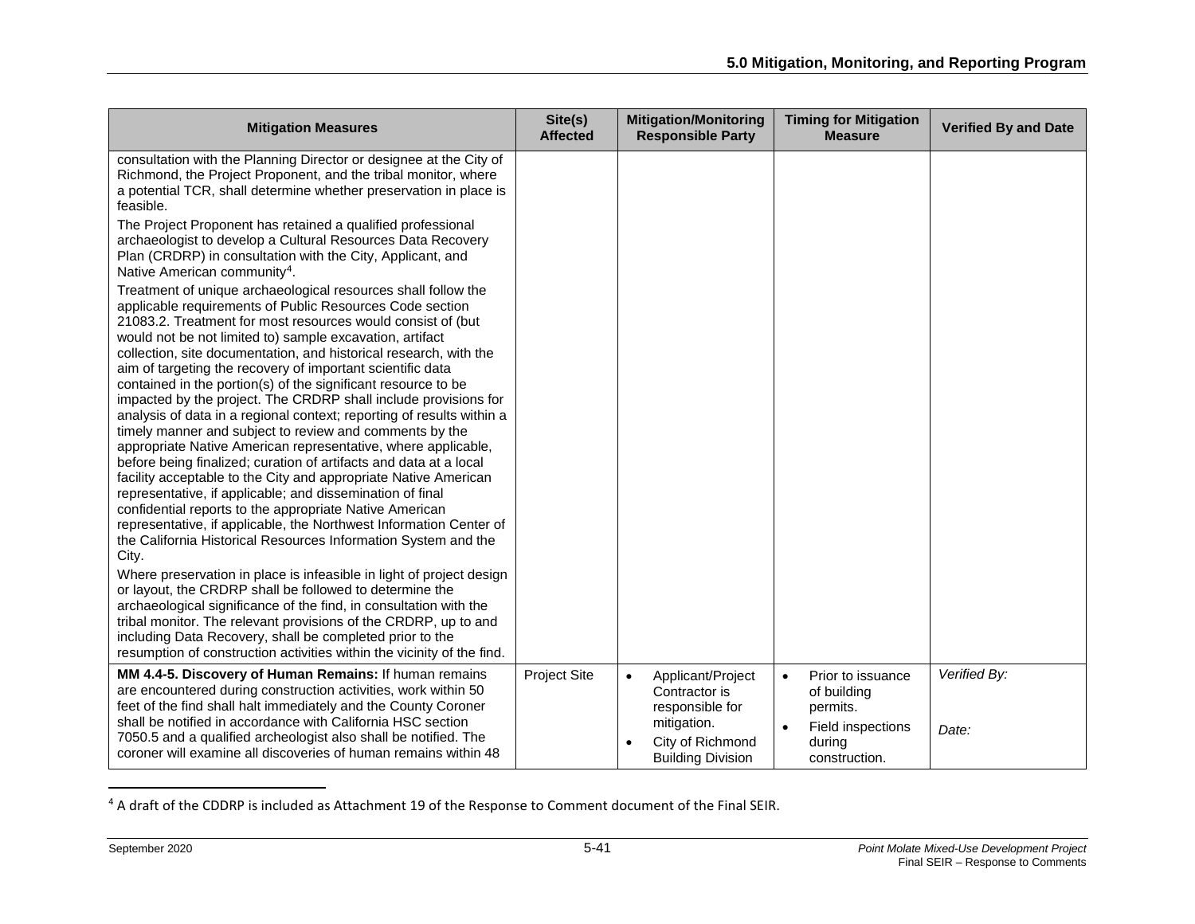| Mitigation Measures | Site(s) Affected | Mitigation/Monitoring Responsible Party | Timing for Mitigation Measure | Verified By and Date |
|---|---|---|---|---|
| consultation with the Planning Director or designee at the City of Richmond, the Project Proponent, and the tribal monitor, where a potential TCR, shall determine whether preservation in place is feasible.<br><br>The Project Proponent has retained a qualified professional archaeologist to develop a Cultural Resources Data Recovery Plan (CRDRP) in consultation with the City, Applicant, and Native American community[4].<br><br>Treatment of unique archaeological resources shall follow the applicable requirements of Public Resources Code section 21083.2. Treatment for most resources would consist of (but would not be not limited to) sample excavation, artifact collection, site documentation, and historical research, with the aim of targeting the recovery of important scientific data contained in the portion(s) of the significant resource to be impacted by the project. The CRDRP shall include provisions for analysis of data in a regional context; reporting of results within a timely manner and subject to review and comments by the appropriate Native American representative, where applicable, before being finalized; curation of artifacts and data at a local facility acceptable to the City and appropriate Native American representative, if applicable; and dissemination of final confidential reports to the appropriate Native American representative, if applicable, the Northwest Information Center of the California Historical Resources Information System and the City.<br><br>Where preservation in place is infeasible in light of project design or layout, the CRDRP shall be followed to determine the archaeological significance of the find, in consultation with the tribal monitor. The relevant provisions of the CRDRP, up to and including Data Recovery, shall be completed prior to the resumption of construction activities within the vicinity of the find. | | | | |
| **MM 4.4-5. Discovery of Human Remains:** If human remains are encountered during construction activities, work within 50 feet of the find shall halt immediately and the County Coroner shall be notified in accordance with California HSC section 7050.5 and a qualified archeologist also shall be notified. The coroner will examine all discoveries of human remains within 48 | Project Site | • Applicant/Project Contractor is responsible for mitigation.<br>• City of Richmond Building Division | • Prior to issuance of building permits.<br>• Field inspections during construction. | *Verified By:*<br><br>*Date:* |

[4] A draft of the CDDRP is included as Attachment 19 of the Response to Comment document of the Final SEIR.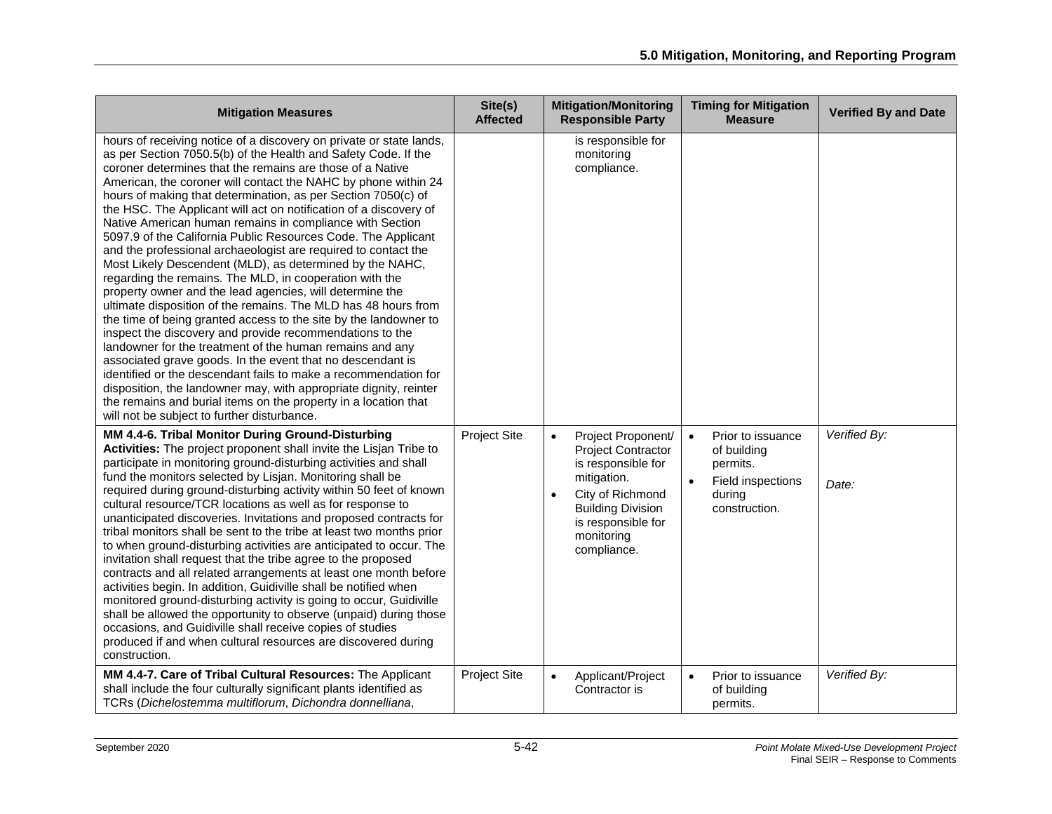| Mitigation Measures | Site(s) Affected | Mitigation/Monitoring Responsible Party | Timing for Mitigation Measure | Verified By and Date |
|---|---|---|---|---|
| hours of receiving notice of a discovery on private or state lands, as per Section 7050.5(b) of the Health and Safety Code. If the coroner determines that the remains are those of a Native American, the coroner will contact the NAHC by phone within 24 hours of making that determination, as per Section 7050(c) of the HSC. The Applicant will act on notification of a discovery of Native American human remains in compliance with Section 5097.9 of the California Public Resources Code. The Applicant and the professional archaeologist are required to contact the Most Likely Descendent (MLD), as determined by the NAHC, regarding the remains. The MLD, in cooperation with the property owner and the lead agencies, will determine the ultimate disposition of the remains. The MLD has 48 hours from the time of being granted access to the site by the landowner to inspect the discovery and provide recommendations to the landowner for the treatment of the human remains and any associated grave goods. In the event that no descendant is identified or the descendant fails to make a recommendation for disposition, the landowner may, with appropriate dignity, reinter the remains and burial items on the property in a location that will not be subject to further disturbance. | | is responsible for monitoring compliance. | | |
| **MM 4.4-6. Tribal Monitor During Ground-Disturbing Activities:** The project proponent shall invite the Lisjan Tribe to participate in monitoring ground-disturbing activities and shall fund the monitors selected by Lisjan. Monitoring shall be required during ground-disturbing activity within 50 feet of known cultural resource/TCR locations as well as for response to unanticipated discoveries. Invitations and proposed contracts for tribal monitors shall be sent to the tribe at least two months prior to when ground-disturbing activities are anticipated to occur. The invitation shall request that the tribe agree to the proposed contracts and all related arrangements at least one month before activities begin. In addition, Guidiville shall be notified when monitored ground-disturbing activity is going to occur, Guidiville shall be allowed the opportunity to observe (unpaid) during those occasions, and Guidiville shall receive copies of studies produced if and when cultural resources are discovered during construction. | Project Site | • Project Proponent/ Project Contractor is responsible for mitigation.<br>• City of Richmond Building Division is responsible for monitoring compliance. | • Prior to issuance of building permits.<br>• Field inspections during construction. | *Verified By:*<br><br>*Date:* |
| **MM 4.4-7. Care of Tribal Cultural Resources:** The Applicant shall include the four culturally significant plants identified as TCRs (*Dichelostemma multiflorum*, *Dichondra donnelliana*, | Project Site | • Applicant/Project Contractor is | • Prior to issuance of building permits. | *Verified By:* |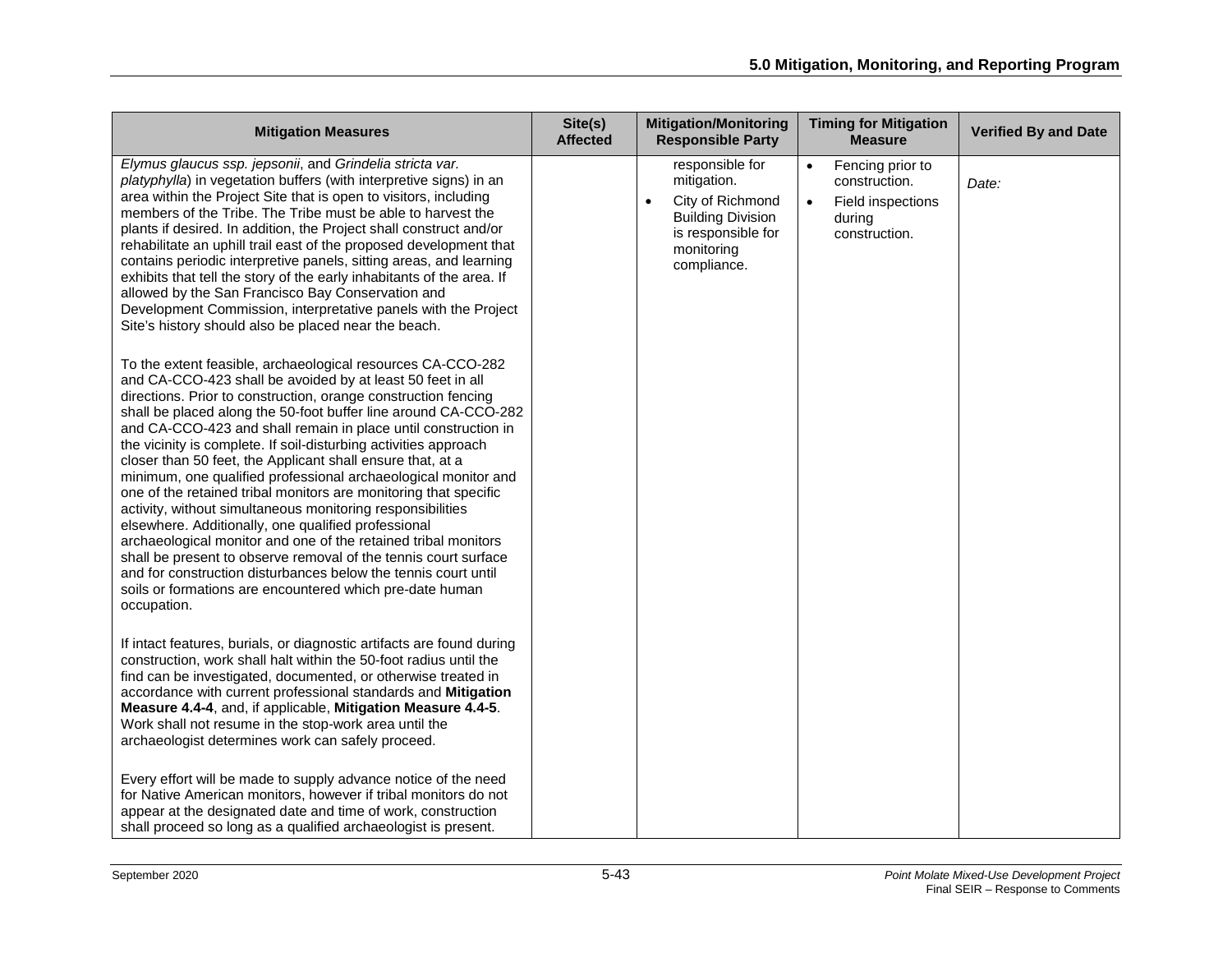| Mitigation Measures | Site(s) Affected | Mitigation/Monitoring Responsible Party | Timing for Mitigation Measure | Verified By and Date |
|---|---|---|---|---|
| *Elymus glaucus ssp. jepsonii*, and *Grindelia stricta var. platyphylla*) in vegetation buffers (with interpretive signs) in an area within the Project Site that is open to visitors, including members of the Tribe. The Tribe must be able to harvest the plants if desired. In addition, the Project shall construct and/or rehabilitate an uphill trail east of the proposed development that contains periodic interpretive panels, sitting areas, and learning exhibits that tell the story of the early inhabitants of the area. If allowed by the San Francisco Bay Conservation and Development Commission, interpretative panels with the Project Site's history should also be placed near the beach.<br><br>To the extent feasible, archaeological resources CA-CCO-282 and CA-CCO-423 shall be avoided by at least 50 feet in all directions. Prior to construction, orange construction fencing shall be placed along the 50-foot buffer line around CA-CCO-282 and CA-CCO-423 and shall remain in place until construction in the vicinity is complete. If soil-disturbing activities approach closer than 50 feet, the Applicant shall ensure that, at a minimum, one qualified professional archaeological monitor and one of the retained tribal monitors are monitoring that specific activity, without simultaneous monitoring responsibilities elsewhere. Additionally, one qualified professional archaeological monitor and one of the retained tribal monitors shall be present to observe removal of the tennis court surface and for construction disturbances below the tennis court until soils or formations are encountered which pre-date human occupation.<br><br>If intact features, burials, or diagnostic artifacts are found during construction, work shall halt within the 50-foot radius until the find can be investigated, documented, or otherwise treated in accordance with current professional standards and **Mitigation Measure 4.4-4**, and, if applicable, **Mitigation Measure 4.4-5**. Work shall not resume in the stop-work area until the archaeologist determines work can safely proceed.<br><br>Every effort will be made to supply advance notice of the need for Native American monitors, however if tribal monitors do not appear at the designated date and time of work, construction shall proceed so long as a qualified archaeologist is present. | | responsible for mitigation.<br>• City of Richmond Building Division is responsible for monitoring compliance. | • Fencing prior to construction.<br>• Field inspections during construction. | *Date:* |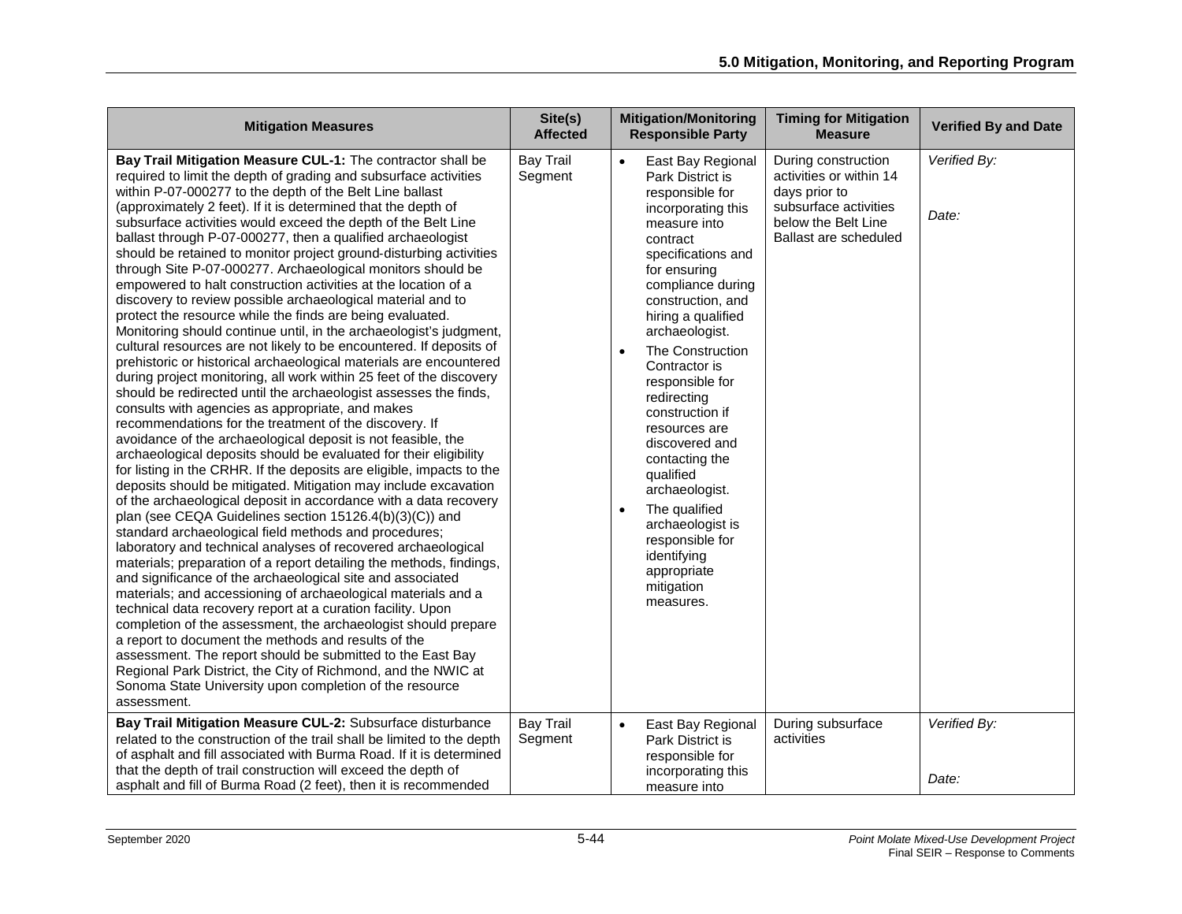| Mitigation Measures | Site(s) Affected | Mitigation/Monitoring Responsible Party | Timing for Mitigation Measure | Verified By and Date |
|---|---|---|---|---|
| **Bay Trail Mitigation Measure CUL-1:** The contractor shall be required to limit the depth of grading and subsurface activities within P-07-000277 to the depth of the Belt Line ballast (approximately 2 feet). If it is determined that the depth of subsurface activities would exceed the depth of the Belt Line ballast through P-07-000277, then a qualified archaeologist should be retained to monitor project ground-disturbing activities through Site P-07-000277. Archaeological monitors should be empowered to halt construction activities at the location of a discovery to review possible archaeological material and to protect the resource while the finds are being evaluated. Monitoring should continue until, in the archaeologist's judgment, cultural resources are not likely to be encountered. If deposits of prehistoric or historical archaeological materials are encountered during project monitoring, all work within 25 feet of the discovery should be redirected until the archaeologist assesses the finds, consults with agencies as appropriate, and makes recommendations for the treatment of the discovery. If avoidance of the archaeological deposit is not feasible, the archaeological deposits should be evaluated for their eligibility for listing in the CRHR. If the deposits are eligible, impacts to the deposits should be mitigated. Mitigation may include excavation of the archaeological deposit in accordance with a data recovery plan (see CEQA Guidelines section 15126.4(b)(3)(C)) and standard archaeological field methods and procedures; laboratory and technical analyses of recovered archaeological materials; preparation of a report detailing the methods, findings, and significance of the archaeological site and associated materials; and accessioning of archaeological materials and a technical data recovery report at a curation facility. Upon completion of the assessment, the archaeologist should prepare a report to document the methods and results of the assessment. The report should be submitted to the East Bay Regional Park District, the City of Richmond, and the NWIC at Sonoma State University upon completion of the resource assessment. | Bay Trail Segment | • East Bay Regional Park District is responsible for incorporating this measure into contract specifications and for ensuring compliance during construction, and hiring a qualified archaeologist.<br>• The Construction Contractor is responsible for redirecting construction if resources are discovered and contacting the qualified archaeologist.<br>• The qualified archaeologist is responsible for identifying appropriate mitigation measures. | During construction activities or within 14 days prior to subsurface activities below the Belt Line Ballast are scheduled | *Verified By:*<br><br>*Date:* |
| **Bay Trail Mitigation Measure CUL-2:** Subsurface disturbance related to the construction of the trail shall be limited to the depth of asphalt and fill associated with Burma Road. If it is determined that the depth of trail construction will exceed the depth of asphalt and fill of Burma Road (2 feet), then it is recommended | Bay Trail Segment | • East Bay Regional Park District is responsible for incorporating this measure into | During subsurface activities | *Verified By:*<br><br>*Date:* |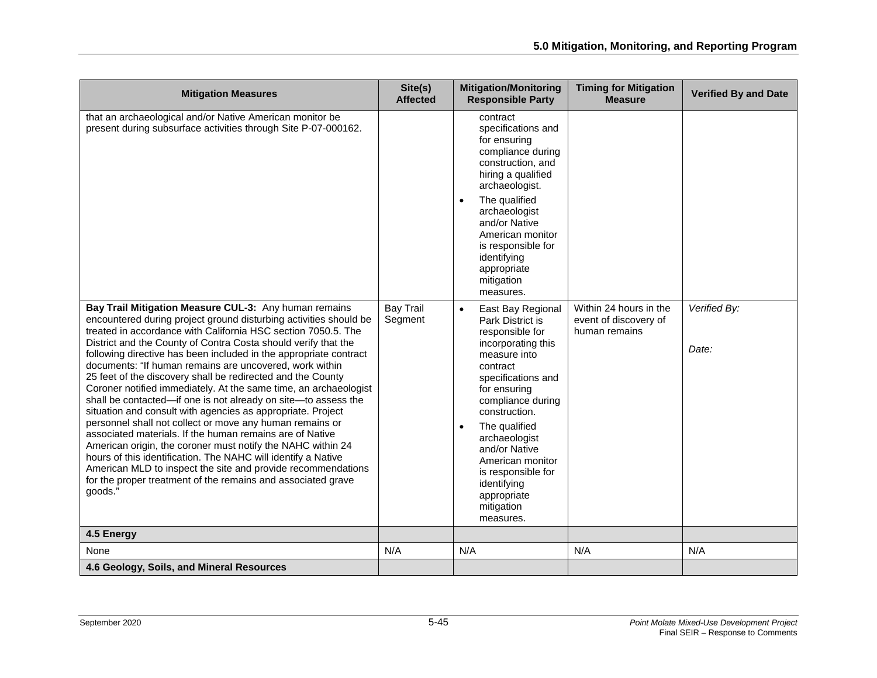| Mitigation Measures | Site(s) Affected | Mitigation/Monitoring Responsible Party | Timing for Mitigation Measure | Verified By and Date |
|---|---|---|---|---|
| that an archaeological and/or Native American monitor be present during subsurface activities through Site P-07-000162. | | contract specifications and for ensuring compliance during construction, and hiring a qualified archaeologist. <br>• The qualified archaeologist and/or Native American monitor is responsible for identifying appropriate mitigation measures. | | |
| **Bay Trail Mitigation Measure CUL-3:** Any human remains encountered during project ground disturbing activities should be treated in accordance with California HSC section 7050.5. The District and the County of Contra Costa should verify that the following directive has been included in the appropriate contract documents: "If human remains are uncovered, work within 25 feet of the discovery shall be redirected and the County Coroner notified immediately. At the same time, an archaeologist shall be contacted—if one is not already on site—to assess the situation and consult with agencies as appropriate. Project personnel shall not collect or move any human remains or associated materials. If the human remains are of Native American origin, the coroner must notify the NAHC within 24 hours of this identification. The NAHC will identify a Native American MLD to inspect the site and provide recommendations for the proper treatment of the remains and associated grave goods." | Bay Trail Segment | • East Bay Regional Park District is responsible for incorporating this measure into contract specifications and for ensuring compliance during construction. <br>• The qualified archaeologist and/or Native American monitor is responsible for identifying appropriate mitigation measures. | Within 24 hours in the event of discovery of human remains | *Verified By:* <br><br>*Date:* |
| **4.5 Energy** | | | | |
| None | N/A | N/A | N/A | N/A |
| **4.6 Geology, Soils, and Mineral Resources** | | | | |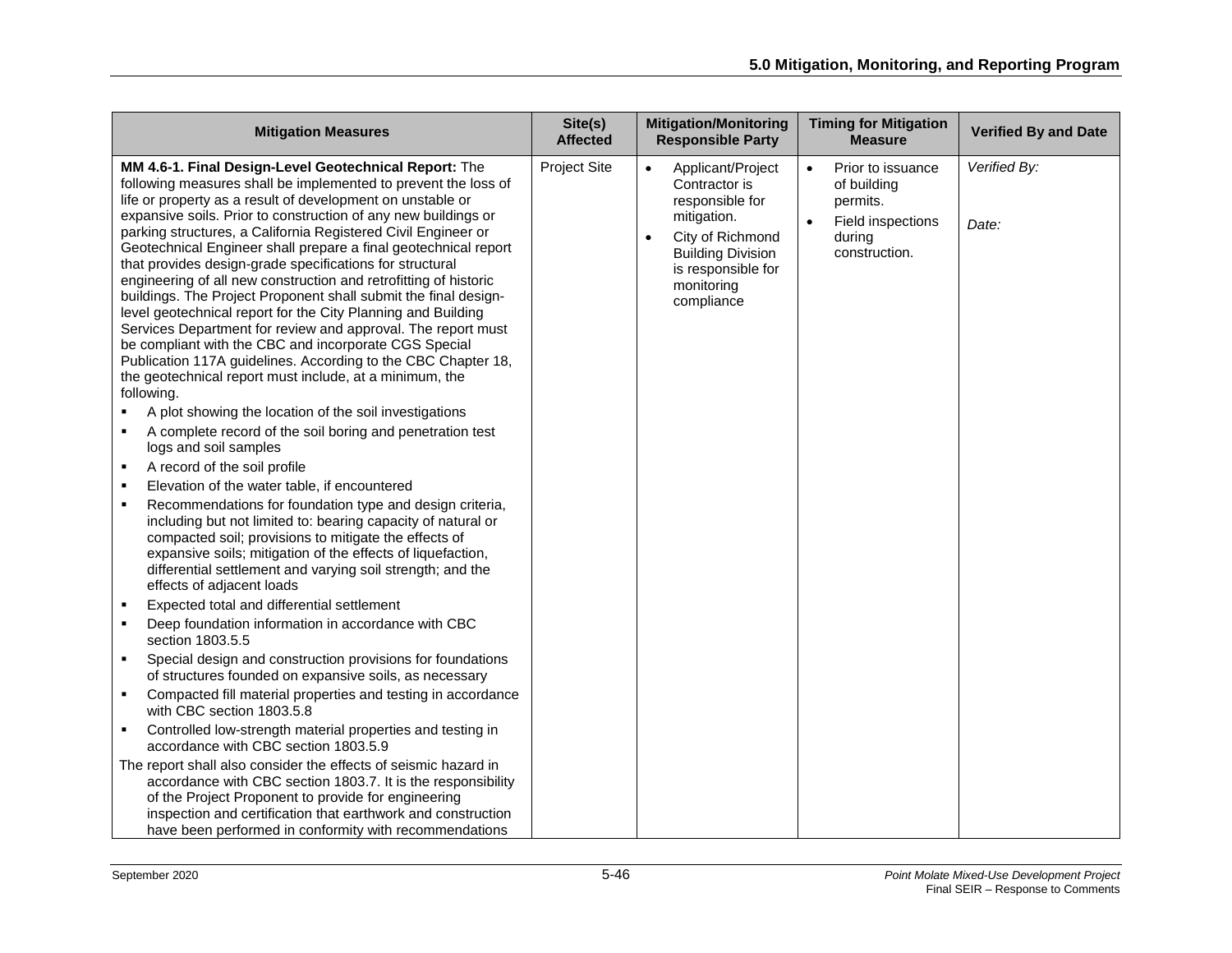| Mitigation Measures | Site(s) Affected | Mitigation/Monitoring Responsible Party | Timing for Mitigation Measure | Verified By and Date |
|---|---|---|---|---|
| **MM 4.6-1. Final Design-Level Geotechnical Report:** The following measures shall be implemented to prevent the loss of life or property as a result of development on unstable or expansive soils. Prior to construction of any new buildings or parking structures, a California Registered Civil Engineer or Geotechnical Engineer shall prepare a final geotechnical report that provides design-grade specifications for structural engineering of all new construction and retrofitting of historic buildings. The Project Proponent shall submit the final design-level geotechnical report for the City Planning and Building Services Department for review and approval. The report must be compliant with the CBC and incorporate CGS Special Publication 117A guidelines. According to the CBC Chapter 18, the geotechnical report must include, at a minimum, the following.<br>▪ A plot showing the location of the soil investigations<br>▪ A complete record of the soil boring and penetration test logs and soil samples<br>▪ A record of the soil profile<br>▪ Elevation of the water table, if encountered<br>▪ Recommendations for foundation type and design criteria, including but not limited to: bearing capacity of natural or compacted soil; provisions to mitigate the effects of expansive soils; mitigation of the effects of liquefaction, differential settlement and varying soil strength; and the effects of adjacent loads<br>▪ Expected total and differential settlement<br>▪ Deep foundation information in accordance with CBC section 1803.5.5<br>▪ Special design and construction provisions for foundations of structures founded on expansive soils, as necessary<br>▪ Compacted fill material properties and testing in accordance with CBC section 1803.5.8<br>▪ Controlled low-strength material properties and testing in accordance with CBC section 1803.5.9<br>The report shall also consider the effects of seismic hazard in accordance with CBC section 1803.7. It is the responsibility of the Project Proponent to provide for engineering inspection and certification that earthwork and construction have been performed in conformity with recommendations | Project Site | • Applicant/Project Contractor is responsible for mitigation.<br>• City of Richmond Building Division is responsible for monitoring compliance | • Prior to issuance of building permits.<br>• Field inspections during construction. | *Verified By:*<br><br>*Date:* |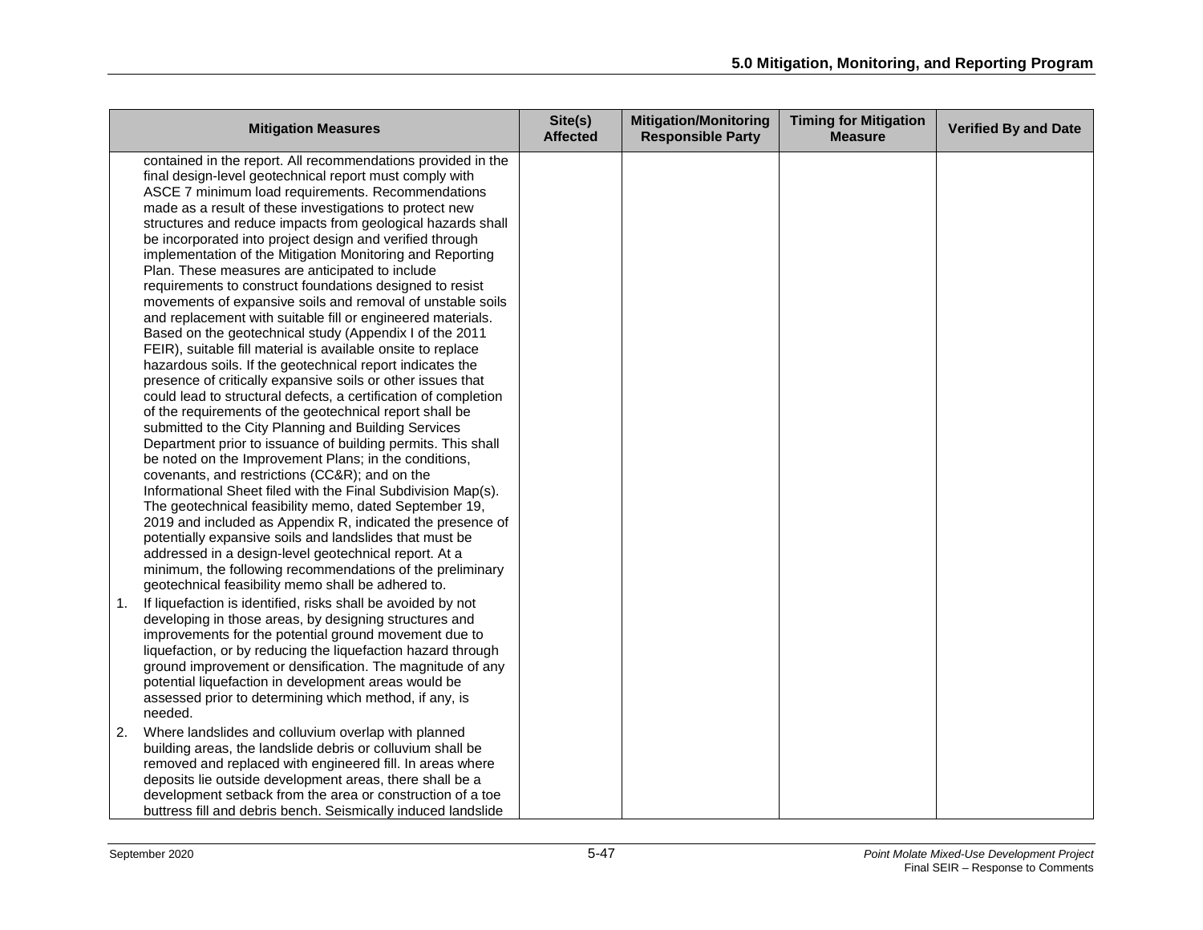| Mitigation Measures | Site(s) Affected | Mitigation/Monitoring Responsible Party | Timing for Mitigation Measure | Verified By and Date |
|---|---|---|---|---|
| contained in the report. All recommendations provided in the final design-level geotechnical report must comply with ASCE 7 minimum load requirements. Recommendations made as a result of these investigations to protect new structures and reduce impacts from geological hazards shall be incorporated into project design and verified through implementation of the Mitigation Monitoring and Reporting Plan. These measures are anticipated to include requirements to construct foundations designed to resist movements of expansive soils and removal of unstable soils and replacement with suitable fill or engineered materials. Based on the geotechnical study (Appendix I of the 2011 FEIR), suitable fill material is available onsite to replace hazardous soils. If the geotechnical report indicates the presence of critically expansive soils or other issues that could lead to structural defects, a certification of completion of the requirements of the geotechnical report shall be submitted to the City Planning and Building Services Department prior to issuance of building permits. This shall be noted on the Improvement Plans; in the conditions, covenants, and restrictions (CC&R); and on the Informational Sheet filed with the Final Subdivision Map(s). The geotechnical feasibility memo, dated September 19, 2019 and included as Appendix R, indicated the presence of potentially expansive soils and landslides that must be addressed in a design-level geotechnical report. At a minimum, the following recommendations of the preliminary geotechnical feasibility memo shall be adhered to.<br>1. If liquefaction is identified, risks shall be avoided by not developing in those areas, by designing structures and improvements for the potential ground movement due to liquefaction, or by reducing the liquefaction hazard through ground improvement or densification. The magnitude of any potential liquefaction in development areas would be assessed prior to determining which method, if any, is needed.<br>2. Where landslides and colluvium overlap with planned building areas, the landslide debris or colluvium shall be removed and replaced with engineered fill. In areas where deposits lie outside development areas, there shall be a development setback from the area or construction of a toe buttress fill and debris bench. Seismically induced landslide | | | | |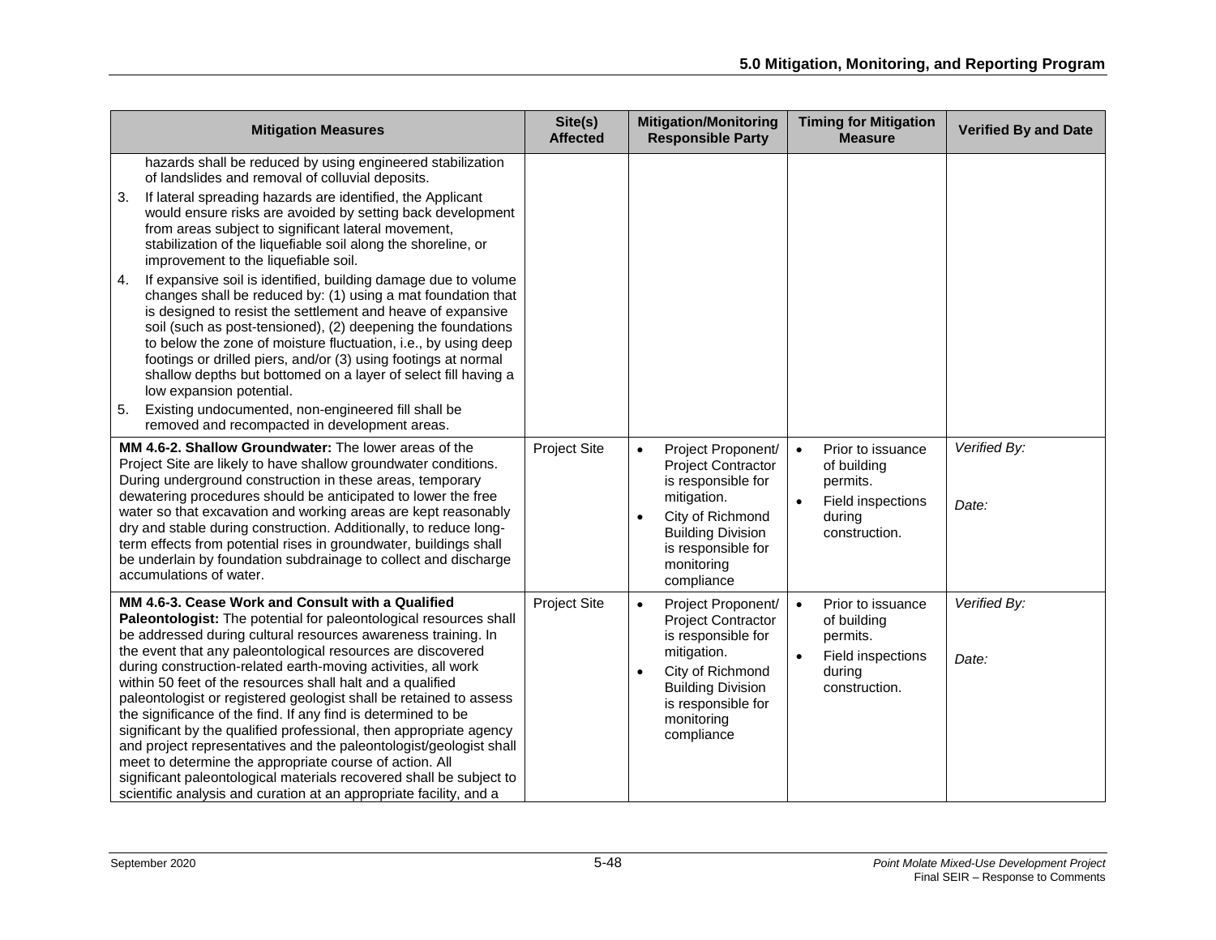| Mitigation Measures | Site(s) Affected | Mitigation/Monitoring Responsible Party | Timing for Mitigation Measure | Verified By and Date |
|---|---|---|---|---|
| hazards shall be reduced by using engineered stabilization of landslides and removal of colluvial deposits.<br>3. If lateral spreading hazards are identified, the Applicant would ensure risks are avoided by setting back development from areas subject to significant lateral movement, stabilization of the liquefiable soil along the shoreline, or improvement to the liquefiable soil.<br>4. If expansive soil is identified, building damage due to volume changes shall be reduced by: (1) using a mat foundation that is designed to resist the settlement and heave of expansive soil (such as post-tensioned), (2) deepening the foundations to below the zone of moisture fluctuation, i.e., by using deep footings or drilled piers, and/or (3) using footings at normal shallow depths but bottomed on a layer of select fill having a low expansion potential.<br>5. Existing undocumented, non-engineered fill shall be removed and recompacted in development areas. | | | | |
| **MM 4.6-2. Shallow Groundwater:** The lower areas of the Project Site are likely to have shallow groundwater conditions. During underground construction in these areas, temporary dewatering procedures should be anticipated to lower the free water so that excavation and working areas are kept reasonably dry and stable during construction. Additionally, to reduce long-term effects from potential rises in groundwater, buildings shall be underlain by foundation subdrainage to collect and discharge accumulations of water. | Project Site | • Project Proponent/ Project Contractor is responsible for mitigation.<br>• City of Richmond Building Division is responsible for monitoring compliance | • Prior to issuance of building permits.<br>• Field inspections during construction. | *Verified By:*<br><br>*Date:* |
| **MM 4.6-3. Cease Work and Consult with a Qualified Paleontologist:** The potential for paleontological resources shall be addressed during cultural resources awareness training. In the event that any paleontological resources are discovered during construction-related earth-moving activities, all work within 50 feet of the resources shall halt and a qualified paleontologist or registered geologist shall be retained to assess the significance of the find. If any find is determined to be significant by the qualified professional, then appropriate agency and project representatives and the paleontologist/geologist shall meet to determine the appropriate course of action. All significant paleontological materials recovered shall be subject to scientific analysis and curation at an appropriate facility, and a | Project Site | • Project Proponent/ Project Contractor is responsible for mitigation.<br>• City of Richmond Building Division is responsible for monitoring compliance | • Prior to issuance of building permits.<br>• Field inspections during construction. | *Verified By:*<br><br>*Date:* |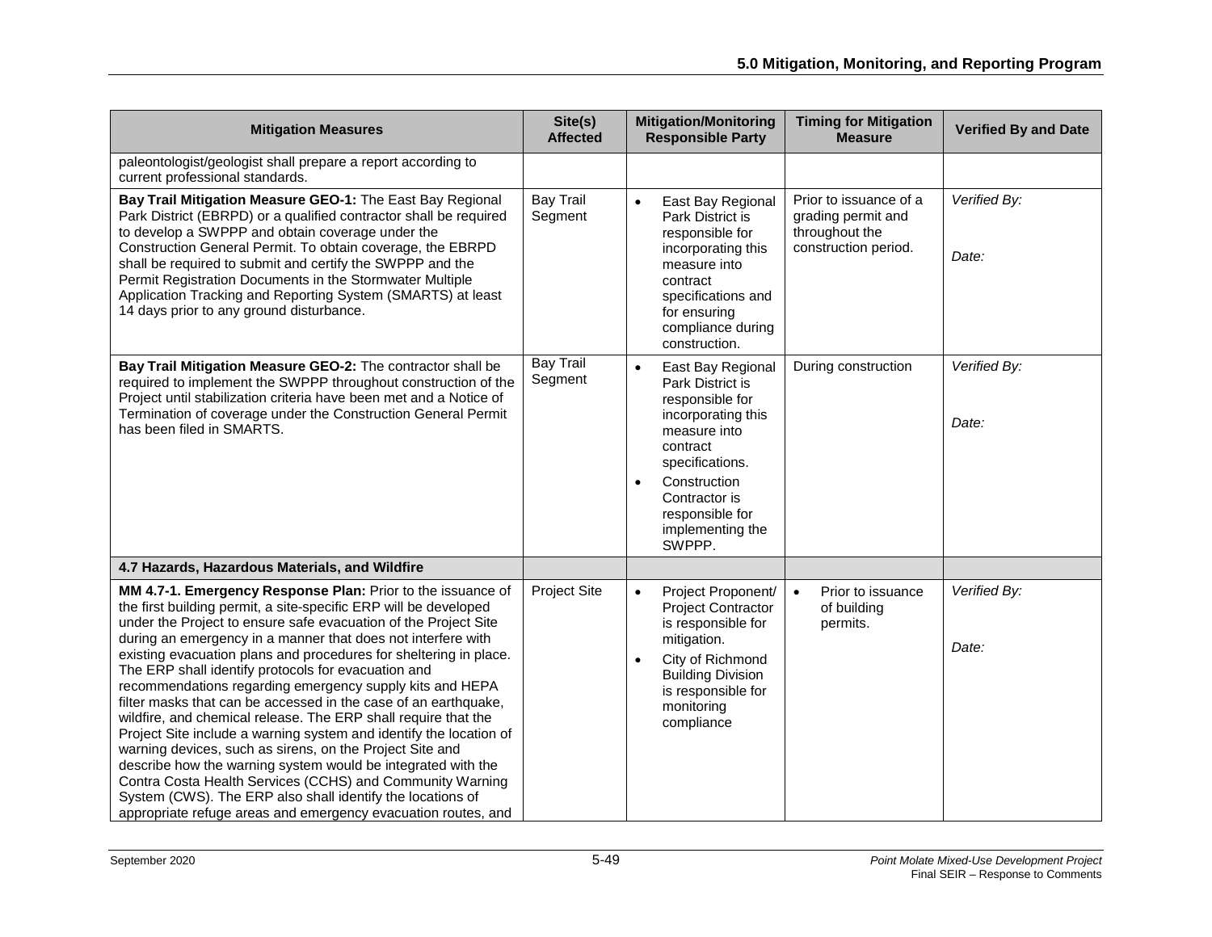| Mitigation Measures | Site(s) Affected | Mitigation/Monitoring Responsible Party | Timing for Mitigation Measure | Verified By and Date |
|---|---|---|---|---|
| paleontologist/geologist shall prepare a report according to current professional standards. | | | | |
| **Bay Trail Mitigation Measure GEO-1:** The East Bay Regional Park District (EBRPD) or a qualified contractor shall be required to develop a SWPPP and obtain coverage under the Construction General Permit. To obtain coverage, the EBRPD shall be required to submit and certify the SWPPP and the Permit Registration Documents in the Stormwater Multiple Application Tracking and Reporting System (SMARTS) at least 14 days prior to any ground disturbance. | Bay Trail Segment | • East Bay Regional Park District is responsible for incorporating this measure into contract specifications and for ensuring compliance during construction. | Prior to issuance of a grading permit and throughout the construction period. | *Verified By:*<br><br>*Date:* |
| **Bay Trail Mitigation Measure GEO-2:** The contractor shall be required to implement the SWPPP throughout construction of the Project until stabilization criteria have been met and a Notice of Termination of coverage under the Construction General Permit has been filed in SMARTS. | Bay Trail Segment | • East Bay Regional Park District is responsible for incorporating this measure into contract specifications.<br>• Construction Contractor is responsible for implementing the SWPPP. | During construction | *Verified By:*<br><br>*Date:* |
| **4.7 Hazards, Hazardous Materials, and Wildfire** | | | | |
| **MM 4.7-1. Emergency Response Plan:** Prior to the issuance of the first building permit, a site-specific ERP will be developed under the Project to ensure safe evacuation of the Project Site during an emergency in a manner that does not interfere with existing evacuation plans and procedures for sheltering in place. The ERP shall identify protocols for evacuation and recommendations regarding emergency supply kits and HEPA filter masks that can be accessed in the case of an earthquake, wildfire, and chemical release. The ERP shall require that the Project Site include a warning system and identify the location of warning devices, such as sirens, on the Project Site and describe how the warning system would be integrated with the Contra Costa Health Services (CCHS) and Community Warning System (CWS). The ERP also shall identify the locations of appropriate refuge areas and emergency evacuation routes, and | Project Site | • Project Proponent/ Project Contractor is responsible for mitigation.<br>• City of Richmond Building Division is responsible for monitoring compliance | • Prior to issuance of building permits. | *Verified By:*<br><br>*Date:* |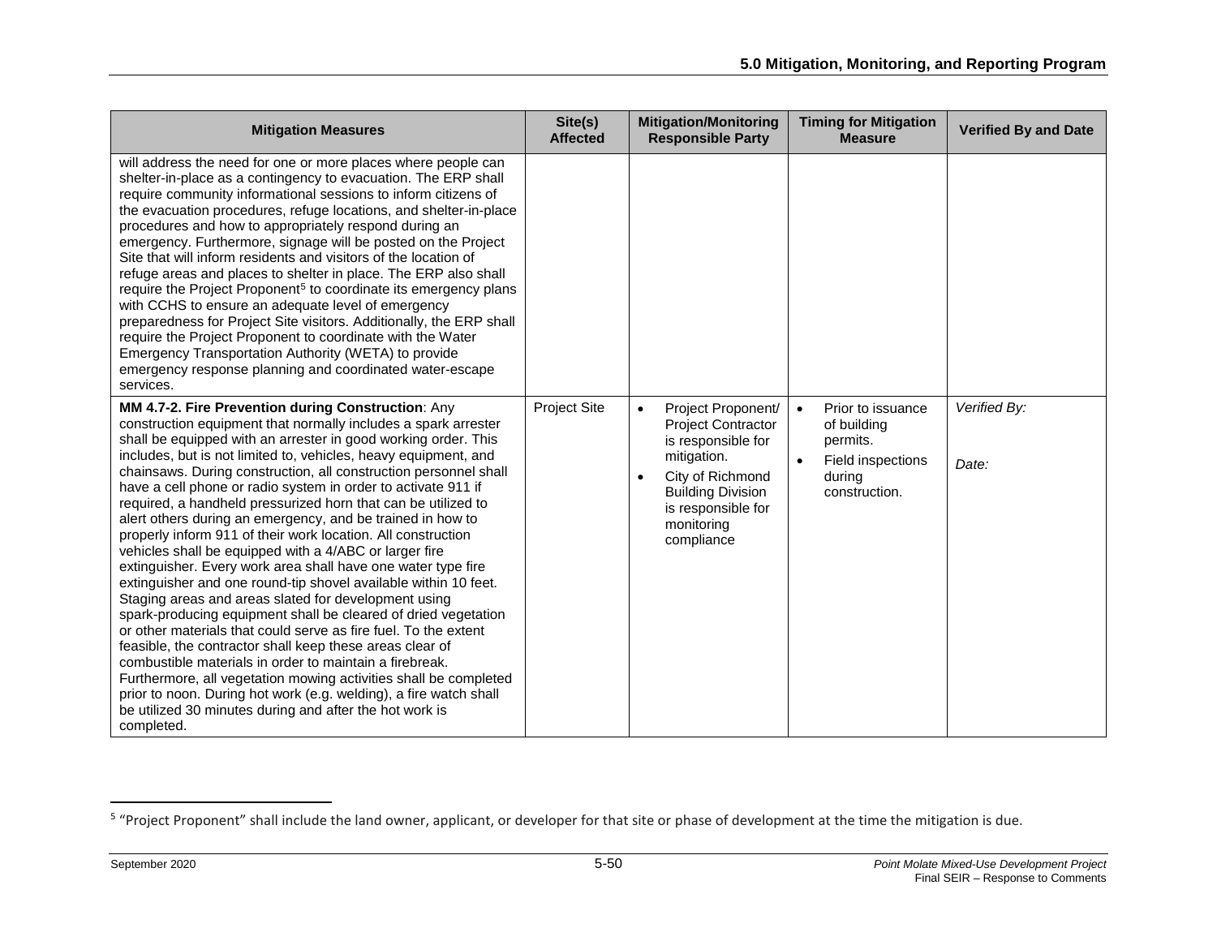| Mitigation Measures | Site(s) Affected | Mitigation/Monitoring Responsible Party | Timing for Mitigation Measure | Verified By and Date |
|---|---|---|---|---|
| will address the need for one or more places where people can shelter-in-place as a contingency to evacuation. The ERP shall require community informational sessions to inform citizens of the evacuation procedures, refuge locations, and shelter-in-place procedures and how to appropriately respond during an emergency. Furthermore, signage will be posted on the Project Site that will inform residents and visitors of the location of refuge areas and places to shelter in place. The ERP also shall require the Project Proponent[5] to coordinate its emergency plans with CCHS to ensure an adequate level of emergency preparedness for Project Site visitors. Additionally, the ERP shall require the Project Proponent to coordinate with the Water Emergency Transportation Authority (WETA) to provide emergency response planning and coordinated water-escape services. | | | | |
| **MM 4.7-2. Fire Prevention during Construction**: Any construction equipment that normally includes a spark arrester shall be equipped with an arrester in good working order. This includes, but is not limited to, vehicles, heavy equipment, and chainsaws. During construction, all construction personnel shall have a cell phone or radio system in order to activate 911 if required, a handheld pressurized horn that can be utilized to alert others during an emergency, and be trained in how to properly inform 911 of their work location. All construction vehicles shall be equipped with a 4/ABC or larger fire extinguisher. Every work area shall have one water type fire extinguisher and one round-tip shovel available within 10 feet. Staging areas and areas slated for development using spark-producing equipment shall be cleared of dried vegetation or other materials that could serve as fire fuel. To the extent feasible, the contractor shall keep these areas clear of combustible materials in order to maintain a firebreak. Furthermore, all vegetation mowing activities shall be completed prior to noon. During hot work (e.g. welding), a fire watch shall be utilized 30 minutes during and after the hot work is completed. | Project Site | • Project Proponent/ Project Contractor is responsible for mitigation.<br>• City of Richmond Building Division is responsible for monitoring compliance | • Prior to issuance of building permits.<br>• Field inspections during construction. | *Verified By:*<br><br>*Date:* |

[5] "Project Proponent" shall include the land owner, applicant, or developer for that site or phase of development at the time the mitigation is due.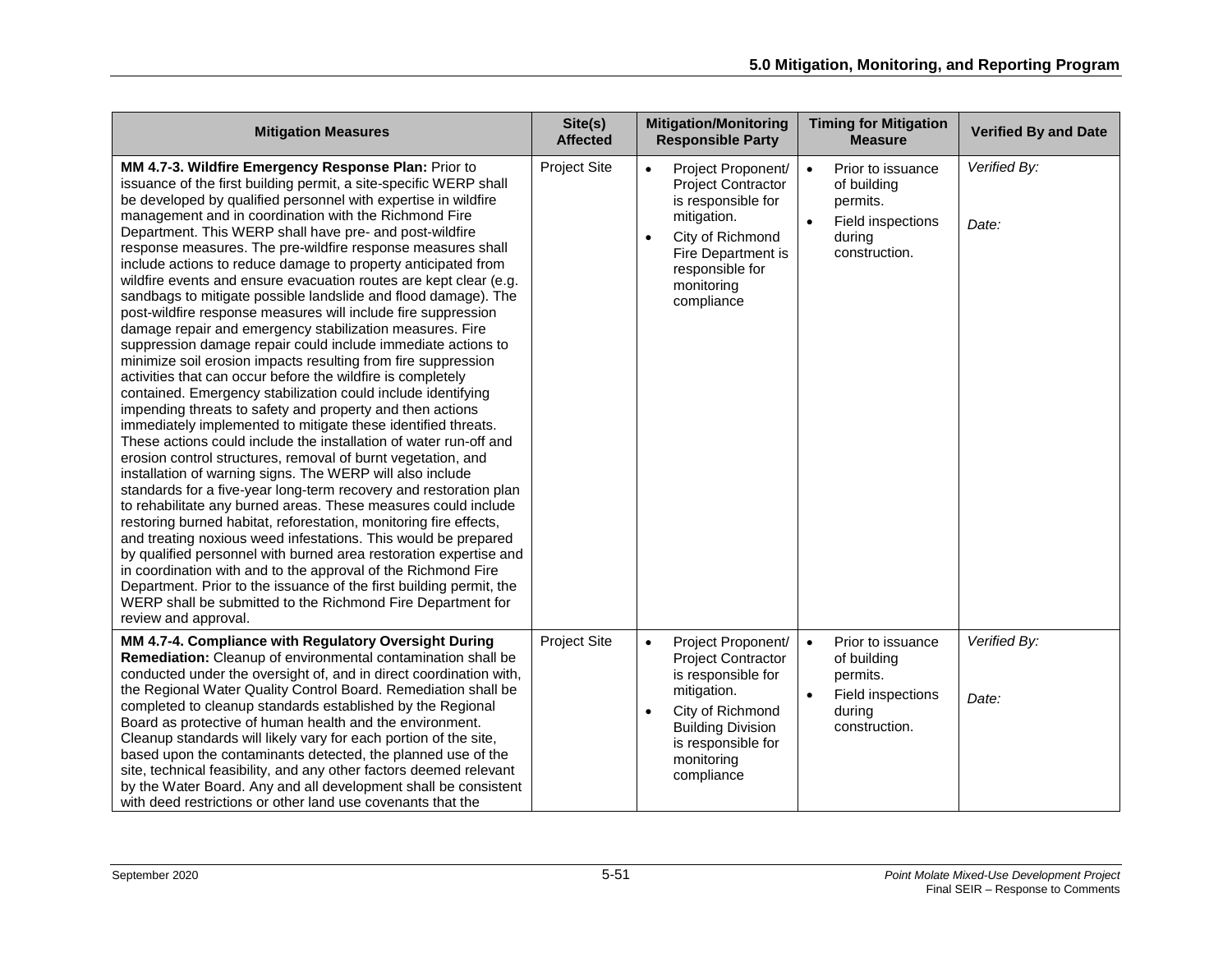| Mitigation Measures | Site(s) Affected | Mitigation/Monitoring Responsible Party | Timing for Mitigation Measure | Verified By and Date |
|---|---|---|---|---|
| **MM 4.7-3. Wildfire Emergency Response Plan:** Prior to issuance of the first building permit, a site-specific WERP shall be developed by qualified personnel with expertise in wildfire management and in coordination with the Richmond Fire Department. This WERP shall have pre- and post-wildfire response measures. The pre-wildfire response measures shall include actions to reduce damage to property anticipated from wildfire events and ensure evacuation routes are kept clear (e.g. sandbags to mitigate possible landslide and flood damage). The post-wildfire response measures will include fire suppression damage repair and emergency stabilization measures. Fire suppression damage repair could include immediate actions to minimize soil erosion impacts resulting from fire suppression activities that can occur before the wildfire is completely contained. Emergency stabilization could include identifying impending threats to safety and property and then actions immediately implemented to mitigate these identified threats. These actions could include the installation of water run-off and erosion control structures, removal of burnt vegetation, and installation of warning signs. The WERP will also include standards for a five-year long-term recovery and restoration plan to rehabilitate any burned areas. These measures could include restoring burned habitat, reforestation, monitoring fire effects, and treating noxious weed infestations. This would be prepared by qualified personnel with burned area restoration expertise and in coordination with and to the approval of the Richmond Fire Department. Prior to the issuance of the first building permit, the WERP shall be submitted to the Richmond Fire Department for review and approval. | Project Site | • Project Proponent/ Project Contractor is responsible for mitigation.<br>• City of Richmond Fire Department is responsible for monitoring compliance | • Prior to issuance of building permits.<br>• Field inspections during construction. | *Verified By:*<br><br>*Date:* |
| **MM 4.7-4. Compliance with Regulatory Oversight During Remediation:** Cleanup of environmental contamination shall be conducted under the oversight of, and in direct coordination with, the Regional Water Quality Control Board. Remediation shall be completed to cleanup standards established by the Regional Board as protective of human health and the environment. Cleanup standards will likely vary for each portion of the site, based upon the contaminants detected, the planned use of the site, technical feasibility, and any other factors deemed relevant by the Water Board. Any and all development shall be consistent with deed restrictions or other land use covenants that the | Project Site | • Project Proponent/ Project Contractor is responsible for mitigation.<br>• City of Richmond Building Division is responsible for monitoring compliance | • Prior to issuance of building permits.<br>• Field inspections during construction. | *Verified By:*<br><br>*Date:* |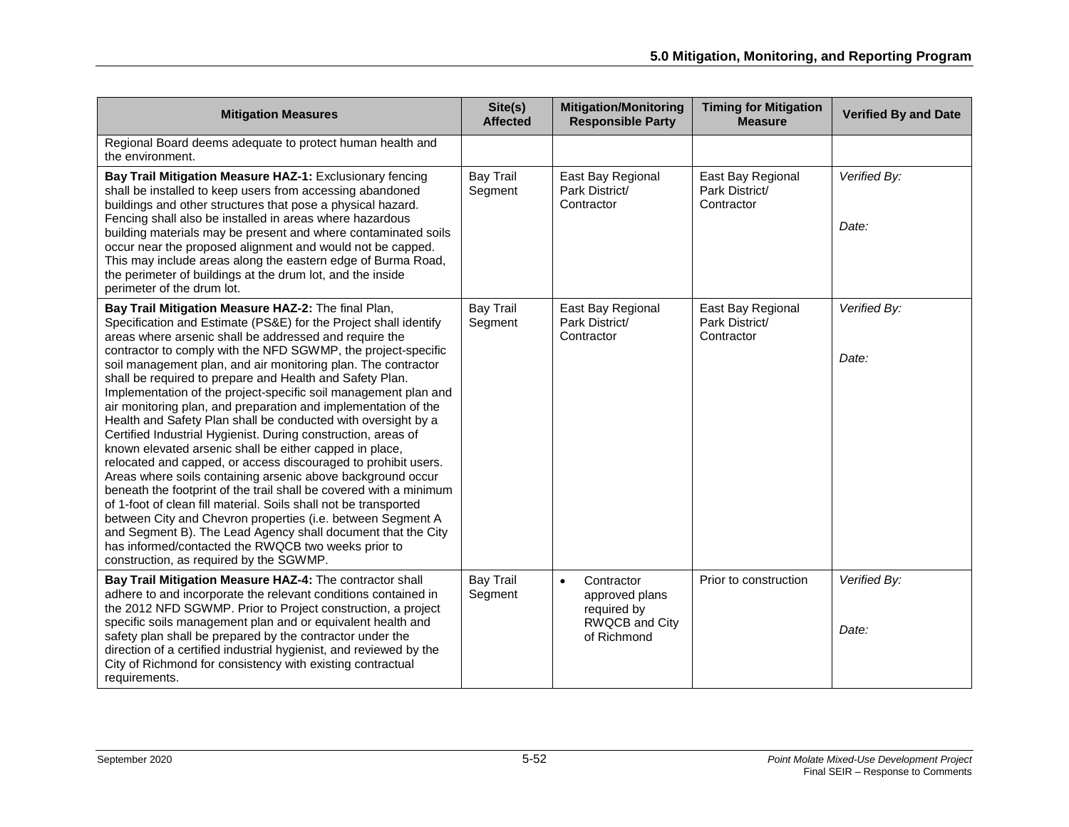| Mitigation Measures | Site(s) Affected | Mitigation/Monitoring Responsible Party | Timing for Mitigation Measure | Verified By and Date |
|---|---|---|---|---|
| Regional Board deems adequate to protect human health and the environment. | | | | |
| **Bay Trail Mitigation Measure HAZ-1:** Exclusionary fencing shall be installed to keep users from accessing abandoned buildings and other structures that pose a physical hazard. Fencing shall also be installed in areas where hazardous building materials may be present and where contaminated soils occur near the proposed alignment and would not be capped. This may include areas along the eastern edge of Burma Road, the perimeter of buildings at the drum lot, and the inside perimeter of the drum lot. | Bay Trail Segment | East Bay Regional Park District/ Contractor | East Bay Regional Park District/ Contractor | *Verified By:*<br><br>*Date:* |
| **Bay Trail Mitigation Measure HAZ-2:** The final Plan, Specification and Estimate (PS&E) for the Project shall identify areas where arsenic shall be addressed and require the contractor to comply with the NFD SGWMP, the project-specific soil management plan, and air monitoring plan. The contractor shall be required to prepare and Health and Safety Plan. Implementation of the project-specific soil management plan and air monitoring plan, and preparation and implementation of the Health and Safety Plan shall be conducted with oversight by a Certified Industrial Hygienist. During construction, areas of known elevated arsenic shall be either capped in place, relocated and capped, or access discouraged to prohibit users. Areas where soils containing arsenic above background occur beneath the footprint of the trail shall be covered with a minimum of 1-foot of clean fill material. Soils shall not be transported between City and Chevron properties (i.e. between Segment A and Segment B). The Lead Agency shall document that the City has informed/contacted the RWQCB two weeks prior to construction, as required by the SGWMP. | Bay Trail Segment | East Bay Regional Park District/ Contractor | East Bay Regional Park District/ Contractor | *Verified By:*<br><br>*Date:* |
| **Bay Trail Mitigation Measure HAZ-4:** The contractor shall adhere to and incorporate the relevant conditions contained in the 2012 NFD SGWMP. Prior to Project construction, a project specific soils management plan and or equivalent health and safety plan shall be prepared by the contractor under the direction of a certified industrial hygienist, and reviewed by the City of Richmond for consistency with existing contractual requirements. | Bay Trail Segment | • Contractor approved plans required by RWQCB and City of Richmond | Prior to construction | *Verified By:*<br><br>*Date:* |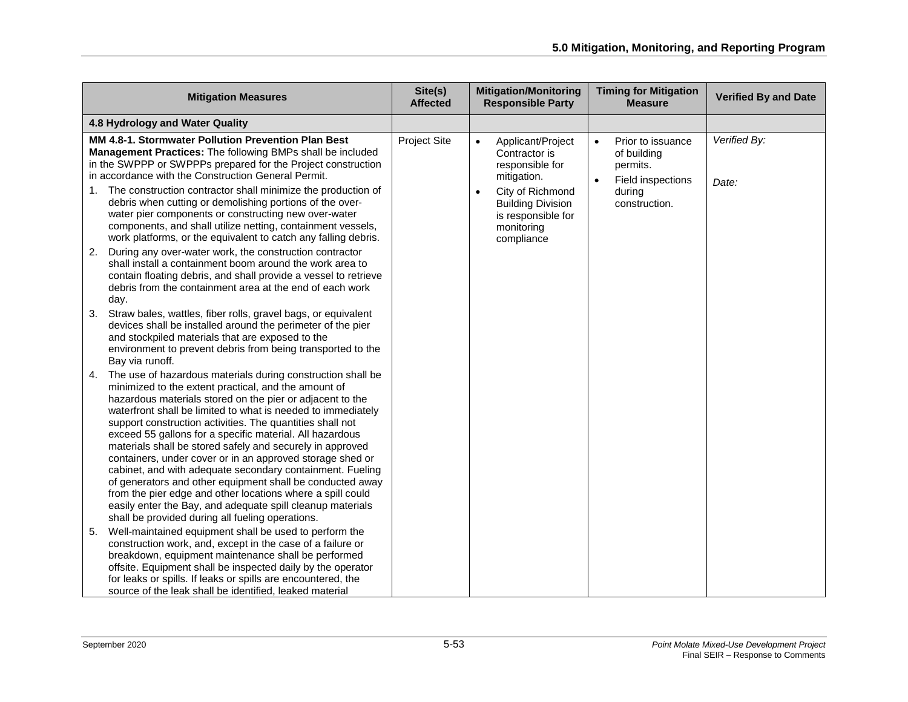| Mitigation Measures | Site(s) Affected | Mitigation/Monitoring Responsible Party | Timing for Mitigation Measure | Verified By and Date |
|---|---|---|---|---|
| **4.8 Hydrology and Water Quality** | | | | |
| **MM 4.8-1. Stormwater Pollution Prevention Plan Best Management Practices:** The following BMPs shall be included in the SWPPP or SWPPPs prepared for the Project construction in accordance with the Construction General Permit.<br>1. The construction contractor shall minimize the production of debris when cutting or demolishing portions of the over-water pier components or constructing new over-water components, and shall utilize netting, containment vessels, work platforms, or the equivalent to catch any falling debris.<br>2. During any over-water work, the construction contractor shall install a containment boom around the work area to contain floating debris, and shall provide a vessel to retrieve debris from the containment area at the end of each work day.<br>3. Straw bales, wattles, fiber rolls, gravel bags, or equivalent devices shall be installed around the perimeter of the pier and stockpiled materials that are exposed to the environment to prevent debris from being transported to the Bay via runoff.<br>4. The use of hazardous materials during construction shall be minimized to the extent practical, and the amount of hazardous materials stored on the pier or adjacent to the waterfront shall be limited to what is needed to immediately support construction activities. The quantities shall not exceed 55 gallons for a specific material. All hazardous materials shall be stored safely and securely in approved containers, under cover or in an approved storage shed or cabinet, and with adequate secondary containment. Fueling of generators and other equipment shall be conducted away from the pier edge and other locations where a spill could easily enter the Bay, and adequate spill cleanup materials shall be provided during all fueling operations.<br>5. Well-maintained equipment shall be used to perform the construction work, and, except in the case of a failure or breakdown, equipment maintenance shall be performed offsite. Equipment shall be inspected daily by the operator for leaks or spills. If leaks or spills are encountered, the source of the leak shall be identified, leaked material | Project Site | • Applicant/Project Contractor is responsible for mitigation.<br>• City of Richmond Building Division is responsible for monitoring compliance | • Prior to issuance of building permits.<br>• Field inspections during construction. | *Verified By:*<br><br>*Date:* |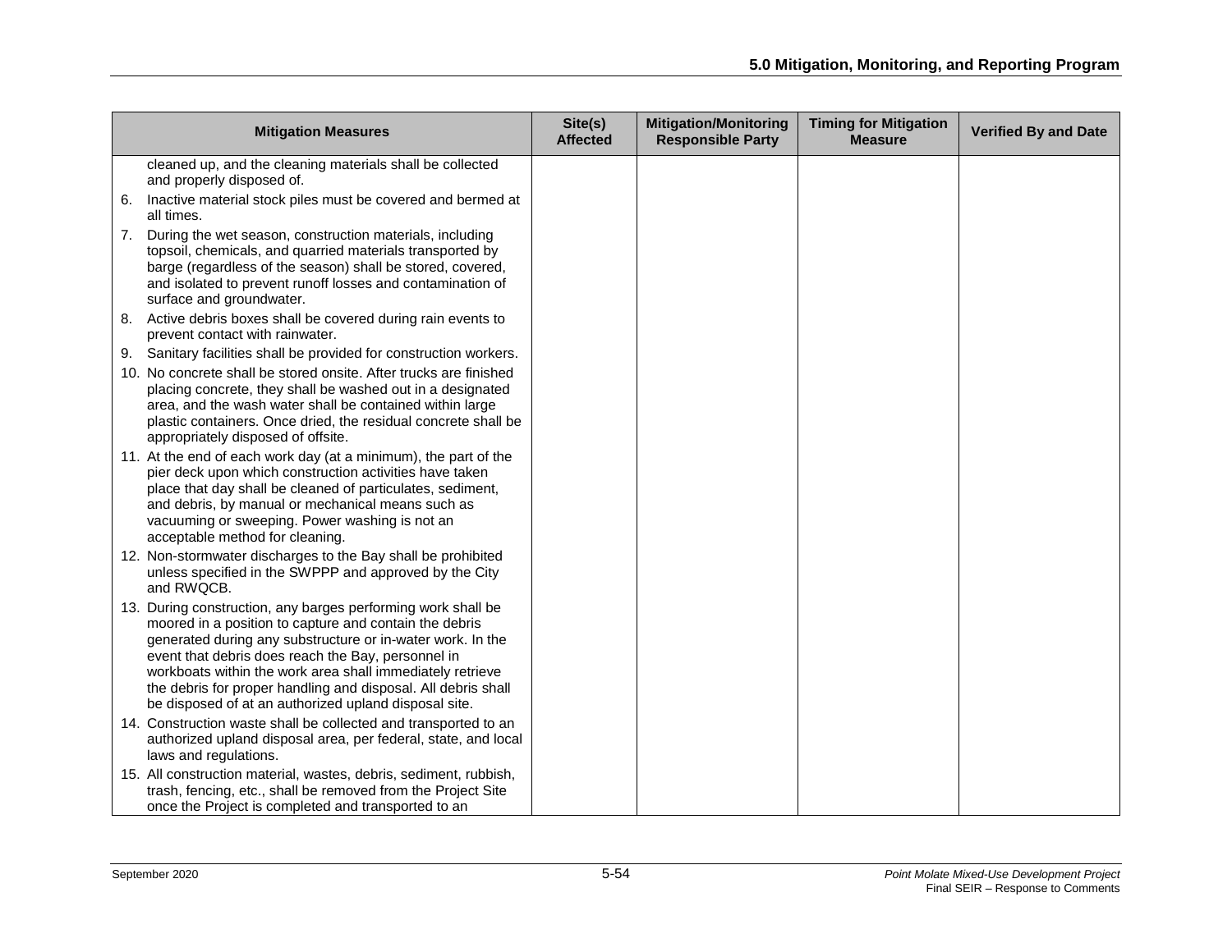| Mitigation Measures | Site(s) Affected | Mitigation/Monitoring Responsible Party | Timing for Mitigation Measure | Verified By and Date |
|---|---|---|---|---|
| cleaned up, and the cleaning materials shall be collected and properly disposed of.<br>6. Inactive material stock piles must be covered and bermed at all times.<br>7. During the wet season, construction materials, including topsoil, chemicals, and quarried materials transported by barge (regardless of the season) shall be stored, covered, and isolated to prevent runoff losses and contamination of surface and groundwater.<br>8. Active debris boxes shall be covered during rain events to prevent contact with rainwater.<br>9. Sanitary facilities shall be provided for construction workers.<br>10. No concrete shall be stored onsite. After trucks are finished placing concrete, they shall be washed out in a designated area, and the wash water shall be contained within large plastic containers. Once dried, the residual concrete shall be appropriately disposed of offsite.<br>11. At the end of each work day (at a minimum), the part of the pier deck upon which construction activities have taken place that day shall be cleaned of particulates, sediment, and debris, by manual or mechanical means such as vacuuming or sweeping. Power washing is not an acceptable method for cleaning.<br>12. Non-stormwater discharges to the Bay shall be prohibited unless specified in the SWPPP and approved by the City and RWQCB.<br>13. During construction, any barges performing work shall be moored in a position to capture and contain the debris generated during any substructure or in-water work. In the event that debris does reach the Bay, personnel in workboats within the work area shall immediately retrieve the debris for proper handling and disposal. All debris shall be disposed of at an authorized upland disposal site.<br>14. Construction waste shall be collected and transported to an authorized upland disposal area, per federal, state, and local laws and regulations.<br>15. All construction material, wastes, debris, sediment, rubbish, trash, fencing, etc., shall be removed from the Project Site once the Project is completed and transported to an | | | | |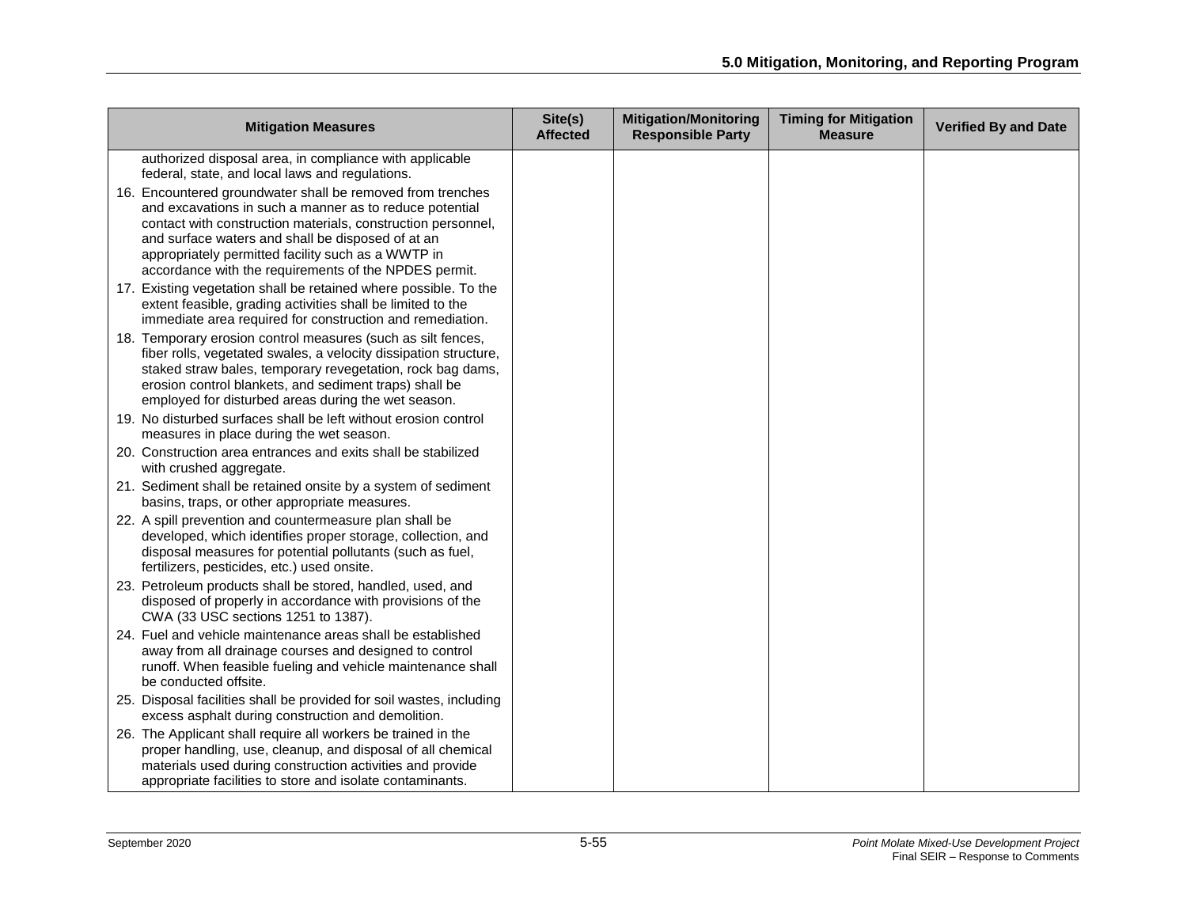| Mitigation Measures | Site(s) Affected | Mitigation/Monitoring Responsible Party | Timing for Mitigation Measure | Verified By and Date |
|---|---|---|---|---|
| authorized disposal area, in compliance with applicable federal, state, and local laws and regulations.<br>16. Encountered groundwater shall be removed from trenches and excavations in such a manner as to reduce potential contact with construction materials, construction personnel, and surface waters and shall be disposed of at an appropriately permitted facility such as a WWTP in accordance with the requirements of the NPDES permit.<br>17. Existing vegetation shall be retained where possible. To the extent feasible, grading activities shall be limited to the immediate area required for construction and remediation.<br>18. Temporary erosion control measures (such as silt fences, fiber rolls, vegetated swales, a velocity dissipation structure, staked straw bales, temporary revegetation, rock bag dams, erosion control blankets, and sediment traps) shall be employed for disturbed areas during the wet season.<br>19. No disturbed surfaces shall be left without erosion control measures in place during the wet season.<br>20. Construction area entrances and exits shall be stabilized with crushed aggregate.<br>21. Sediment shall be retained onsite by a system of sediment basins, traps, or other appropriate measures.<br>22. A spill prevention and countermeasure plan shall be developed, which identifies proper storage, collection, and disposal measures for potential pollutants (such as fuel, fertilizers, pesticides, etc.) used onsite.<br>23. Petroleum products shall be stored, handled, used, and disposed of properly in accordance with provisions of the CWA (33 USC sections 1251 to 1387).<br>24. Fuel and vehicle maintenance areas shall be established away from all drainage courses and designed to control runoff. When feasible fueling and vehicle maintenance shall be conducted offsite.<br>25. Disposal facilities shall be provided for soil wastes, including excess asphalt during construction and demolition.<br>26. The Applicant shall require all workers be trained in the proper handling, use, cleanup, and disposal of all chemical materials used during construction activities and provide appropriate facilities to store and isolate contaminants. | | | | |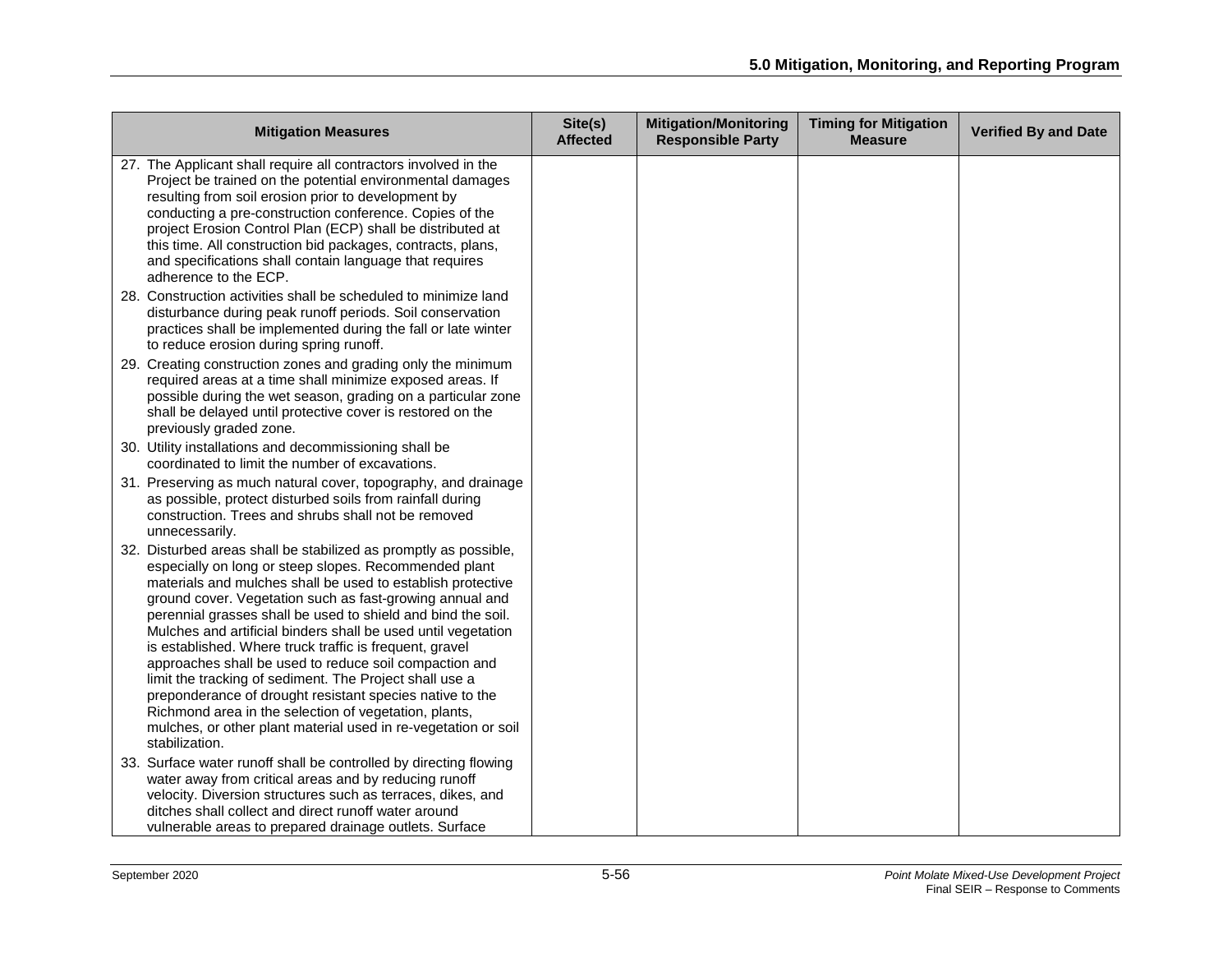| Mitigation Measures | Site(s) Affected | Mitigation/Monitoring Responsible Party | Timing for Mitigation Measure | Verified By and Date |
|---|---|---|---|---|
| 27. The Applicant shall require all contractors involved in the Project be trained on the potential environmental damages resulting from soil erosion prior to development by conducting a pre-construction conference. Copies of the project Erosion Control Plan (ECP) shall be distributed at this time. All construction bid packages, contracts, plans, and specifications shall contain language that requires adherence to the ECP.<br>28. Construction activities shall be scheduled to minimize land disturbance during peak runoff periods. Soil conservation practices shall be implemented during the fall or late winter to reduce erosion during spring runoff.<br>29. Creating construction zones and grading only the minimum required areas at a time shall minimize exposed areas. If possible during the wet season, grading on a particular zone shall be delayed until protective cover is restored on the previously graded zone.<br>30. Utility installations and decommissioning shall be coordinated to limit the number of excavations.<br>31. Preserving as much natural cover, topography, and drainage as possible, protect disturbed soils from rainfall during construction. Trees and shrubs shall not be removed unnecessarily.<br>32. Disturbed areas shall be stabilized as promptly as possible, especially on long or steep slopes. Recommended plant materials and mulches shall be used to establish protective ground cover. Vegetation such as fast-growing annual and perennial grasses shall be used to shield and bind the soil. Mulches and artificial binders shall be used until vegetation is established. Where truck traffic is frequent, gravel approaches shall be used to reduce soil compaction and limit the tracking of sediment. The Project shall use a preponderance of drought resistant species native to the Richmond area in the selection of vegetation, plants, mulches, or other plant material used in re-vegetation or soil stabilization.<br>33. Surface water runoff shall be controlled by directing flowing water away from critical areas and by reducing runoff velocity. Diversion structures such as terraces, dikes, and ditches shall collect and direct runoff water around vulnerable areas to prepared drainage outlets. Surface | | | | |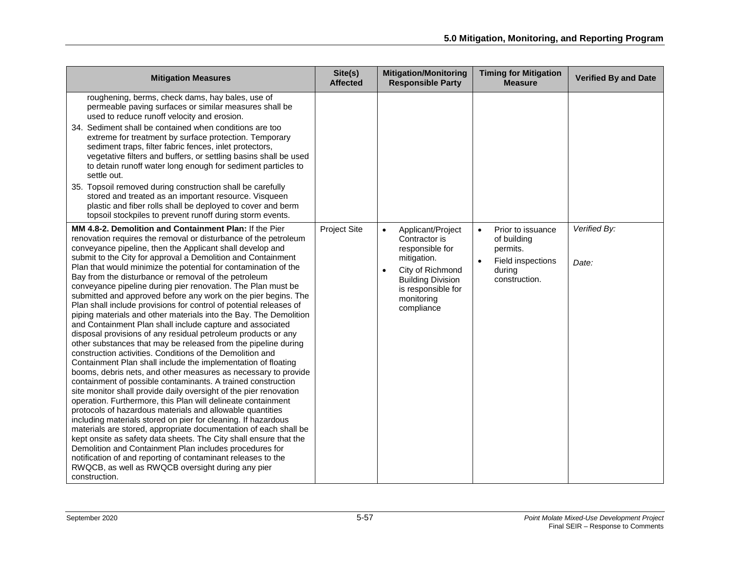| Mitigation Measures | Site(s) Affected | Mitigation/Monitoring Responsible Party | Timing for Mitigation Measure | Verified By and Date |
|---|---|---|---|---|
| roughening, berms, check dams, hay bales, use of permeable paving surfaces or similar measures shall be used to reduce runoff velocity and erosion.<br>34. Sediment shall be contained when conditions are too extreme for treatment by surface protection. Temporary sediment traps, filter fabric fences, inlet protectors, vegetative filters and buffers, or settling basins shall be used to detain runoff water long enough for sediment particles to settle out.<br>35. Topsoil removed during construction shall be carefully stored and treated as an important resource. Visqueen plastic and fiber rolls shall be deployed to cover and berm topsoil stockpiles to prevent runoff during storm events. | | | | |
| **MM 4.8-2. Demolition and Containment Plan:** If the Pier renovation requires the removal or disturbance of the petroleum conveyance pipeline, then the Applicant shall develop and submit to the City for approval a Demolition and Containment Plan that would minimize the potential for contamination of the Bay from the disturbance or removal of the petroleum conveyance pipeline during pier renovation. The Plan must be submitted and approved before any work on the pier begins. The Plan shall include provisions for control of potential releases of piping materials and other materials into the Bay. The Demolition and Containment Plan shall include capture and associated disposal provisions of any residual petroleum products or any other substances that may be released from the pipeline during construction activities. Conditions of the Demolition and Containment Plan shall include the implementation of floating booms, debris nets, and other measures as necessary to provide containment of possible contaminants. A trained construction site monitor shall provide daily oversight of the pier renovation operation. Furthermore, this Plan will delineate containment protocols of hazardous materials and allowable quantities including materials stored on pier for cleaning. If hazardous materials are stored, appropriate documentation of each shall be kept onsite as safety data sheets. The City shall ensure that the Demolition and Containment Plan includes procedures for notification of and reporting of contaminant releases to the RWQCB, as well as RWQCB oversight during any pier construction. | Project Site | • Applicant/Project Contractor is responsible for mitigation.<br>• City of Richmond Building Division is responsible for monitoring compliance | • Prior to issuance of building permits.<br>• Field inspections during construction. | *Verified By:*<br><br>*Date:* |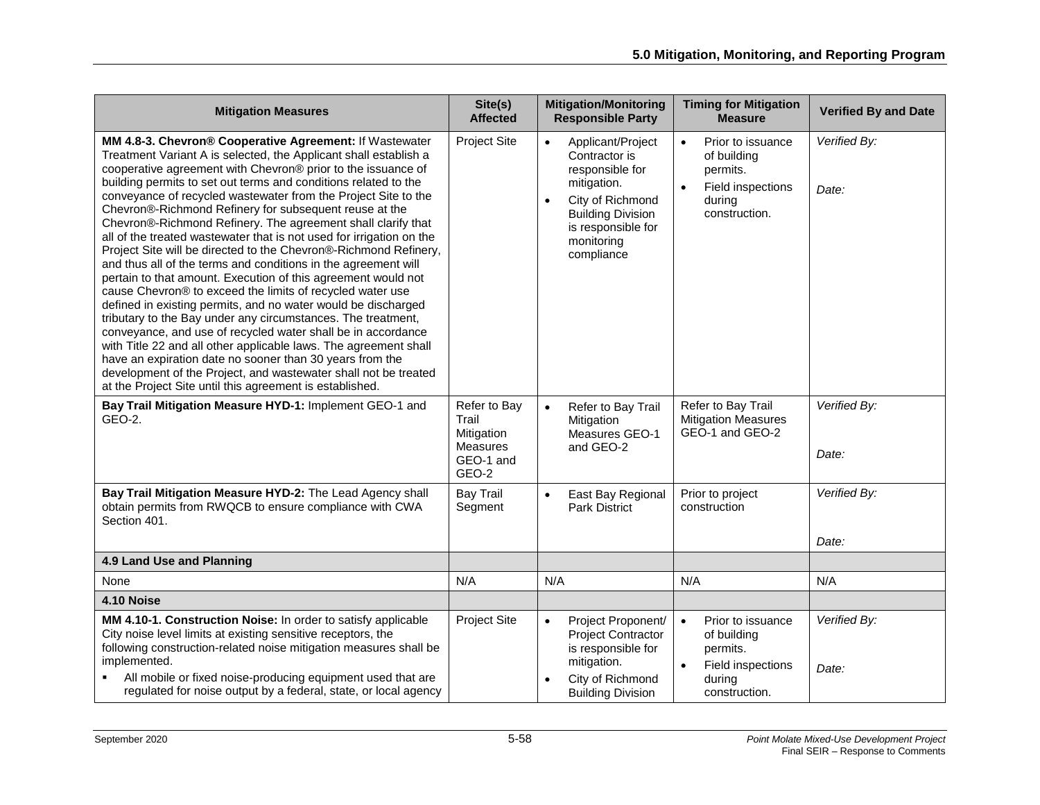| Mitigation Measures | Site(s) Affected | Mitigation/Monitoring Responsible Party | Timing for Mitigation Measure | Verified By and Date |
|---|---|---|---|---|
| **MM 4.8-3. Chevron® Cooperative Agreement:** If Wastewater Treatment Variant A is selected, the Applicant shall establish a cooperative agreement with Chevron® prior to the issuance of building permits to set out terms and conditions related to the conveyance of recycled wastewater from the Project Site to the Chevron®-Richmond Refinery for subsequent reuse at the Chevron®-Richmond Refinery. The agreement shall clarify that all of the treated wastewater that is not used for irrigation on the Project Site will be directed to the Chevron®-Richmond Refinery, and thus all of the terms and conditions in the agreement will pertain to that amount. Execution of this agreement would not cause Chevron® to exceed the limits of recycled water use defined in existing permits, and no water would be discharged tributary to the Bay under any circumstances. The treatment, conveyance, and use of recycled water shall be in accordance with Title 22 and all other applicable laws. The agreement shall have an expiration date no sooner than 30 years from the development of the Project, and wastewater shall not be treated at the Project Site until this agreement is established. | Project Site | • Applicant/Project Contractor is responsible for mitigation.<br>• City of Richmond Building Division is responsible for monitoring compliance | • Prior to issuance of building permits.<br>• Field inspections during construction. | *Verified By:*<br><br>*Date:* |
| **Bay Trail Mitigation Measure HYD-1:** Implement GEO-1 and GEO-2. | Refer to Bay Trail Mitigation Measures GEO-1 and GEO-2 | • Refer to Bay Trail Mitigation Measures GEO-1 and GEO-2 | Refer to Bay Trail Mitigation Measures GEO-1 and GEO-2 | *Verified By:*<br><br>*Date:* |
| **Bay Trail Mitigation Measure HYD-2:** The Lead Agency shall obtain permits from RWQCB to ensure compliance with CWA Section 401. | Bay Trail Segment | • East Bay Regional Park District | Prior to project construction | *Verified By:*<br><br>*Date:* |
| **4.9 Land Use and Planning** | | | | |
| None | N/A | N/A | N/A | N/A |
| **4.10 Noise** | | | | |
| **MM 4.10-1. Construction Noise:** In order to satisfy applicable City noise level limits at existing sensitive receptors, the following construction-related noise mitigation measures shall be implemented.<br>▪ All mobile or fixed noise-producing equipment used that are regulated for noise output by a federal, state, or local agency | Project Site | • Project Proponent/ Project Contractor is responsible for mitigation.<br>• City of Richmond Building Division | • Prior to issuance of building permits.<br>• Field inspections during construction. | *Verified By:*<br><br>*Date:* |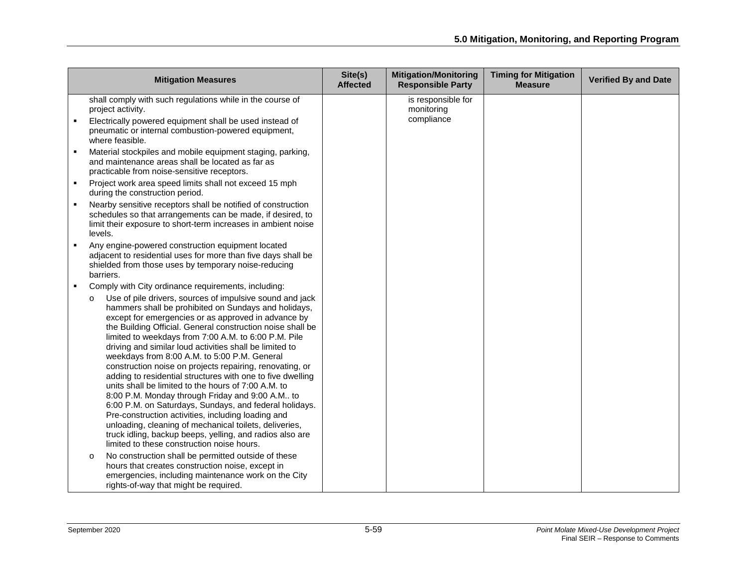| Mitigation Measures | Site(s) Affected | Mitigation/Monitoring Responsible Party | Timing for Mitigation Measure | Verified By and Date |
|---|---|---|---|---|
| shall comply with such regulations while in the course of project activity.<br>▪ Electrically powered equipment shall be used instead of pneumatic or internal combustion-powered equipment, where feasible.<br>▪ Material stockpiles and mobile equipment staging, parking, and maintenance areas shall be located as far as practicable from noise-sensitive receptors.<br>▪ Project work area speed limits shall not exceed 15 mph during the construction period.<br>▪ Nearby sensitive receptors shall be notified of construction schedules so that arrangements can be made, if desired, to limit their exposure to short-term increases in ambient noise levels.<br>▪ Any engine-powered construction equipment located adjacent to residential uses for more than five days shall be shielded from those uses by temporary noise-reducing barriers.<br>▪ Comply with City ordinance requirements, including:<br>o Use of pile drivers, sources of impulsive sound and jack hammers shall be prohibited on Sundays and holidays, except for emergencies or as approved in advance by the Building Official. General construction noise shall be limited to weekdays from 7:00 A.M. to 6:00 P.M. Pile driving and similar loud activities shall be limited to weekdays from 8:00 A.M. to 5:00 P.M. General construction noise on projects repairing, renovating, or adding to residential structures with one to five dwelling units shall be limited to the hours of 7:00 A.M. to 8:00 P.M. Monday through Friday and 9:00 A.M.. to 6:00 P.M. on Saturdays, Sundays, and federal holidays. Pre-construction activities, including loading and unloading, cleaning of mechanical toilets, deliveries, truck idling, backup beeps, yelling, and radios also are limited to these construction noise hours.<br>o No construction shall be permitted outside of these hours that creates construction noise, except in emergencies, including maintenance work on the City rights-of-way that might be required. | | is responsible for monitoring compliance | | |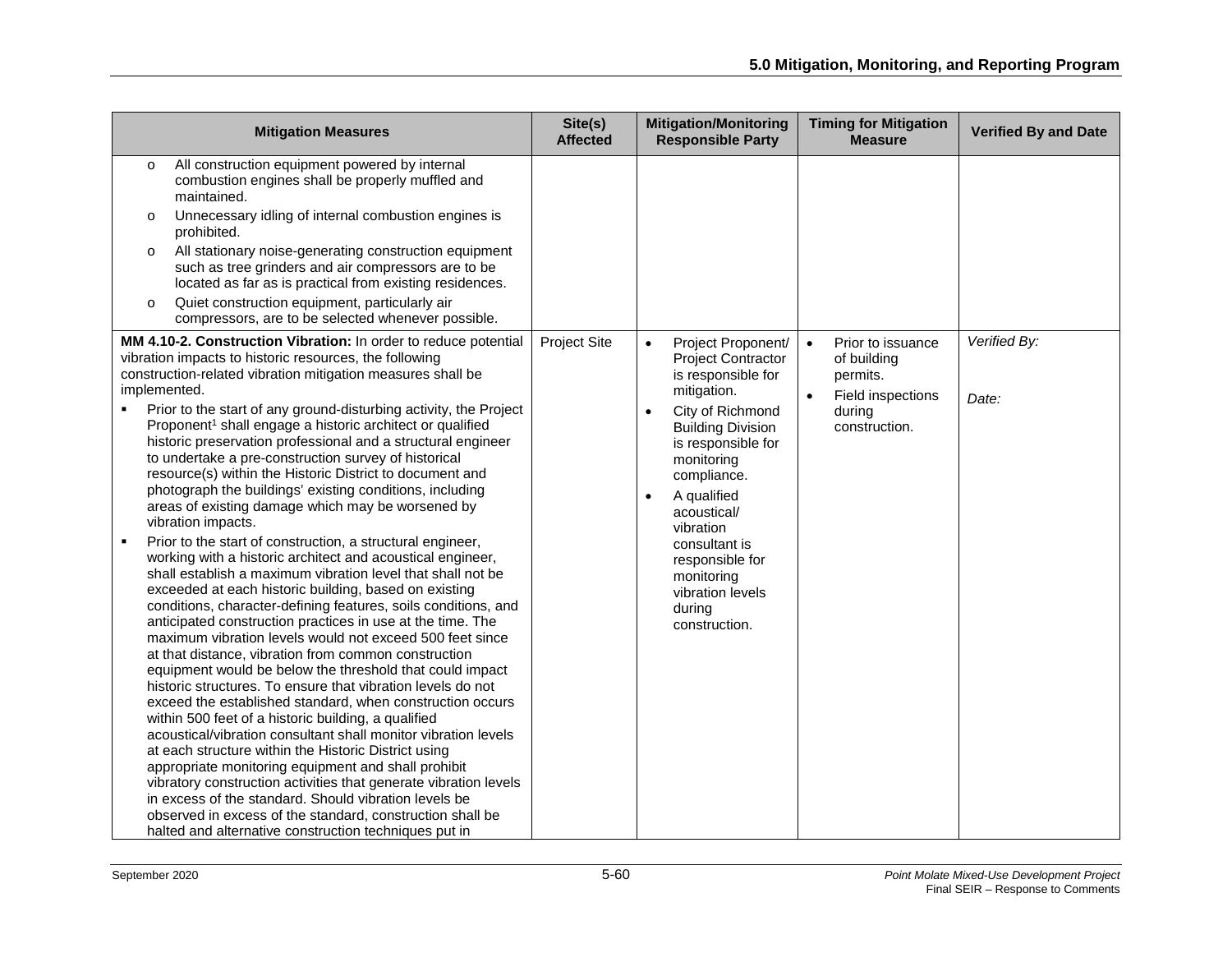| Mitigation Measures | Site(s) Affected | Mitigation/Monitoring Responsible Party | Timing for Mitigation Measure | Verified By and Date |
|---|---|---|---|---|
| o All construction equipment powered by internal combustion engines shall be properly muffled and maintained.<br>o Unnecessary idling of internal combustion engines is prohibited.<br>o All stationary noise-generating construction equipment such as tree grinders and air compressors are to be located as far as is practical from existing residences.<br>o Quiet construction equipment, particularly air compressors, are to be selected whenever possible. | | | | |
| **MM 4.10-2. Construction Vibration:** In order to reduce potential vibration impacts to historic resources, the following construction-related vibration mitigation measures shall be implemented.<br>▪ Prior to the start of any ground-disturbing activity, the Project Proponent[1] shall engage a historic architect or qualified historic preservation professional and a structural engineer to undertake a pre-construction survey of historical resource(s) within the Historic District to document and photograph the buildings' existing conditions, including areas of existing damage which may be worsened by vibration impacts.<br>▪ Prior to the start of construction, a structural engineer, working with a historic architect and acoustical engineer, shall establish a maximum vibration level that shall not be exceeded at each historic building, based on existing conditions, character-defining features, soils conditions, and anticipated construction practices in use at the time. The maximum vibration levels would not exceed 500 feet since at that distance, vibration from common construction equipment would be below the threshold that could impact historic structures. To ensure that vibration levels do not exceed the established standard, when construction occurs within 500 feet of a historic building, a qualified acoustical/vibration consultant shall monitor vibration levels at each structure within the Historic District using appropriate monitoring equipment and shall prohibit vibratory construction activities that generate vibration levels in excess of the standard. Should vibration levels be observed in excess of the standard, construction shall be halted and alternative construction techniques put in | Project Site | • Project Proponent/ Project Contractor is responsible for mitigation.<br>• City of Richmond Building Division is responsible for monitoring compliance.<br>• A qualified acoustical/ vibration consultant is responsible for monitoring vibration levels during construction. | • Prior to issuance of building permits.<br>• Field inspections during construction. | *Verified By:*<br><br>*Date:* |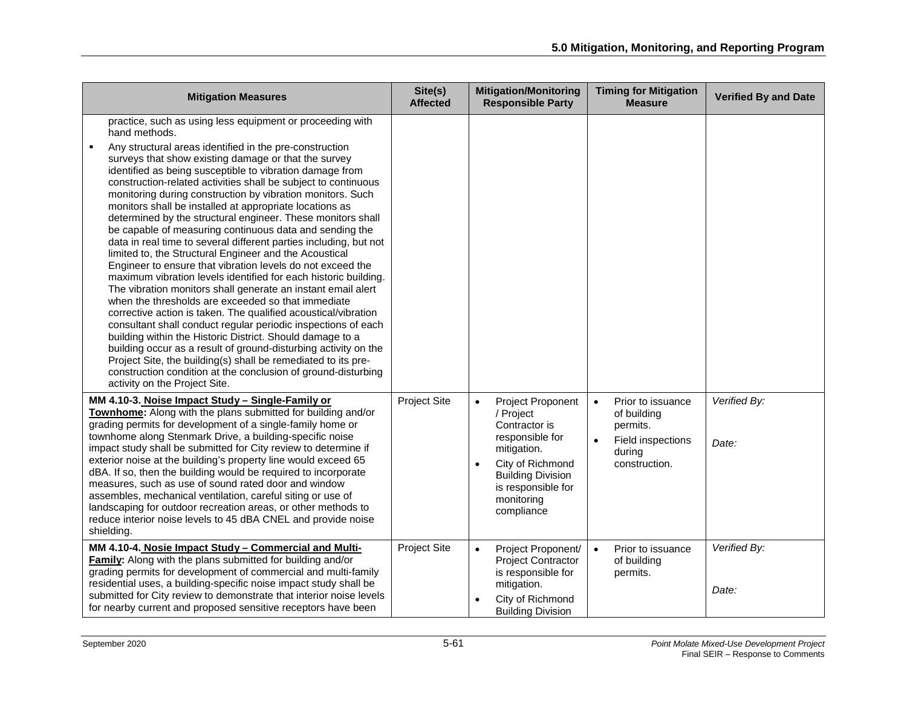| Mitigation Measures | Site(s) Affected | Mitigation/Monitoring Responsible Party | Timing for Mitigation Measure | Verified By and Date |
|---|---|---|---|---|
| practice, such as using less equipment or proceeding with hand methods.<br>▪ Any structural areas identified in the pre-construction surveys that show existing damage or that the survey identified as being susceptible to vibration damage from construction-related activities shall be subject to continuous monitoring during construction by vibration monitors. Such monitors shall be installed at appropriate locations as determined by the structural engineer. These monitors shall be capable of measuring continuous data and sending the data in real time to several different parties including, but not limited to, the Structural Engineer and the Acoustical Engineer to ensure that vibration levels do not exceed the maximum vibration levels identified for each historic building. The vibration monitors shall generate an instant email alert when the thresholds are exceeded so that immediate corrective action is taken. The qualified acoustical/vibration consultant shall conduct regular periodic inspections of each building within the Historic District. Should damage to a building occur as a result of ground-disturbing activity on the Project Site, the building(s) shall be remediated to its pre-construction condition at the conclusion of ground-disturbing activity on the Project Site. | | | | |
| **MM 4.10-3. Noise Impact Study – Single-Family or Townhome:** Along with the plans submitted for building and/or grading permits for development of a single-family home or townhome along Stenmark Drive, a building-specific noise impact study shall be submitted for City review to determine if exterior noise at the building's property line would exceed 65 dBA. If so, then the building would be required to incorporate measures, such as use of sound rated door and window assembles, mechanical ventilation, careful siting or use of landscaping for outdoor recreation areas, or other methods to reduce interior noise levels to 45 dBA CNEL and provide noise shielding. | Project Site | • Project Proponent / Project Contractor is responsible for mitigation.<br>• City of Richmond Building Division is responsible for monitoring compliance | • Prior to issuance of building permits.<br>• Field inspections during construction. | *Verified By:*<br><br>*Date:* |
| **MM 4.10-4. Nosie Impact Study – Commercial and Multi-Family:** Along with the plans submitted for building and/or grading permits for development of commercial and multi-family residential uses, a building-specific noise impact study shall be submitted for City review to demonstrate that interior noise levels for nearby current and proposed sensitive receptors have been | Project Site | • Project Proponent/ Project Contractor is responsible for mitigation.<br>• City of Richmond Building Division | • Prior to issuance of building permits. | *Verified By:*<br><br>*Date:* |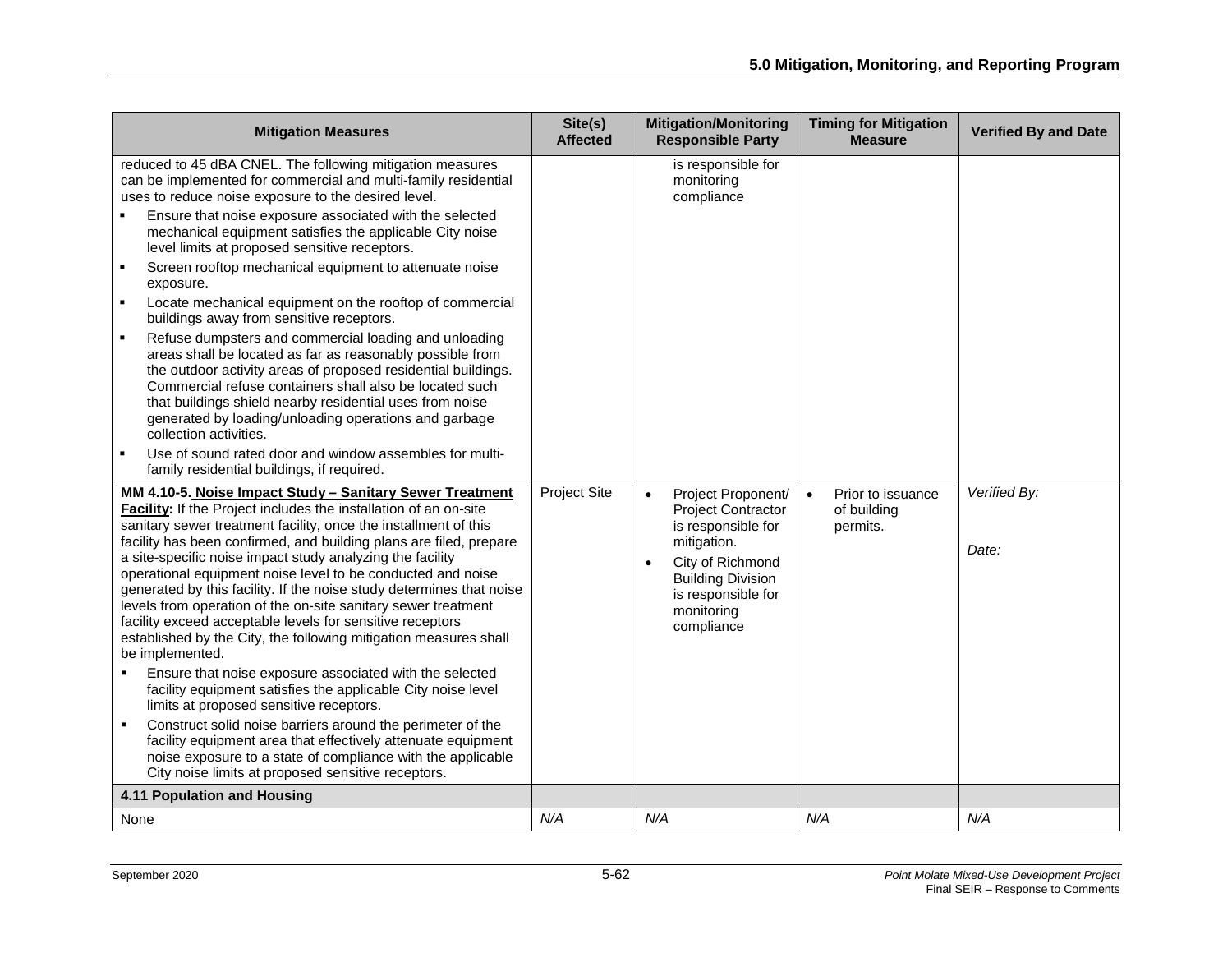| Mitigation Measures | Site(s) Affected | Mitigation/Monitoring Responsible Party | Timing for Mitigation Measure | Verified By and Date |
|---|---|---|---|---|
| reduced to 45 dBA CNEL. The following mitigation measures can be implemented for commercial and multi-family residential uses to reduce noise exposure to the desired level.<br>▪ Ensure that noise exposure associated with the selected mechanical equipment satisfies the applicable City noise level limits at proposed sensitive receptors.<br>▪ Screen rooftop mechanical equipment to attenuate noise exposure.<br>▪ Locate mechanical equipment on the rooftop of commercial buildings away from sensitive receptors.<br>▪ Refuse dumpsters and commercial loading and unloading areas shall be located as far as reasonably possible from the outdoor activity areas of proposed residential buildings. Commercial refuse containers shall also be located such that buildings shield nearby residential uses from noise generated by loading/unloading operations and garbage collection activities.<br>▪ Use of sound rated door and window assembles for multi-family residential buildings, if required. | | is responsible for monitoring compliance | | |
| **MM 4.10-5. <u>Noise Impact Study – Sanitary Sewer Treatment Facility</u>:** If the Project includes the installation of an on-site sanitary sewer treatment facility, once the installment of this facility has been confirmed, and building plans are filed, prepare a site-specific noise impact study analyzing the facility operational equipment noise level to be conducted and noise generated by this facility. If the noise study determines that noise levels from operation of the on-site sanitary sewer treatment facility exceed acceptable levels for sensitive receptors established by the City, the following mitigation measures shall be implemented.<br>▪ Ensure that noise exposure associated with the selected facility equipment satisfies the applicable City noise level limits at proposed sensitive receptors.<br>▪ Construct solid noise barriers around the perimeter of the facility equipment area that effectively attenuate equipment noise exposure to a state of compliance with the applicable City noise limits at proposed sensitive receptors. | Project Site | • Project Proponent/ Project Contractor is responsible for mitigation.<br>• City of Richmond Building Division is responsible for monitoring compliance | • Prior to issuance of building permits. | *Verified By:*<br><br>*Date:* |
| **4.11 Population and Housing** | | | | |
| None | *N/A* | *N/A* | *N/A* | *N/A* |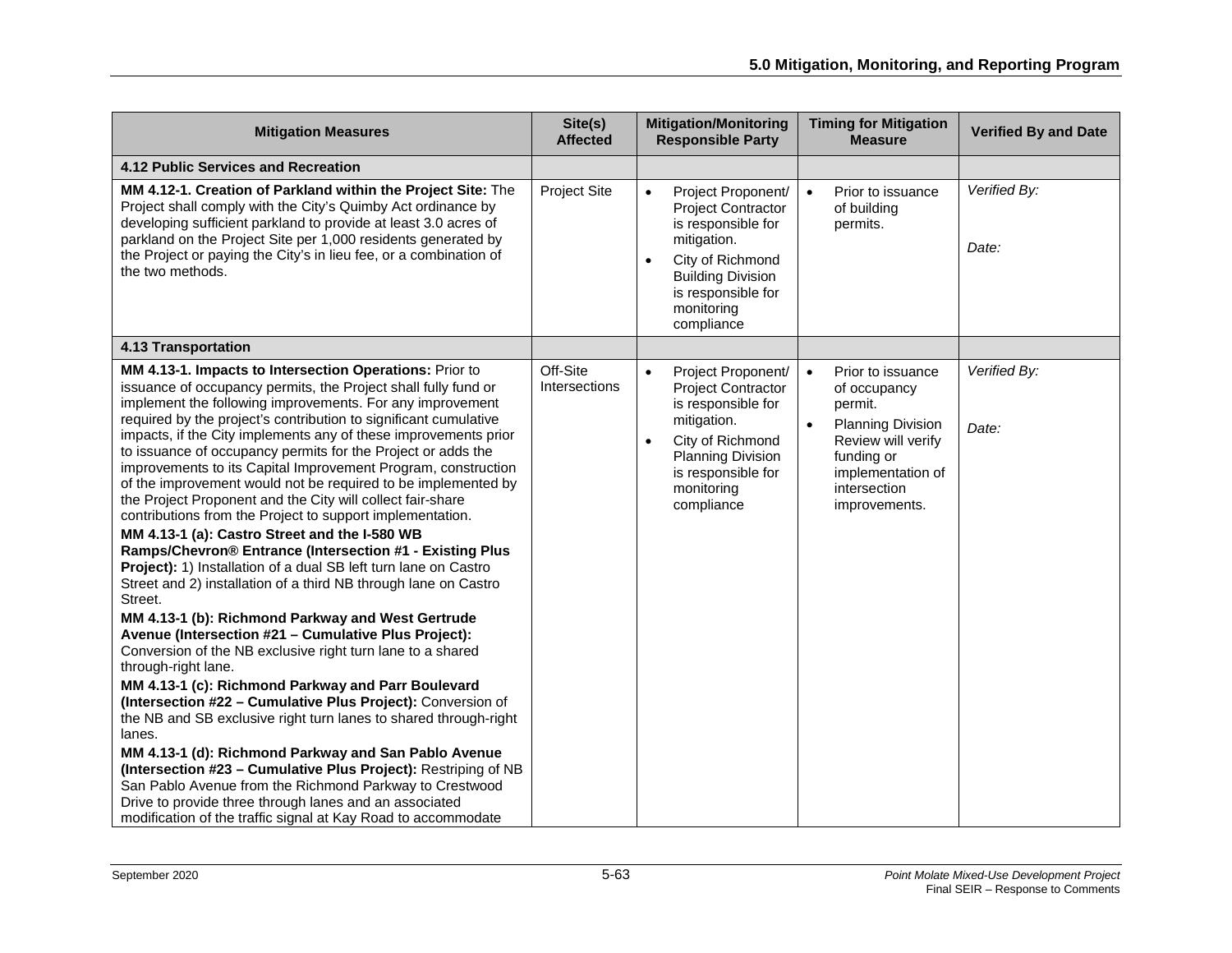| Mitigation Measures | Site(s) Affected | Mitigation/Monitoring Responsible Party | Timing for Mitigation Measure | Verified By and Date |
|---|---|---|---|---|
| **4.12 Public Services and Recreation** | | | | |
| **MM 4.12-1. Creation of Parkland within the Project Site:** The Project shall comply with the City's Quimby Act ordinance by developing sufficient parkland to provide at least 3.0 acres of parkland on the Project Site per 1,000 residents generated by the Project or paying the City's in lieu fee, or a combination of the two methods. | Project Site | • Project Proponent/ Project Contractor is responsible for mitigation.<br>• City of Richmond Building Division is responsible for monitoring compliance | • Prior to issuance of building permits. | *Verified By:*<br><br>*Date:* |
| **4.13 Transportation** | | | | |
| **MM 4.13-1. Impacts to Intersection Operations:** Prior to issuance of occupancy permits, the Project shall fully fund or implement the following improvements. For any improvement required by the project's contribution to significant cumulative impacts, if the City implements any of these improvements prior to issuance of occupancy permits for the Project or adds the improvements to its Capital Improvement Program, construction of the improvement would not be required to be implemented by the Project Proponent and the City will collect fair-share contributions from the Project to support implementation.<br>**MM 4.13-1 (a): Castro Street and the I-580 WB Ramps/Chevron® Entrance (Intersection #1 - Existing Plus Project):** 1) Installation of a dual SB left turn lane on Castro Street and 2) installation of a third NB through lane on Castro Street.<br>**MM 4.13-1 (b): Richmond Parkway and West Gertrude Avenue (Intersection #21 – Cumulative Plus Project):** Conversion of the NB exclusive right turn lane to a shared through-right lane.<br>**MM 4.13-1 (c): Richmond Parkway and Parr Boulevard (Intersection #22 – Cumulative Plus Project):** Conversion of the NB and SB exclusive right turn lanes to shared through-right lanes.<br>**MM 4.13-1 (d): Richmond Parkway and San Pablo Avenue (Intersection #23 – Cumulative Plus Project):** Restriping of NB San Pablo Avenue from the Richmond Parkway to Crestwood Drive to provide three through lanes and an associated modification of the traffic signal at Kay Road to accommodate | Off-Site Intersections | • Project Proponent/ Project Contractor is responsible for mitigation.<br>• City of Richmond Planning Division is responsible for monitoring compliance | • Prior to issuance of occupancy permit.<br>• Planning Division Review will verify funding or implementation of intersection improvements. | *Verified By:*<br><br>*Date:* |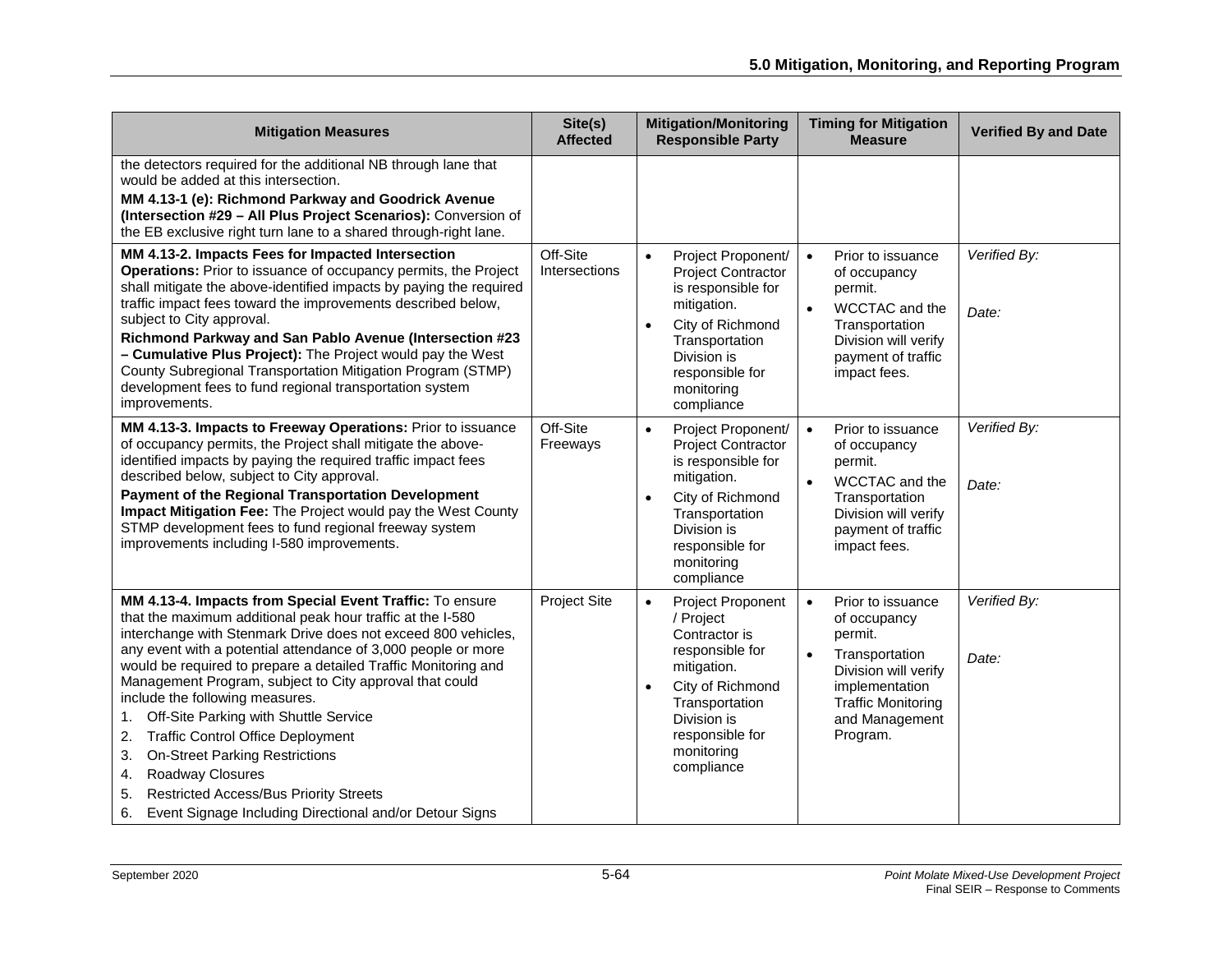| Mitigation Measures | Site(s) Affected | Mitigation/Monitoring Responsible Party | Timing for Mitigation Measure | Verified By and Date |
|---|---|---|---|---|
| the detectors required for the additional NB through lane that would be added at this intersection.<br>**MM 4.13-1 (e): Richmond Parkway and Goodrick Avenue (Intersection #29 – All Plus Project Scenarios):** Conversion of the EB exclusive right turn lane to a shared through-right lane. | | | | |
| **MM 4.13-2. Impacts Fees for Impacted Intersection Operations:** Prior to issuance of occupancy permits, the Project shall mitigate the above-identified impacts by paying the required traffic impact fees toward the improvements described below, subject to City approval.<br>**Richmond Parkway and San Pablo Avenue (Intersection #23 – Cumulative Plus Project):** The Project would pay the West County Subregional Transportation Mitigation Program (STMP) development fees to fund regional transportation system improvements. | Off-Site Intersections | • Project Proponent/ Project Contractor is responsible for mitigation.<br>• City of Richmond Transportation Division is responsible for monitoring compliance | • Prior to issuance of occupancy permit.<br>• WCCTAC and the Transportation Division will verify payment of traffic impact fees. | *Verified By:*<br><br>*Date:* |
| **MM 4.13-3. Impacts to Freeway Operations:** Prior to issuance of occupancy permits, the Project shall mitigate the above-identified impacts by paying the required traffic impact fees described below, subject to City approval.<br>**Payment of the Regional Transportation Development Impact Mitigation Fee:** The Project would pay the West County STMP development fees to fund regional freeway system improvements including I-580 improvements. | Off-Site Freeways | • Project Proponent/ Project Contractor is responsible for mitigation.<br>• City of Richmond Transportation Division is responsible for monitoring compliance | • Prior to issuance of occupancy permit.<br>• WCCTAC and the Transportation Division will verify payment of traffic impact fees. | *Verified By:*<br><br>*Date:* |
| **MM 4.13-4. Impacts from Special Event Traffic:** To ensure that the maximum additional peak hour traffic at the I-580 interchange with Stenmark Drive does not exceed 800 vehicles, any event with a potential attendance of 3,000 people or more would be required to prepare a detailed Traffic Monitoring and Management Program, subject to City approval that could include the following measures.<br>1. Off-Site Parking with Shuttle Service<br>2. Traffic Control Office Deployment<br>3. On-Street Parking Restrictions<br>4. Roadway Closures<br>5. Restricted Access/Bus Priority Streets<br>6. Event Signage Including Directional and/or Detour Signs | Project Site | • Project Proponent / Project Contractor is responsible for mitigation.<br>• City of Richmond Transportation Division is responsible for monitoring compliance | • Prior to issuance of occupancy permit.<br>• Transportation Division will verify implementation Traffic Monitoring and Management Program. | *Verified By:*<br><br>*Date:* |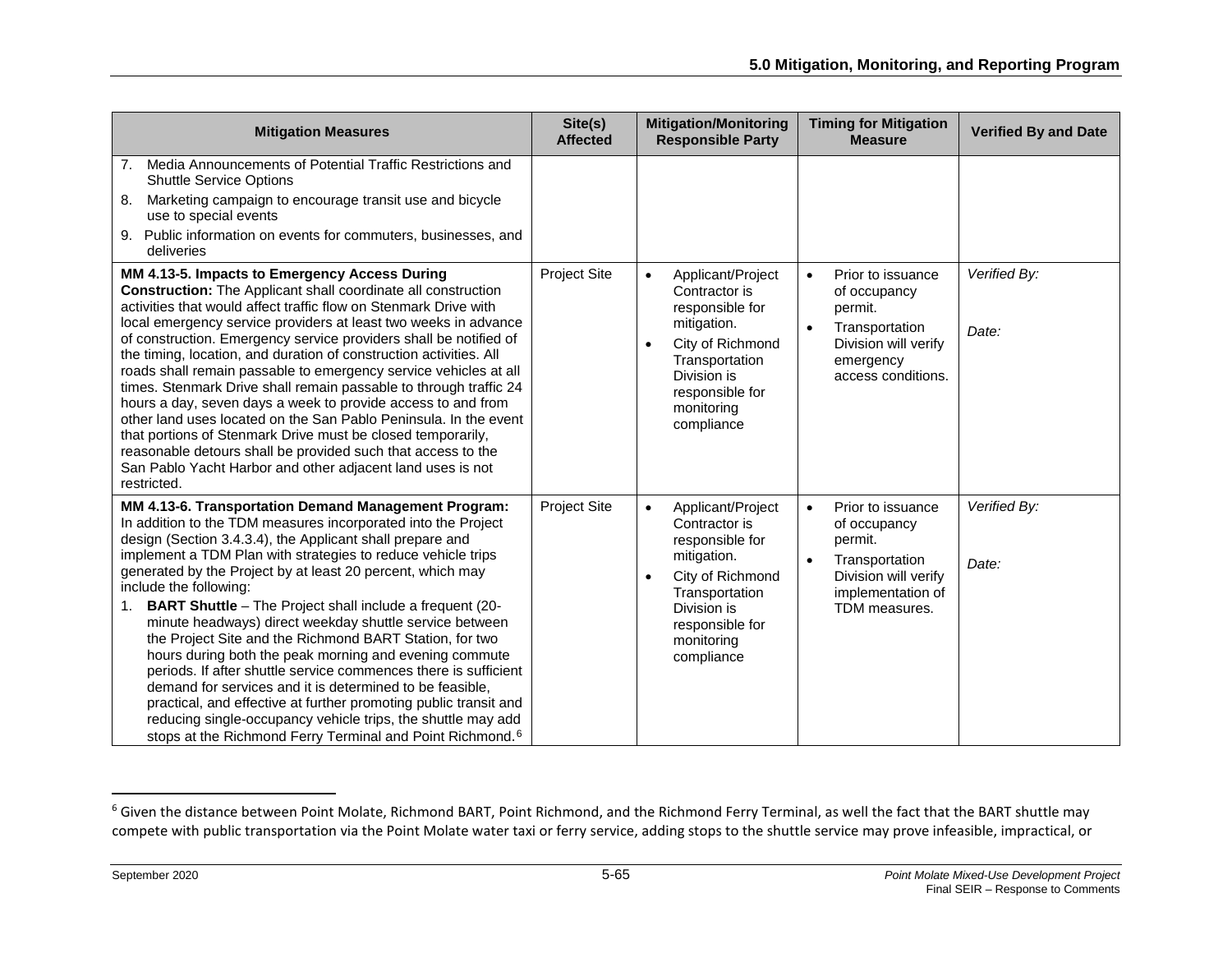| Mitigation Measures | Site(s) Affected | Mitigation/Monitoring Responsible Party | Timing for Mitigation Measure | Verified By and Date |
|---|---|---|---|---|
| 7. Media Announcements of Potential Traffic Restrictions and Shuttle Service Options<br>8. Marketing campaign to encourage transit use and bicycle use to special events<br>9. Public information on events for commuters, businesses, and deliveries | | | | |
| **MM 4.13-5. Impacts to Emergency Access During Construction:** The Applicant shall coordinate all construction activities that would affect traffic flow on Stenmark Drive with local emergency service providers at least two weeks in advance of construction. Emergency service providers shall be notified of the timing, location, and duration of construction activities. All roads shall remain passable to emergency service vehicles at all times. Stenmark Drive shall remain passable to through traffic 24 hours a day, seven days a week to provide access to and from other land uses located on the San Pablo Peninsula. In the event that portions of Stenmark Drive must be closed temporarily, reasonable detours shall be provided such that access to the San Pablo Yacht Harbor and other adjacent land uses is not restricted. | Project Site | • Applicant/Project Contractor is responsible for mitigation.<br>• City of Richmond Transportation Division is responsible for monitoring compliance | • Prior to issuance of occupancy permit.<br>• Transportation Division will verify emergency access conditions. | *Verified By:*<br><br>*Date:* |
| **MM 4.13-6. Transportation Demand Management Program:** In addition to the TDM measures incorporated into the Project design (Section 3.4.3.4), the Applicant shall prepare and implement a TDM Plan with strategies to reduce vehicle trips generated by the Project by at least 20 percent, which may include the following:<br>1. **BART Shuttle** – The Project shall include a frequent (20-minute headways) direct weekday shuttle service between the Project Site and the Richmond BART Station, for two hours during both the peak morning and evening commute periods. If after shuttle service commences there is sufficient demand for services and it is determined to be feasible, practical, and effective at further promoting public transit and reducing single-occupancy vehicle trips, the shuttle may add stops at the Richmond Ferry Terminal and Point Richmond.[6] | Project Site | • Applicant/Project Contractor is responsible for mitigation.<br>• City of Richmond Transportation Division is responsible for monitoring compliance | • Prior to issuance of occupancy permit.<br>• Transportation Division will verify implementation of TDM measures. | *Verified By:*<br><br>*Date:* |

[6] Given the distance between Point Molate, Richmond BART, Point Richmond, and the Richmond Ferry Terminal, as well the fact that the BART shuttle may compete with public transportation via the Point Molate water taxi or ferry service, adding stops to the shuttle service may prove infeasible, impractical, or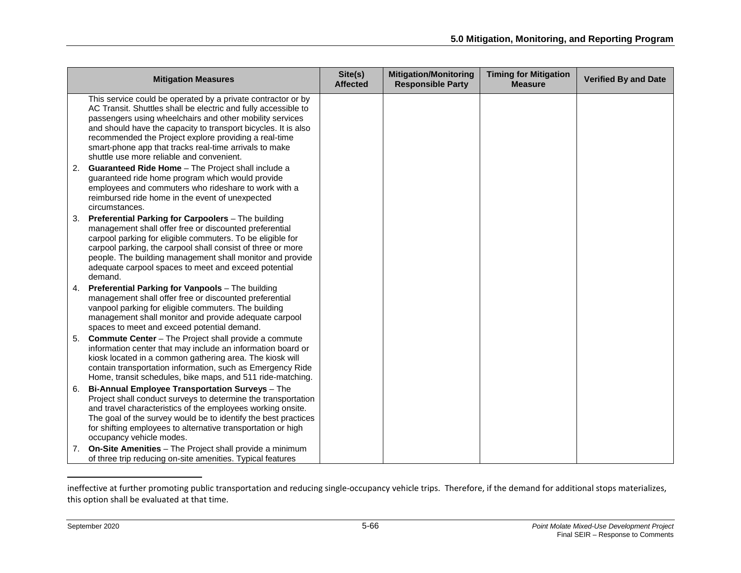| Mitigation Measures | Site(s) Affected | Mitigation/Monitoring Responsible Party | Timing for Mitigation Measure | Verified By and Date |
|---|---|---|---|---|
| This service could be operated by a private contractor or by AC Transit. Shuttles shall be electric and fully accessible to passengers using wheelchairs and other mobility services and should have the capacity to transport bicycles. It is also recommended the Project explore providing a real-time smart-phone app that tracks real-time arrivals to make shuttle use more reliable and convenient.<br>2. **Guaranteed Ride Home** – The Project shall include a guaranteed ride home program which would provide employees and commuters who rideshare to work with a reimbursed ride home in the event of unexpected circumstances.<br>3. **Preferential Parking for Carpoolers** – The building management shall offer free or discounted preferential carpool parking for eligible commuters. To be eligible for carpool parking, the carpool shall consist of three or more people. The building management shall monitor and provide adequate carpool spaces to meet and exceed potential demand.<br>4. **Preferential Parking for Vanpools** – The building management shall offer free or discounted preferential vanpool parking for eligible commuters. The building management shall monitor and provide adequate carpool spaces to meet and exceed potential demand.<br>5. **Commute Center** – The Project shall provide a commute information center that may include an information board or kiosk located in a common gathering area. The kiosk will contain transportation information, such as Emergency Ride Home, transit schedules, bike maps, and 511 ride-matching.<br>6. **Bi-Annual Employee Transportation Surveys** – The Project shall conduct surveys to determine the transportation and travel characteristics of the employees working onsite. The goal of the survey would be to identify the best practices for shifting employees to alternative transportation or high occupancy vehicle modes.<br>7. **On-Site Amenities** – The Project shall provide a minimum of three trip reducing on-site amenities. Typical features | | | | |

ineffective at further promoting public transportation and reducing single-occupancy vehicle trips. Therefore, if the demand for additional stops materializes, this option shall be evaluated at that time.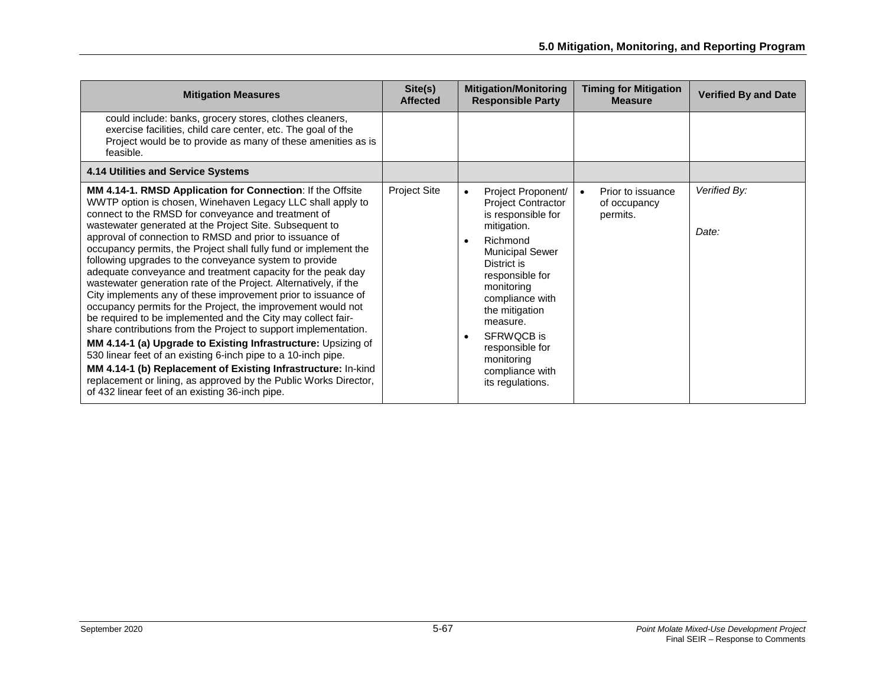| Mitigation Measures | Site(s) Affected | Mitigation/Monitoring Responsible Party | Timing for Mitigation Measure | Verified By and Date |
|---|---|---|---|---|
| could include: banks, grocery stores, clothes cleaners, exercise facilities, child care center, etc. The goal of the Project would be to provide as many of these amenities as is feasible. | | | | |
| **4.14 Utilities and Service Systems** | | | | |
| **MM 4.14-1. RMSD Application for Connection**: If the Offsite WWTP option is chosen, Winehaven Legacy LLC shall apply to connect to the RMSD for conveyance and treatment of wastewater generated at the Project Site. Subsequent to approval of connection to RMSD and prior to issuance of occupancy permits, the Project shall fully fund or implement the following upgrades to the conveyance system to provide adequate conveyance and treatment capacity for the peak day wastewater generation rate of the Project. Alternatively, if the City implements any of these improvement prior to issuance of occupancy permits for the Project, the improvement would not be required to be implemented and the City may collect fair-share contributions from the Project to support implementation.<br>**MM 4.14-1 (a) Upgrade to Existing Infrastructure:** Upsizing of 530 linear feet of an existing 6-inch pipe to a 10-inch pipe.<br>**MM 4.14-1 (b) Replacement of Existing Infrastructure:** In-kind replacement or lining, as approved by the Public Works Director, of 432 linear feet of an existing 36-inch pipe. | Project Site | • Project Proponent/ Project Contractor is responsible for mitigation.<br>• Richmond Municipal Sewer District is responsible for monitoring compliance with the mitigation measure.<br>• SFRWQCB is responsible for monitoring compliance with its regulations. | • Prior to issuance of occupancy permits. | *Verified By:*<br><br>*Date:* |